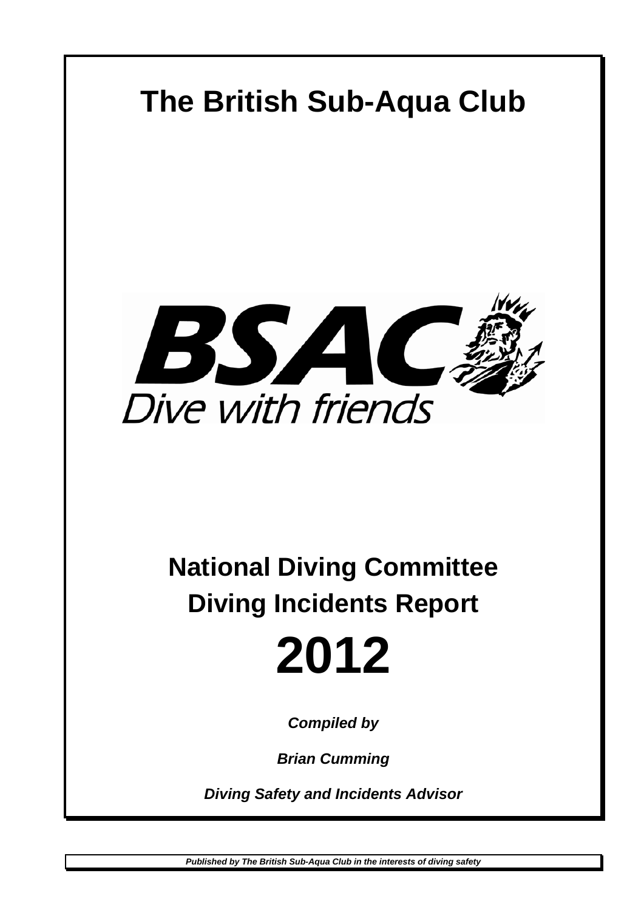# The British Sub-Aqua Club

BSAC

*Dive with friends*

## National Diving Committee
## Diving Incidents Report

# 2012

***Compiled by***

***Brian Cumming***

***Diving Safety and Incidents Advisor***

***Published by The British Sub-Aqua Club in the interests of diving safety***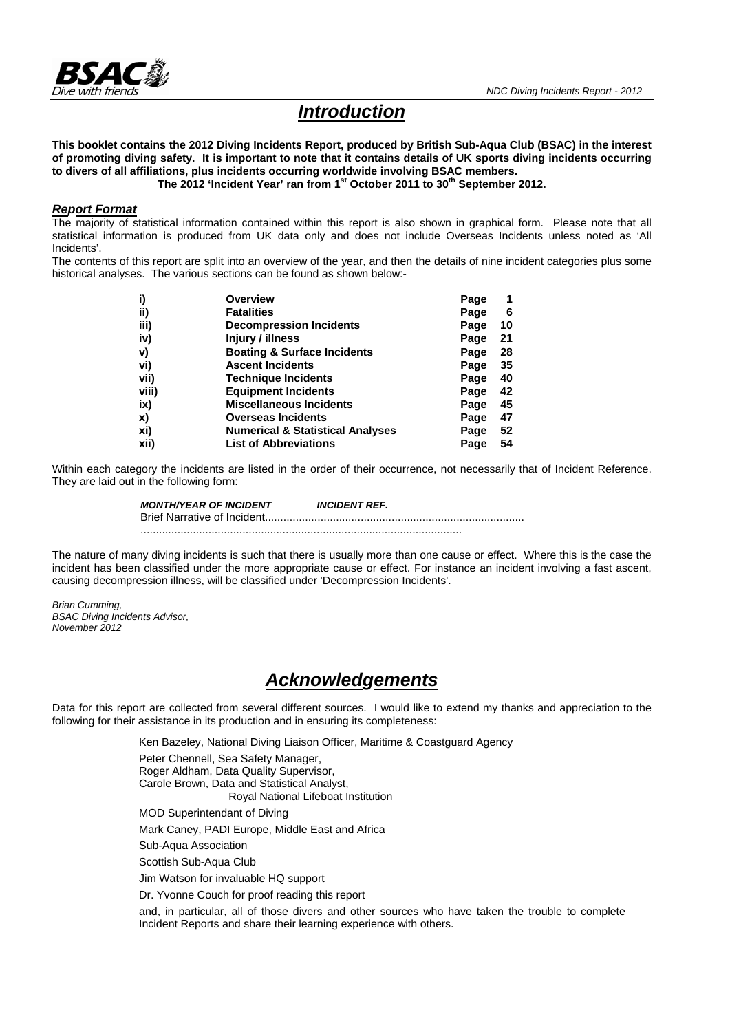# *Introduction*

**This booklet contains the 2012 Diving Incidents Report, produced by British Sub-Aqua Club (BSAC) in the interest of promoting diving safety. It is important to note that it contains details of UK sports diving incidents occurring to divers of all affiliations, plus incidents occurring worldwide involving BSAC members.**

**The 2012 'Incident Year' ran from 1st October 2011 to 30th September 2012.**

### *Report Format*

The majority of statistical information contained within this report is also shown in graphical form. Please note that all statistical information is produced from UK data only and does not include Overseas Incidents unless noted as 'All Incidents'.

The contents of this report are split into an overview of the year, and then the details of nine incident categories plus some historical analyses. The various sections can be found as shown below:-

| | | | |
|---|---|---|---|
| i) | **Overview** | Page | 1 |
| ii) | **Fatalities** | Page | 6 |
| iii) | **Decompression Incidents** | Page | 10 |
| iv) | **Injury / illness** | Page | 21 |
| v) | **Boating & Surface Incidents** | Page | 28 |
| vi) | **Ascent Incidents** | Page | 35 |
| vii) | **Technique Incidents** | Page | 40 |
| viii) | **Equipment Incidents** | Page | 42 |
| ix) | **Miscellaneous Incidents** | Page | 45 |
| x) | **Overseas Incidents** | Page | 47 |
| xi) | **Numerical & Statistical Analyses** | Page | 52 |
| xii) | **List of Abbreviations** | Page | 54 |

Within each category the incidents are listed in the order of their occurrence, not necessarily that of Incident Reference. They are laid out in the following form:

***MONTH/YEAR OF INCIDENT*** ***INCIDENT REF.***
Brief Narrative of Incident...................................................................................
......................................................................................................

The nature of many diving incidents is such that there is usually more than one cause or effect. Where this is the case the incident has been classified under the more appropriate cause or effect. For instance an incident involving a fast ascent, causing decompression illness, will be classified under 'Decompression Incidents'.

*Brian Cumming,*
*BSAC Diving Incidents Advisor,*
*November 2012*

# *Acknowledgements*

Data for this report are collected from several different sources. I would like to extend my thanks and appreciation to the following for their assistance in its production and in ensuring its completeness:

Ken Bazeley, National Diving Liaison Officer, Maritime & Coastguard Agency

Peter Chennell, Sea Safety Manager,
Roger Aldham, Data Quality Supervisor,
Carole Brown, Data and Statistical Analyst,
Royal National Lifeboat Institution

MOD Superintendant of Diving

Mark Caney, PADI Europe, Middle East and Africa

Sub-Aqua Association

Scottish Sub-Aqua Club

Jim Watson for invaluable HQ support

Dr. Yvonne Couch for proof reading this report

and, in particular, all of those divers and other sources who have taken the trouble to complete Incident Reports and share their learning experience with others.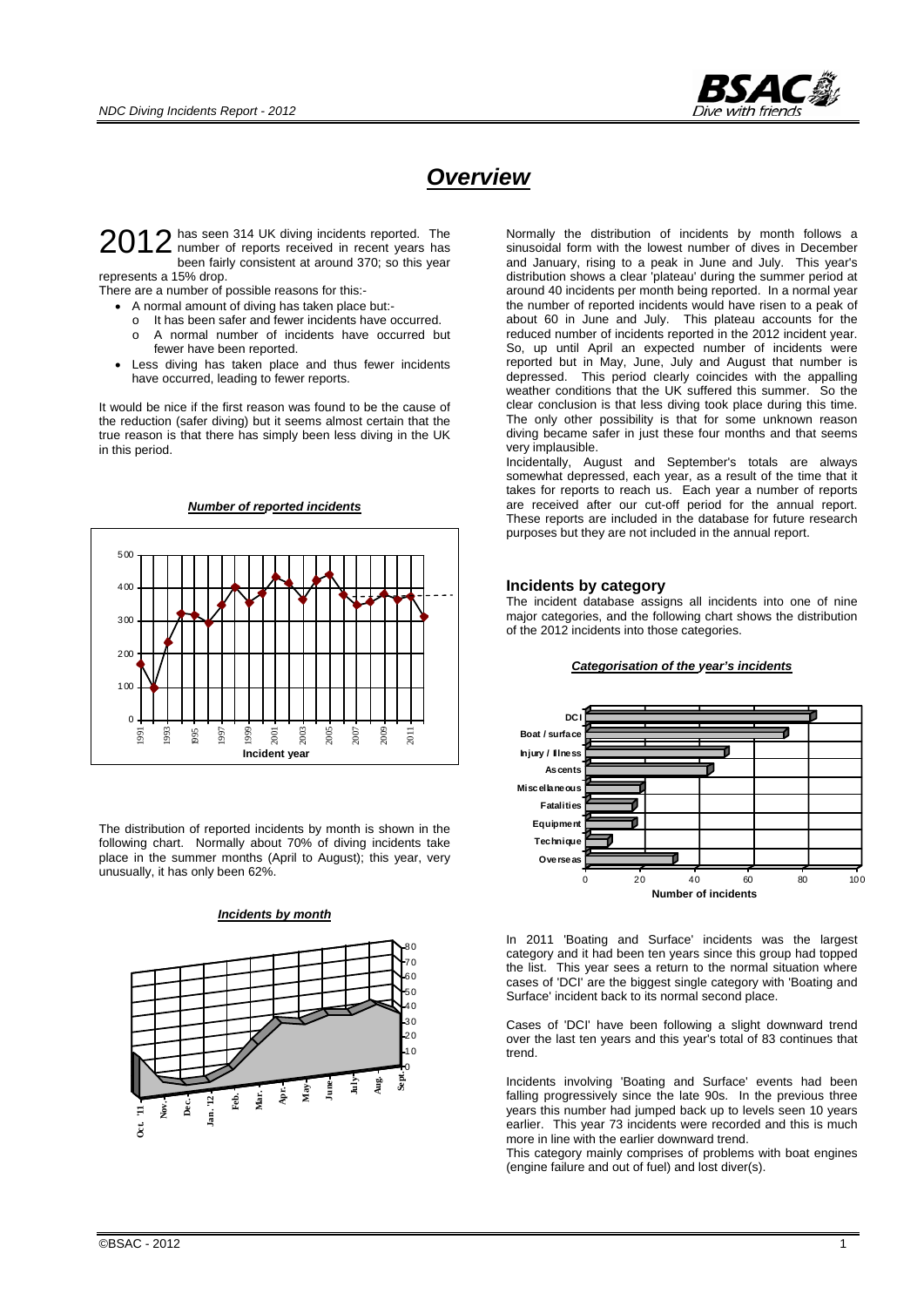# *Overview*

2012 has seen 314 UK diving incidents reported. The number of reports received in recent years has been fairly consistent at around 370; so this year represents a 15% drop.

There are a number of possible reasons for this:-

- A normal amount of diving has taken place but:-
  - o It has been safer and fewer incidents have occurred.
  - o A normal number of incidents have occurred but fewer have been reported.
- Less diving has taken place and thus fewer incidents have occurred, leading to fewer reports.

It would be nice if the first reason was found to be the cause of the reduction (safer diving) but it seems almost certain that the true reason is that there has simply been less diving in the UK in this period.

***Number of reported incidents***

The distribution of reported incidents by month is shown in the following chart. Normally about 70% of diving incidents take place in the summer months (April to August); this year, very unusually, it has only been 62%.

***Incidents by month***

Normally the distribution of incidents by month follows a sinusoidal form with the lowest number of dives in December and January, rising to a peak in June and July. This year's distribution shows a clear 'plateau' during the summer period at around 40 incidents per month being reported. In a normal year the number of reported incidents would have risen to a peak of about 60 in June and July. This plateau accounts for the reduced number of incidents reported in the 2012 incident year. So, up until April an expected number of incidents were reported but in May, June, July and August that number is depressed. This period clearly coincides with the appalling weather conditions that the UK suffered this summer. So the clear conclusion is that less diving took place during this time. The only other possibility is that for some unknown reason diving became safer in just these four months and that seems very implausible.

Incidentally, August and September's totals are always somewhat depressed, each year, as a result of the time that it takes for reports to reach us. Each year a number of reports are received after our cut-off period for the annual report. These reports are included in the database for future research purposes but they are not included in the annual report.

## Incidents by category

The incident database assigns all incidents into one of nine major categories, and the following chart shows the distribution of the 2012 incidents into those categories.

***Categorisation of the year's incidents***

In 2011 'Boating and Surface' incidents was the largest category and it had been ten years since this group had topped the list. This year sees a return to the normal situation where cases of 'DCI' are the biggest single category with 'Boating and Surface' incident back to its normal second place.

Cases of 'DCI' have been following a slight downward trend over the last ten years and this year's total of 83 continues that trend.

Incidents involving 'Boating and Surface' events had been falling progressively since the late 90s. In the previous three years this number had jumped back up to levels seen 10 years earlier. This year 73 incidents were recorded and this is much more in line with the earlier downward trend.

This category mainly comprises of problems with boat engines (engine failure and out of fuel) and lost diver(s).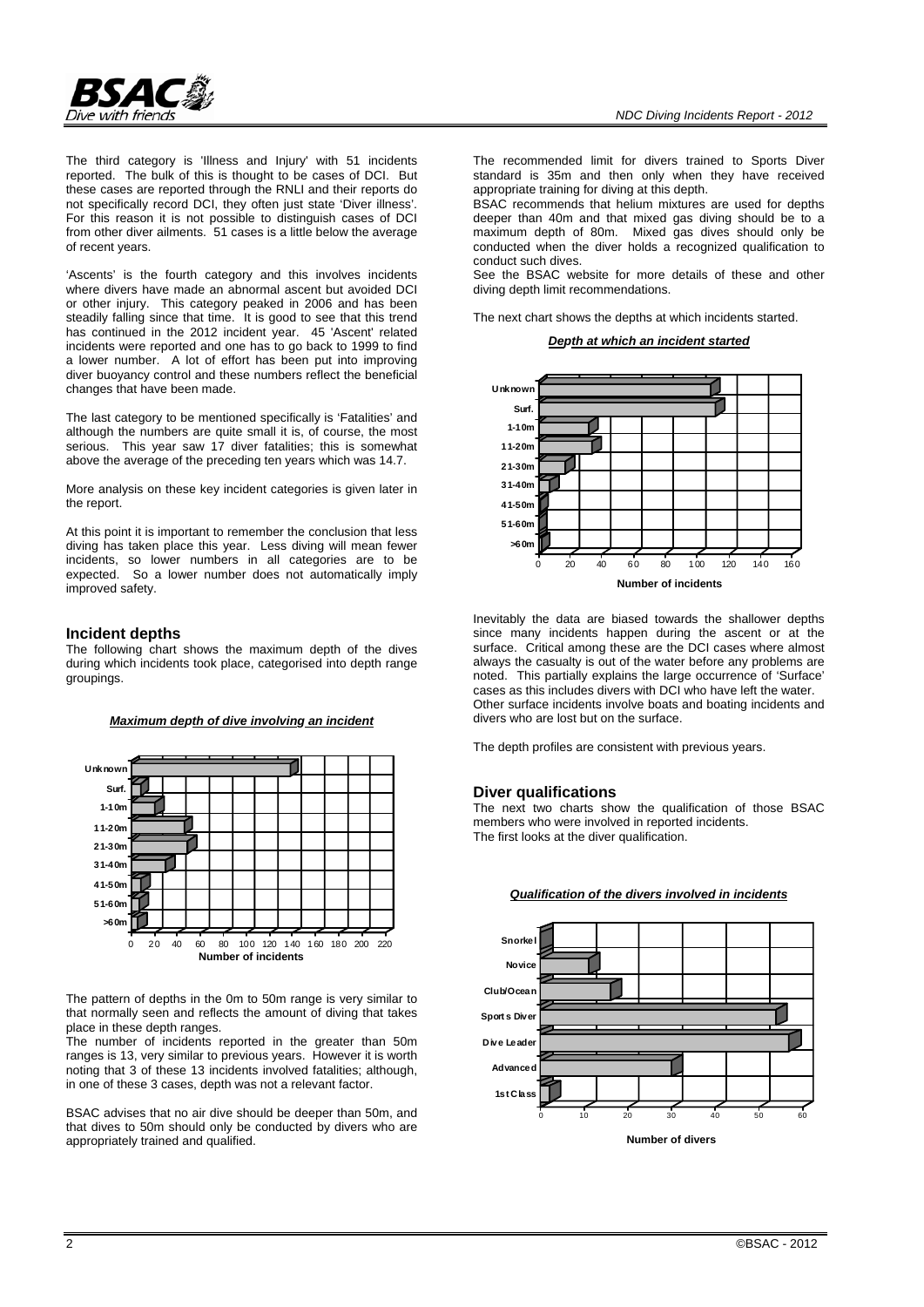The third category is 'Illness and Injury' with 51 incidents reported. The bulk of this is thought to be cases of DCI. But these cases are reported through the RNLI and their reports do not specifically record DCI, they often just state 'Diver illness'. For this reason it is not possible to distinguish cases of DCI from other diver ailments. 51 cases is a little below the average of recent years.

'Ascents' is the fourth category and this involves incidents where divers have made an abnormal ascent but avoided DCI or other injury. This category peaked in 2006 and has been steadily falling since that time. It is good to see that this trend has continued in the 2012 incident year. 45 'Ascent' related incidents were reported and one has to go back to 1999 to find a lower number. A lot of effort has been put into improving diver buoyancy control and these numbers reflect the beneficial changes that have been made.

The last category to be mentioned specifically is 'Fatalities' and although the numbers are quite small it is, of course, the most serious. This year saw 17 diver fatalities; this is somewhat above the average of the preceding ten years which was 14.7.

More analysis on these key incident categories is given later in the report.

At this point it is important to remember the conclusion that less diving has taken place this year. Less diving will mean fewer incidents, so lower numbers in all categories are to be expected. So a lower number does not automatically imply improved safety.

## Incident depths

The following chart shows the maximum depth of the dives during which incidents took place, categorised into depth range groupings.

***Maximum depth of dive involving an incident***

The pattern of depths in the 0m to 50m range is very similar to that normally seen and reflects the amount of diving that takes place in these depth ranges.

The number of incidents reported in the greater than 50m ranges is 13, very similar to previous years. However it is worth noting that 3 of these 13 incidents involved fatalities; although, in one of these 3 cases, depth was not a relevant factor.

BSAC advises that no air dive should be deeper than 50m, and that dives to 50m should only be conducted by divers who are appropriately trained and qualified.

The recommended limit for divers trained to Sports Diver standard is 35m and then only when they have received appropriate training for diving at this depth.

BSAC recommends that helium mixtures are used for depths deeper than 40m and that mixed gas diving should be to a maximum depth of 80m. Mixed gas dives should only be conducted when the diver holds a recognized qualification to conduct such dives.

See the BSAC website for more details of these and other diving depth limit recommendations.

The next chart shows the depths at which incidents started.

***Depth at which an incident started***

Inevitably the data are biased towards the shallower depths since many incidents happen during the ascent or at the surface. Critical among these are the DCI cases where almost always the casualty is out of the water before any problems are noted. This partially explains the large occurrence of 'Surface' cases as this includes divers with DCI who have left the water. Other surface incidents involve boats and boating incidents and divers who are lost but on the surface.

The depth profiles are consistent with previous years.

## Diver qualifications

The next two charts show the qualification of those BSAC members who were involved in reported incidents.

The first looks at the diver qualification.

***Qualification of the divers involved in incidents***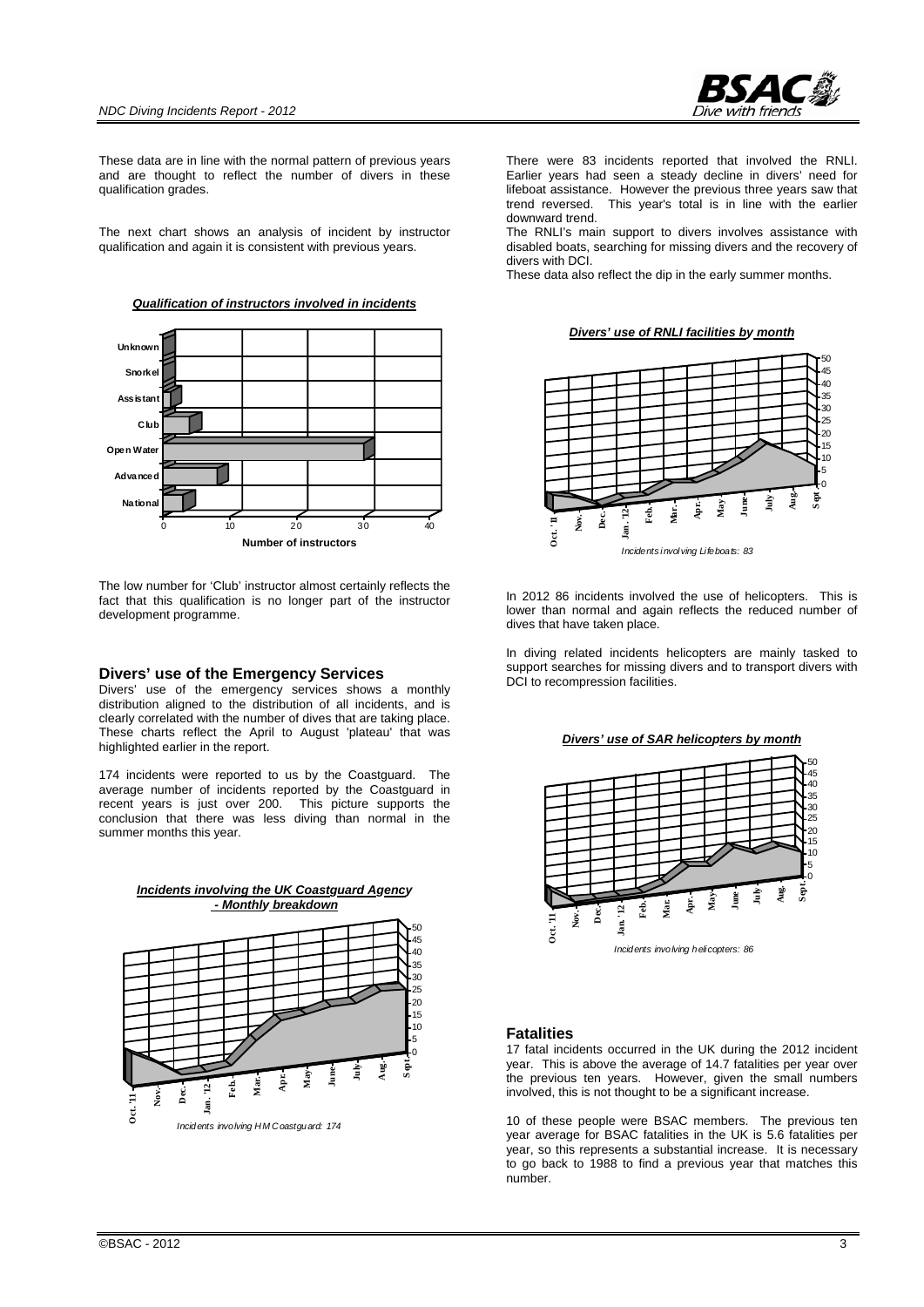These data are in line with the normal pattern of previous years and are thought to reflect the number of divers in these qualification grades.

The next chart shows an analysis of incident by instructor qualification and again it is consistent with previous years.

***Qualification of instructors involved in incidents***

The low number for 'Club' instructor almost certainly reflects the fact that this qualification is no longer part of the instructor development programme.

## Divers' use of the Emergency Services

Divers' use of the emergency services shows a monthly distribution aligned to the distribution of all incidents, and is clearly correlated with the number of dives that are taking place. These charts reflect the April to August 'plateau' that was highlighted earlier in the report.

174 incidents were reported to us by the Coastguard. The average number of incidents reported by the Coastguard in recent years is just over 200. This picture supports the conclusion that there was less diving than normal in the summer months this year.

***Incidents involving the UK Coastguard Agency - Monthly breakdown***

*Incidents involving HM Coastguard: 174*

There were 83 incidents reported that involved the RNLI. Earlier years had seen a steady decline in divers' need for lifeboat assistance. However the previous three years saw that trend reversed. This year's total is in line with the earlier downward trend.

The RNLI's main support to divers involves assistance with disabled boats, searching for missing divers and the recovery of divers with DCI.

These data also reflect the dip in the early summer months.

***Divers' use of RNLI facilities by month***

*Incidents involving Lifeboats: 83*

In 2012 86 incidents involved the use of helicopters. This is lower than normal and again reflects the reduced number of dives that have taken place.

In diving related incidents helicopters are mainly tasked to support searches for missing divers and to transport divers with DCI to recompression facilities.

***Divers' use of SAR helicopters by month***

*Incidents involving helicopters: 86*

## Fatalities

17 fatal incidents occurred in the UK during the 2012 incident year. This is above the average of 14.7 fatalities per year over the previous ten years. However, given the small numbers involved, this is not thought to be a significant increase.

10 of these people were BSAC members. The previous ten year average for BSAC fatalities in the UK is 5.6 fatalities per year, so this represents a substantial increase. It is necessary to go back to 1988 to find a previous year that matches this number.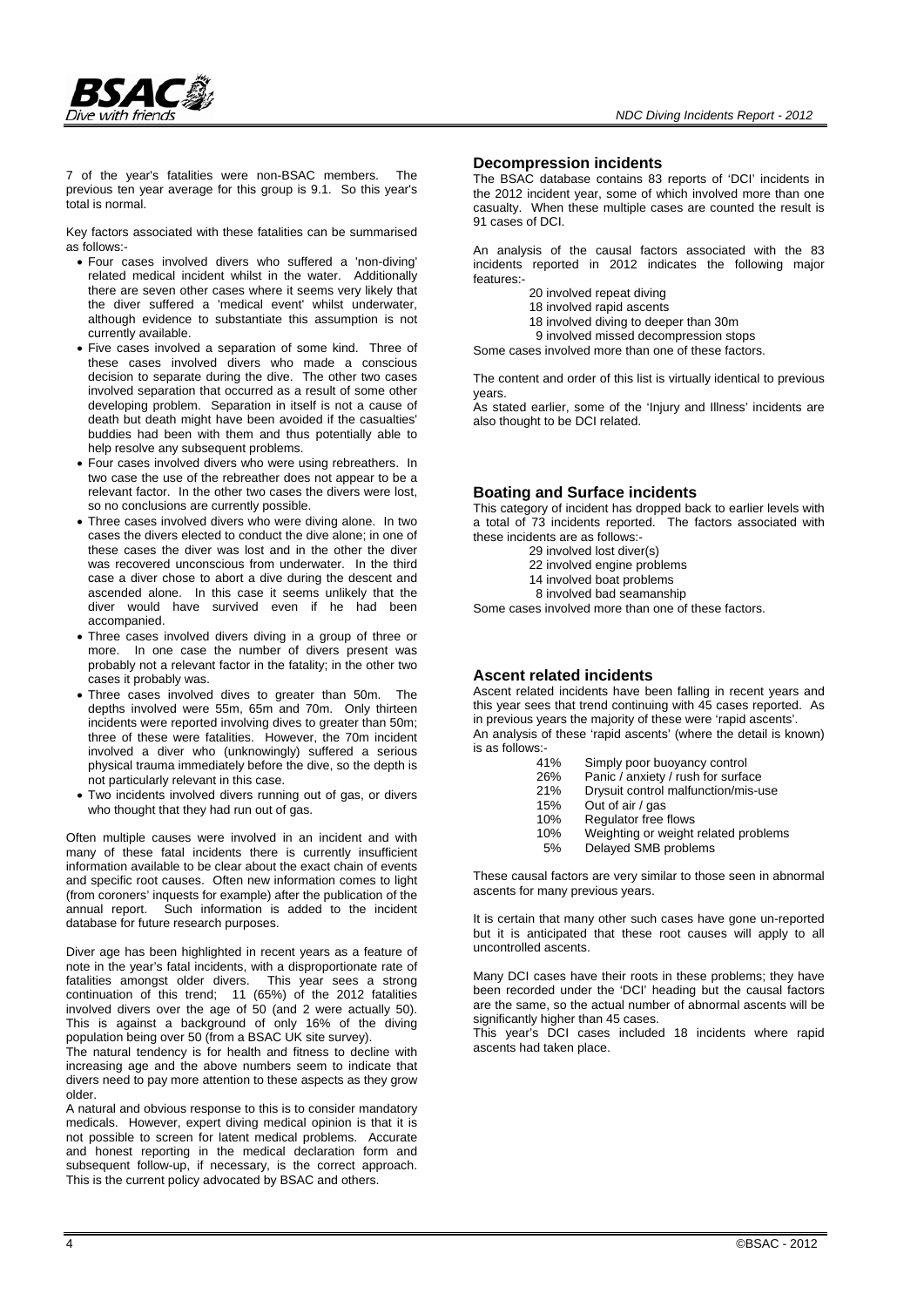7 of the year's fatalities were non-BSAC members. The previous ten year average for this group is 9.1. So this year's total is normal.

Key factors associated with these fatalities can be summarised as follows:-

- Four cases involved divers who suffered a 'non-diving' related medical incident whilst in the water. Additionally there are seven other cases where it seems very likely that the diver suffered a 'medical event' whilst underwater, although evidence to substantiate this assumption is not currently available.
- Five cases involved a separation of some kind. Three of these cases involved divers who made a conscious decision to separate during the dive. The other two cases involved separation that occurred as a result of some other developing problem. Separation in itself is not a cause of death but death might have been avoided if the casualties' buddies had been with them and thus potentially able to help resolve any subsequent problems.
- Four cases involved divers who were using rebreathers. In two case the use of the rebreather does not appear to be a relevant factor. In the other two cases the divers were lost, so no conclusions are currently possible.
- Three cases involved divers who were diving alone. In two cases the divers elected to conduct the dive alone; in one of these cases the diver was lost and in the other the diver was recovered unconscious from underwater. In the third case a diver chose to abort a dive during the descent and ascended alone. In this case it seems unlikely that the diver would have survived even if he had been accompanied.
- Three cases involved divers diving in a group of three or more. In one case the number of divers present was probably not a relevant factor in the fatality; in the other two cases it probably was.
- Three cases involved dives to greater than 50m. The depths involved were 55m, 65m and 70m. Only thirteen incidents were reported involving dives to greater than 50m; three of these were fatalities. However, the 70m incident involved a diver who (unknowingly) suffered a serious physical trauma immediately before the dive, so the depth is not particularly relevant in this case.
- Two incidents involved divers running out of gas, or divers who thought that they had run out of gas.

Often multiple causes were involved in an incident and with many of these fatal incidents there is currently insufficient information available to be clear about the exact chain of events and specific root causes. Often new information comes to light (from coroners' inquests for example) after the publication of the annual report. Such information is added to the incident database for future research purposes.

Diver age has been highlighted in recent years as a feature of note in the year's fatal incidents, with a disproportionate rate of fatalities amongst older divers. This year sees a strong continuation of this trend; 11 (65%) of the 2012 fatalities involved divers over the age of 50 (and 2 were actually 50). This is against a background of only 16% of the diving population being over 50 (from a BSAC UK site survey).
The natural tendency is for health and fitness to decline with increasing age and the above numbers seem to indicate that divers need to pay more attention to these aspects as they grow older.
A natural and obvious response to this is to consider mandatory medicals. However, expert diving medical opinion is that it is not possible to screen for latent medical problems. Accurate and honest reporting in the medical declaration form and subsequent follow-up, if necessary, is the correct approach. This is the current policy advocated by BSAC and others.

## Decompression incidents

The BSAC database contains 83 reports of 'DCI' incidents in the 2012 incident year, some of which involved more than one casualty. When these multiple cases are counted the result is 91 cases of DCI.

An analysis of the causal factors associated with the 83 incidents reported in 2012 indicates the following major features:-

- 20 involved repeat diving
- 18 involved rapid ascents
- 18 involved diving to deeper than 30m
- 9 involved missed decompression stops

Some cases involved more than one of these factors.

The content and order of this list is virtually identical to previous years.
As stated earlier, some of the 'Injury and Illness' incidents are also thought to be DCI related.

## Boating and Surface incidents

This category of incident has dropped back to earlier levels with a total of 73 incidents reported. The factors associated with these incidents are as follows:-

- 29 involved lost diver(s)
- 22 involved engine problems
- 14 involved boat problems
- 8 involved bad seamanship

Some cases involved more than one of these factors.

## Ascent related incidents

Ascent related incidents have been falling in recent years and this year sees that trend continuing with 45 cases reported. As in previous years the majority of these were 'rapid ascents'.
An analysis of these 'rapid ascents' (where the detail is known) is as follows:-

| | |
|---|---|
| 41% | Simply poor buoyancy control |
| 26% | Panic / anxiety / rush for surface |
| 21% | Drysuit control malfunction/mis-use |
| 15% | Out of air / gas |
| 10% | Regulator free flows |
| 10% | Weighting or weight related problems |
| 5% | Delayed SMB problems |

These causal factors are very similar to those seen in abnormal ascents for many previous years.

It is certain that many other such cases have gone un-reported but it is anticipated that these root causes will apply to all uncontrolled ascents.

Many DCI cases have their roots in these problems; they have been recorded under the 'DCI' heading but the causal factors are the same, so the actual number of abnormal ascents will be significantly higher than 45 cases.
This year's DCI cases included 18 incidents where rapid ascents had taken place.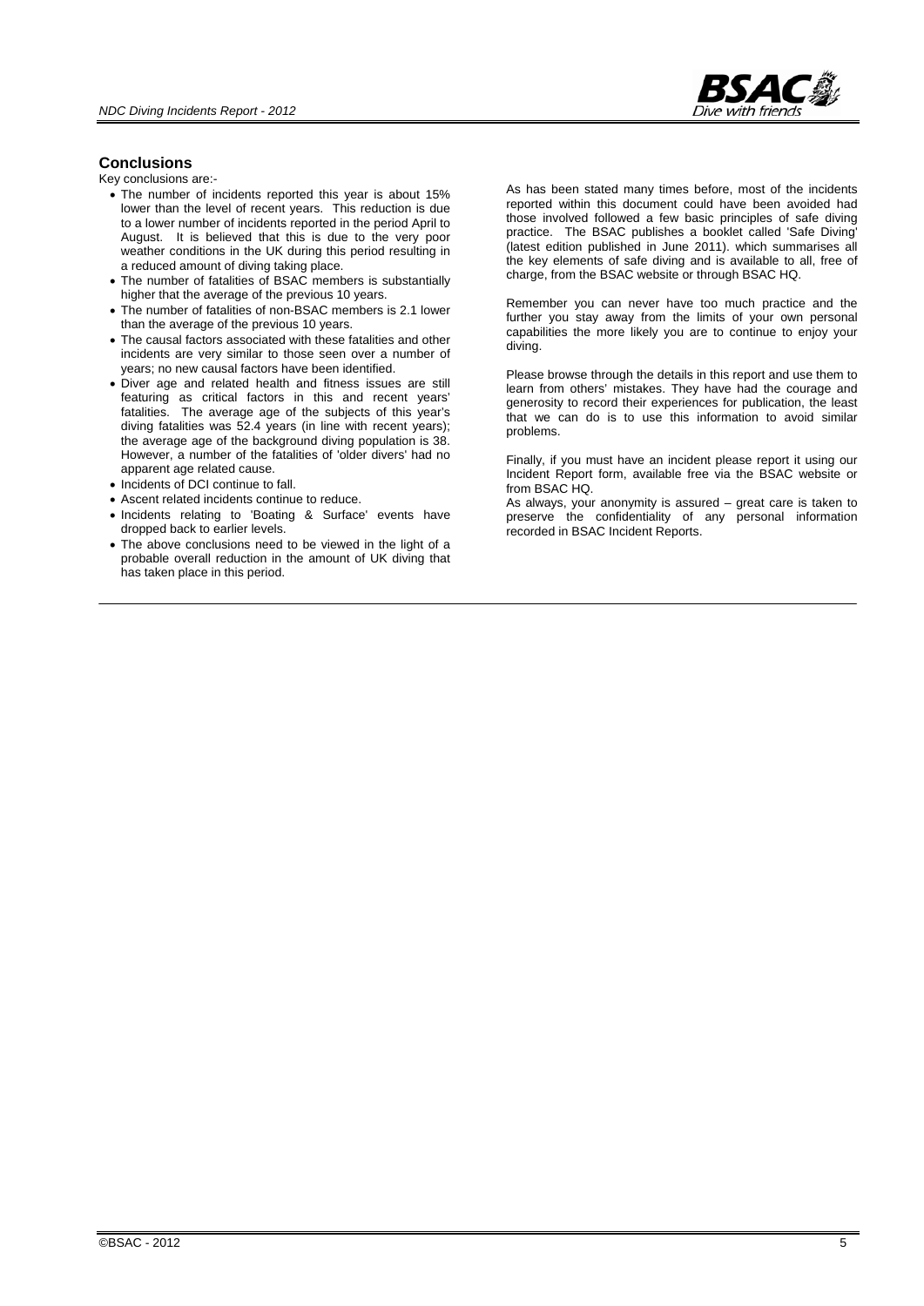## Conclusions

Key conclusions are:-

- The number of incidents reported this year is about 15% lower than the level of recent years. This reduction is due to a lower number of incidents reported in the period April to August. It is believed that this is due to the very poor weather conditions in the UK during this period resulting in a reduced amount of diving taking place.
- The number of fatalities of BSAC members is substantially higher that the average of the previous 10 years.
- The number of fatalities of non-BSAC members is 2.1 lower than the average of the previous 10 years.
- The causal factors associated with these fatalities and other incidents are very similar to those seen over a number of years; no new causal factors have been identified.
- Diver age and related health and fitness issues are still featuring as critical factors in this and recent years' fatalities. The average age of the subjects of this year's diving fatalities was 52.4 years (in line with recent years); the average age of the background diving population is 38. However, a number of the fatalities of 'older divers' had no apparent age related cause.
- Incidents of DCI continue to fall.
- Ascent related incidents continue to reduce.
- Incidents relating to 'Boating & Surface' events have dropped back to earlier levels.
- The above conclusions need to be viewed in the light of a probable overall reduction in the amount of UK diving that has taken place in this period.

As has been stated many times before, most of the incidents reported within this document could have been avoided had those involved followed a few basic principles of safe diving practice. The BSAC publishes a booklet called 'Safe Diving' (latest edition published in June 2011). which summarises all the key elements of safe diving and is available to all, free of charge, from the BSAC website or through BSAC HQ.

Remember you can never have too much practice and the further you stay away from the limits of your own personal capabilities the more likely you are to continue to enjoy your diving.

Please browse through the details in this report and use them to learn from others' mistakes. They have had the courage and generosity to record their experiences for publication, the least that we can do is to use this information to avoid similar problems.

Finally, if you must have an incident please report it using our Incident Report form, available free via the BSAC website or from BSAC HQ.

As always, your anonymity is assured – great care is taken to preserve the confidentiality of any personal information recorded in BSAC Incident Reports.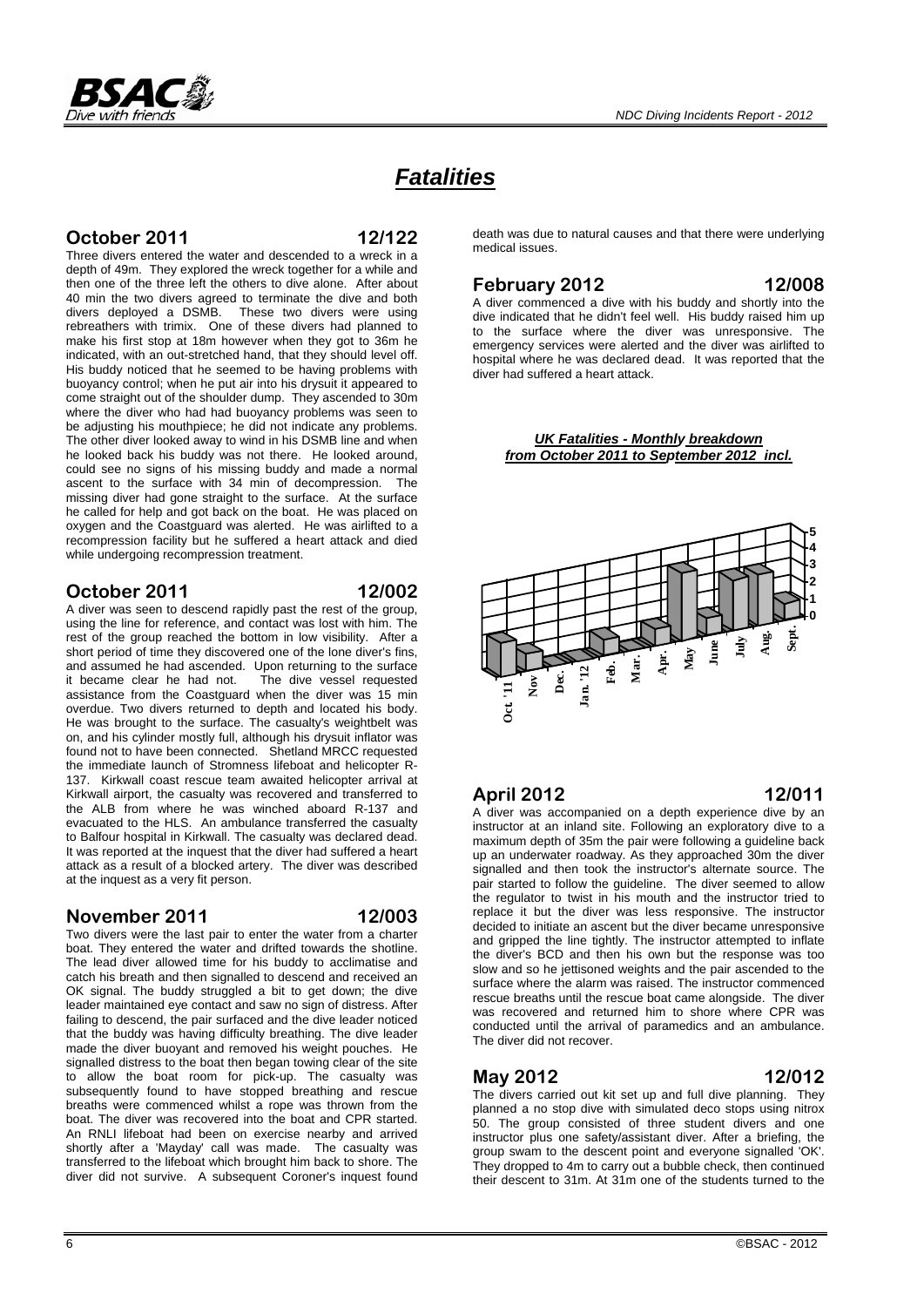# *Fatalities*

## October 2011 12/122

Three divers entered the water and descended to a wreck in a depth of 49m. They explored the wreck together for a while and then one of the three left the others to dive alone. After about 40 min the two divers agreed to terminate the dive and both divers deployed a DSMB. These two divers were using rebreathers with trimix. One of these divers had planned to make his first stop at 18m however when they got to 36m he indicated, with an out-stretched hand, that they should level off. His buddy noticed that he seemed to be having problems with buoyancy control; when he put air into his drysuit it appeared to come straight out of the shoulder dump. They ascended to 30m where the diver who had had buoyancy problems was seen to be adjusting his mouthpiece; he did not indicate any problems. The other diver looked away to wind in his DSMB line and when he looked back his buddy was not there. He looked around, could see no signs of his missing buddy and made a normal ascent to the surface with 34 min of decompression. The missing diver had gone straight to the surface. At the surface he called for help and got back on the boat. He was placed on oxygen and the Coastguard was alerted. He was airlifted to a recompression facility but he suffered a heart attack and died while undergoing recompression treatment.

## October 2011 12/002

A diver was seen to descend rapidly past the rest of the group, using the line for reference, and contact was lost with him. The rest of the group reached the bottom in low visibility. After a short period of time they discovered one of the lone diver's fins, and assumed he had ascended. Upon returning to the surface it became clear he had not. The dive vessel requested assistance from the Coastguard when the diver was 15 min overdue. Two divers returned to depth and located his body. He was brought to the surface. The casualty's weightbelt was on, and his cylinder mostly full, although his drysuit inflator was found not to have been connected. Shetland MRCC requested the immediate launch of Stromness lifeboat and helicopter R-137. Kirkwall coast rescue team awaited helicopter arrival at Kirkwall airport, the casualty was recovered and transferred to the ALB from where he was winched aboard R-137 and evacuated to the HLS. An ambulance transferred the casualty to Balfour hospital in Kirkwall. The casualty was declared dead. It was reported at the inquest that the diver had suffered a heart attack as a result of a blocked artery. The diver was described at the inquest as a very fit person.

## November 2011 12/003

Two divers were the last pair to enter the water from a charter boat. They entered the water and drifted towards the shotline. The lead diver allowed time for his buddy to acclimatise and catch his breath and then signalled to descend and received an OK signal. The buddy struggled a bit to get down; the dive leader maintained eye contact and saw no sign of distress. After failing to descend, the pair surfaced and the dive leader noticed that the buddy was having difficulty breathing. The dive leader made the diver buoyant and removed his weight pouches. He signalled distress to the boat then began towing clear of the site to allow the boat room for pick-up. The casualty was subsequently found to have stopped breathing and rescue breaths were commenced whilst a rope was thrown from the boat. The diver was recovered into the boat and CPR started. An RNLI lifeboat had been on exercise nearby and arrived shortly after a 'Mayday' call was made. The casualty was transferred to the lifeboat which brought him back to shore. The diver did not survive. A subsequent Coroner's inquest found death was due to natural causes and that there were underlying medical issues.

## February 2012 12/008

A diver commenced a dive with his buddy and shortly into the dive indicated that he didn't feel well. His buddy raised him up to the surface where the diver was unresponsive. The emergency services were alerted and the diver was airlifted to hospital where he was declared dead. It was reported that the diver had suffered a heart attack.

***UK Fatalities - Monthly breakdown from October 2011 to September 2012 incl.***

| Month | Fatalities |
|---|---|
| Oct. '11 | 2 |
| Nov | 1 |
| Dec. | 0 |
| Jan. '12 | 0 |
| Feb. | 1 |
| Mar. | 0 |
| Apr. | 1 |
| May | 4 |
| June | 1 |
| July | 3 |
| Aug. | 3 |
| Sept. | 1 |

## April 2012 12/011

A diver was accompanied on a depth experience dive by an instructor at an inland site. Following an exploratory dive to a maximum depth of 35m the pair were following a guideline back up an underwater roadway. As they approached 30m the diver signalled and then took the instructor's alternate source. The pair started to follow the guideline. The diver seemed to allow the regulator to twist in his mouth and the instructor tried to replace it but the diver was less responsive. The instructor decided to initiate an ascent but the diver became unresponsive and gripped the line tightly. The instructor attempted to inflate the diver's BCD and then his own but the response was too slow and so he jettisoned weights and the pair ascended to the surface where the alarm was raised. The instructor commenced rescue breaths until the rescue boat came alongside. The diver was recovered and returned him to shore where CPR was conducted until the arrival of paramedics and an ambulance. The diver did not recover.

## May 2012 12/012

The divers carried out kit set up and full dive planning. They planned a no stop dive with simulated deco stops using nitrox 50. The group consisted of three student divers and one instructor plus one safety/assistant diver. After a briefing, the group swam to the descent point and everyone signalled 'OK'. They dropped to 4m to carry out a bubble check, then continued their descent to 31m. At 31m one of the students turned to the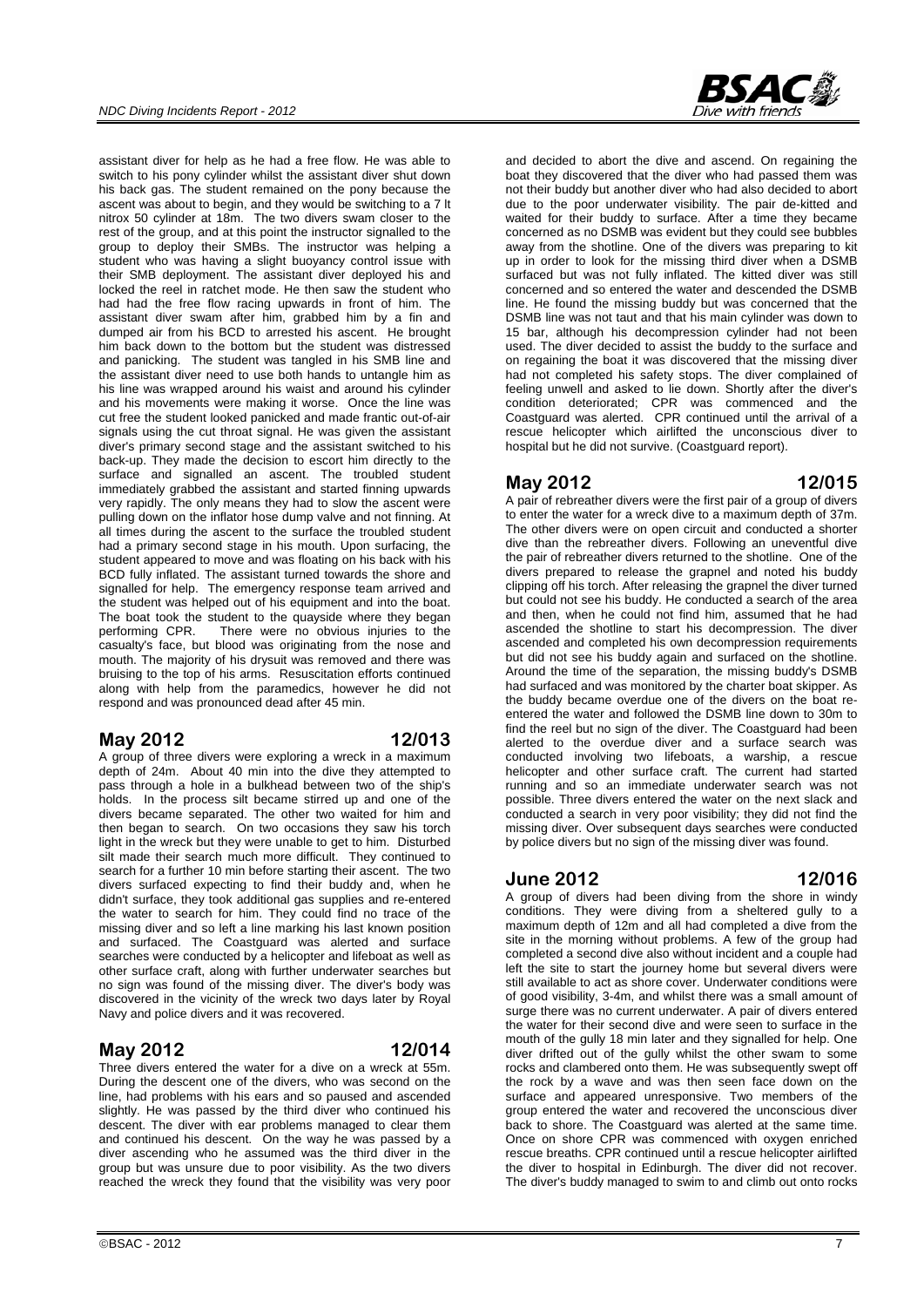assistant diver for help as he had a free flow. He was able to switch to his pony cylinder whilst the assistant diver shut down his back gas. The student remained on the pony because the ascent was about to begin, and they would be switching to a 7 lt nitrox 50 cylinder at 18m. The two divers swam closer to the rest of the group, and at this point the instructor signalled to the group to deploy their SMBs. The instructor was helping a student who was having a slight buoyancy control issue with their SMB deployment. The assistant diver deployed his and locked the reel in ratchet mode. He then saw the student who had had the free flow racing upwards in front of him. The assistant diver swam after him, grabbed him by a fin and dumped air from his BCD to arrested his ascent. He brought him back down to the bottom but the student was distressed and panicking. The student was tangled in his SMB line and the assistant diver need to use both hands to untangle him as his line was wrapped around his waist and around his cylinder and his movements were making it worse. Once the line was cut free the student looked panicked and made frantic out-of-air signals using the cut throat signal. He was given the assistant diver's primary second stage and the assistant switched to his back-up. They made the decision to escort him directly to the surface and signalled an ascent. The troubled student immediately grabbed the assistant and started finning upwards very rapidly. The only means they had to slow the ascent were pulling down on the inflator hose dump valve and not finning. At all times during the ascent to the surface the troubled student had a primary second stage in his mouth. Upon surfacing, the student appeared to move and was floating on his back with his BCD fully inflated. The assistant turned towards the shore and signalled for help. The emergency response team arrived and the student was helped out of his equipment and into the boat. The boat took the student to the quayside where they began performing CPR. There were no obvious injuries to the casualty's face, but blood was originating from the nose and mouth. The majority of his drysuit was removed and there was bruising to the top of his arms. Resuscitation efforts continued along with help from the paramedics, however he did not respond and was pronounced dead after 45 min.

## May 2012 — 12/013

A group of three divers were exploring a wreck in a maximum depth of 24m. About 40 min into the dive they attempted to pass through a hole in a bulkhead between two of the ship's holds. In the process silt became stirred up and one of the divers became separated. The other two waited for him and then began to search. On two occasions they saw his torch light in the wreck but they were unable to get to him. Disturbed silt made their search much more difficult. They continued to search for a further 10 min before starting their ascent. The two divers surfaced expecting to find their buddy and, when he didn't surface, they took additional gas supplies and re-entered the water to search for him. They could find no trace of the missing diver and so left a line marking his last known position and surfaced. The Coastguard was alerted and surface searches were conducted by a helicopter and lifeboat as well as other surface craft, along with further underwater searches but no sign was found of the missing diver. The diver's body was discovered in the vicinity of the wreck two days later by Royal Navy and police divers and it was recovered.

## May 2012 — 12/014

Three divers entered the water for a dive on a wreck at 55m. During the descent one of the divers, who was second on the line, had problems with his ears and so paused and ascended slightly. He was passed by the third diver who continued his descent. The diver with ear problems managed to clear them and continued his descent. On the way he was passed by a diver ascending who he assumed was the third diver in the group but was unsure due to poor visibility. As the two divers reached the wreck they found that the visibility was very poor and decided to abort the dive and ascend. On regaining the boat they discovered that the diver who had passed them was not their buddy but another diver who had also decided to abort due to the poor underwater visibility. The pair de-kitted and waited for their buddy to surface. After a time they became concerned as no DSMB was evident but they could see bubbles away from the shotline. One of the divers was preparing to kit up in order to look for the missing third diver when a DSMB surfaced but was not fully inflated. The kitted diver was still concerned and so entered the water and descended the DSMB line. He found the missing buddy but was concerned that the DSMB line was not taut and that his main cylinder was down to 15 bar, although his decompression cylinder had not been used. The diver decided to assist the buddy to the surface and on regaining the boat it was discovered that the missing diver had not completed his safety stops. The diver complained of feeling unwell and asked to lie down. Shortly after the diver's condition deteriorated; CPR was commenced and the Coastguard was alerted. CPR continued until the arrival of a rescue helicopter which airlifted the unconscious diver to hospital but he did not survive. (Coastguard report).

## May 2012 — 12/015

A pair of rebreather divers were the first pair of a group of divers to enter the water for a wreck dive to a maximum depth of 37m. The other divers were on open circuit and conducted a shorter dive than the rebreather divers. Following an uneventful dive the pair of rebreather divers returned to the shotline. One of the divers prepared to release the grapnel and noted his buddy clipping off his torch. After releasing the grapnel the diver turned but could not see his buddy. He conducted a search of the area and then, when he could not find him, assumed that he had ascended the shotline to start his decompression. The diver ascended and completed his own decompression requirements but did not see his buddy again and surfaced on the shotline. Around the time of the separation, the missing buddy's DSMB had surfaced and was monitored by the charter boat skipper. As the buddy became overdue one of the divers on the boat re-entered the water and followed the DSMB line down to 30m to find the reel but no sign of the diver. The Coastguard had been alerted to the overdue diver and a surface search was conducted involving two lifeboats, a warship, a rescue helicopter and other surface craft. The current had started running and so an immediate underwater search was not possible. Three divers entered the water on the next slack and conducted a search in very poor visibility; they did not find the missing diver. Over subsequent days searches were conducted by police divers but no sign of the missing diver was found.

## June 2012 — 12/016

A group of divers had been diving from the shore in windy conditions. They were diving from a sheltered gully to a maximum depth of 12m and all had completed a dive from the site in the morning without problems. A few of the group had completed a second dive also without incident and a couple had left the site to start the journey home but several divers were still available to act as shore cover. Underwater conditions were of good visibility, 3-4m, and whilst there was a small amount of surge there was no current underwater. A pair of divers entered the water for their second dive and were seen to surface in the mouth of the gully 18 min later and they signalled for help. One diver drifted out of the gully whilst the other swam to some rocks and clambered onto them. He was subsequently swept off the rock by a wave and was then seen face down on the surface and appeared unresponsive. Two members of the group entered the water and recovered the unconscious diver back to shore. The Coastguard was alerted at the same time. Once on shore CPR was commenced with oxygen enriched rescue breaths. CPR continued until a rescue helicopter airlifted the diver to hospital in Edinburgh. The diver did not recover. The diver's buddy managed to swim to and climb out onto rocks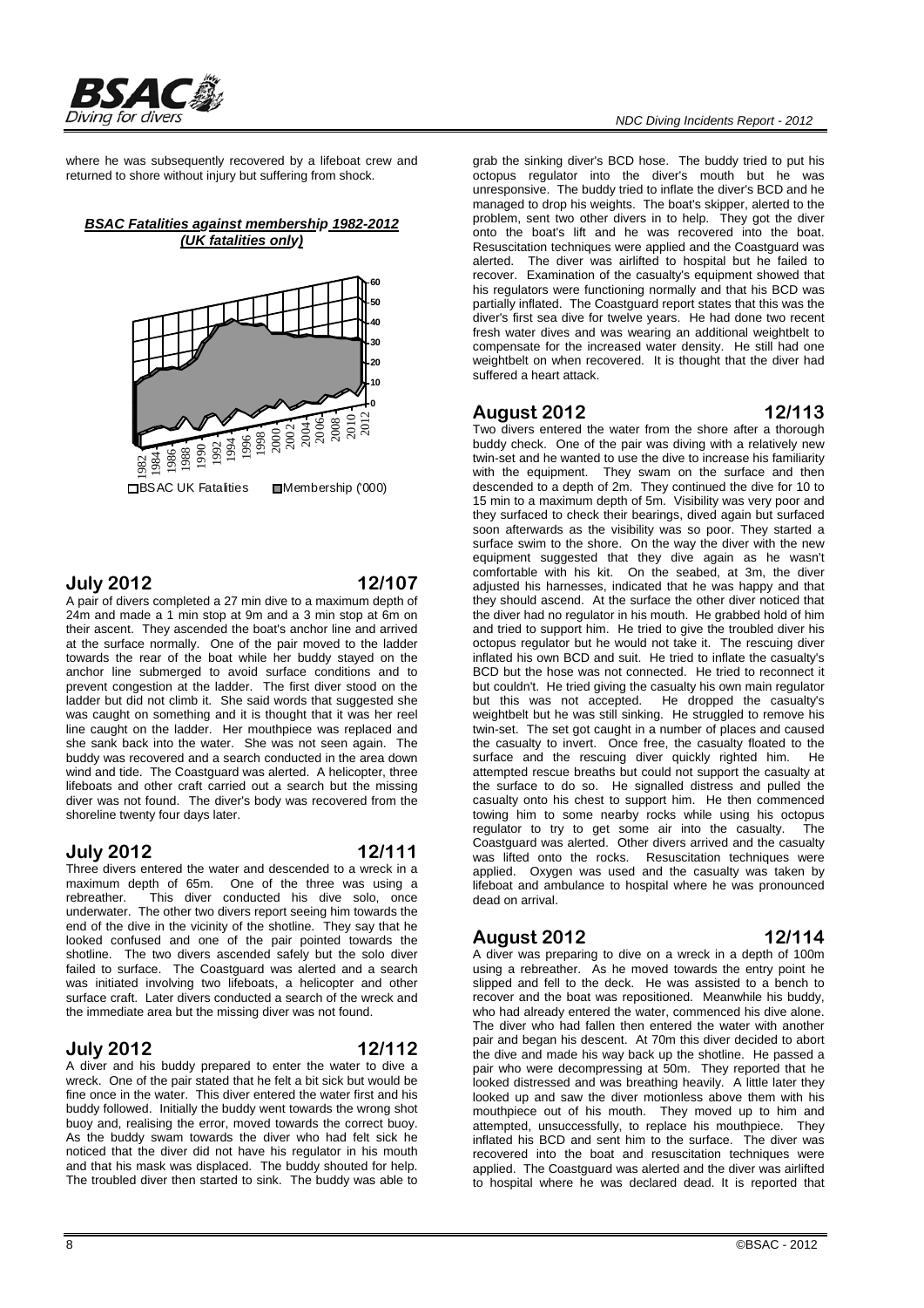where he was subsequently recovered by a lifeboat crew and returned to shore without injury but suffering from shock.

***BSAC Fatalities against membership 1982-2012 (UK fatalities only)***

□BSAC UK Fatalities ■Membership ('000)

## July 2012 12/107

A pair of divers completed a 27 min dive to a maximum depth of 24m and made a 1 min stop at 9m and a 3 min stop at 6m on their ascent. They ascended the boat's anchor line and arrived at the surface normally. One of the pair moved to the ladder towards the rear of the boat while her buddy stayed on the anchor line submerged to avoid surface conditions and to prevent congestion at the ladder. The first diver stood on the ladder but did not climb it. She said words that suggested she was caught on something and it is thought that it was her reel line caught on the ladder. Her mouthpiece was replaced and she sank back into the water. She was not seen again. The buddy was recovered and a search conducted in the area down wind and tide. The Coastguard was alerted. A helicopter, three lifeboats and other craft carried out a search but the missing diver was not found. The diver's body was recovered from the shoreline twenty four days later.

## July 2012 12/111

Three divers entered the water and descended to a wreck in a maximum depth of 65m. One of the three was using a rebreather. This diver conducted his dive solo, once underwater. The other two divers report seeing him towards the end of the dive in the vicinity of the shotline. They say that he looked confused and one of the pair pointed towards the shotline. The two divers ascended safely but the solo diver failed to surface. The Coastguard was alerted and a search was initiated involving two lifeboats, a helicopter and other surface craft. Later divers conducted a search of the wreck and the immediate area but the missing diver was not found.

## July 2012 12/112

A diver and his buddy prepared to enter the water to dive a wreck. One of the pair stated that he felt a bit sick but would be fine once in the water. This diver entered the water first and his buddy followed. Initially the buddy went towards the wrong shot buoy and, realising the error, moved towards the correct buoy. As the buddy swam towards the diver who had felt sick he noticed that the diver did not have his regulator in his mouth and that his mask was displaced. The buddy shouted for help. The troubled diver then started to sink. The buddy was able to grab the sinking diver's BCD hose. The buddy tried to put his octopus regulator into the diver's mouth but he was unresponsive. The buddy tried to inflate the diver's BCD and he managed to drop his weights. The boat's skipper, alerted to the problem, sent two other divers in to help. They got the diver onto the boat's lift and he was recovered into the boat. Resuscitation techniques were applied and the Coastguard was alerted. The diver was airlifted to hospital but he failed to recover. Examination of the casualty's equipment showed that his regulators were functioning normally and that his BCD was partially inflated. The Coastguard report states that this was the diver's first sea dive for twelve years. He had done two recent fresh water dives and was wearing an additional weightbelt to compensate for the increased water density. He still had one weightbelt on when recovered. It is thought that the diver had suffered a heart attack.

## August 2012 12/113

Two divers entered the water from the shore after a thorough buddy check. One of the pair was diving with a relatively new twin-set and he wanted to use the dive to increase his familiarity with the equipment. They swam on the surface and then descended to a depth of 2m. They continued the dive for 10 to 15 min to a maximum depth of 5m. Visibility was very poor and they surfaced to check their bearings, dived again but surfaced soon afterwards as the visibility was so poor. They started a surface swim to the shore. On the way the diver with the new equipment suggested that they dive again as he wasn't comfortable with his kit. On the seabed, at 3m, the diver adjusted his harnesses, indicated that he was happy and that they should ascend. At the surface the other diver noticed that the diver had no regulator in his mouth. He grabbed hold of him and tried to support him. He tried to give the troubled diver his octopus regulator but he would not take it. The rescuing diver inflated his own BCD and suit. He tried to inflate the casualty's BCD but the hose was not connected. He tried to reconnect it but couldn't. He tried giving the casualty his own main regulator but this was not accepted. He dropped the casualty's weightbelt but he was still sinking. He struggled to remove his twin-set. The set got caught in a number of places and caused the casualty to invert. Once free, the casualty floated to the surface and the rescuing diver quickly righted him. He attempted rescue breaths but could not support the casualty at the surface to do so. He signalled distress and pulled the casualty onto his chest to support him. He then commenced towing him to some nearby rocks while using his octopus regulator to try to get some air into the casualty. The Coastguard was alerted. Other divers arrived and the casualty was lifted onto the rocks. Resuscitation techniques were applied. Oxygen was used and the casualty was taken by lifeboat and ambulance to hospital where he was pronounced dead on arrival.

## August 2012 12/114

A diver was preparing to dive on a wreck in a depth of 100m using a rebreather. As he moved towards the entry point he slipped and fell to the deck. He was assisted to a bench to recover and the boat was repositioned. Meanwhile his buddy, who had already entered the water, commenced his dive alone. The diver who had fallen then entered the water with another pair and began his descent. At 70m this diver decided to abort the dive and made his way back up the shotline. He passed a pair who were decompressing at 50m. They reported that he looked distressed and was breathing heavily. A little later they looked up and saw the diver motionless above them with his mouthpiece out of his mouth. They moved up to him and attempted, unsuccessfully, to replace his mouthpiece. They inflated his BCD and sent him to the surface. The diver was recovered into the boat and resuscitation techniques were applied. The Coastguard was alerted and the diver was airlifted to hospital where he was declared dead. It is reported that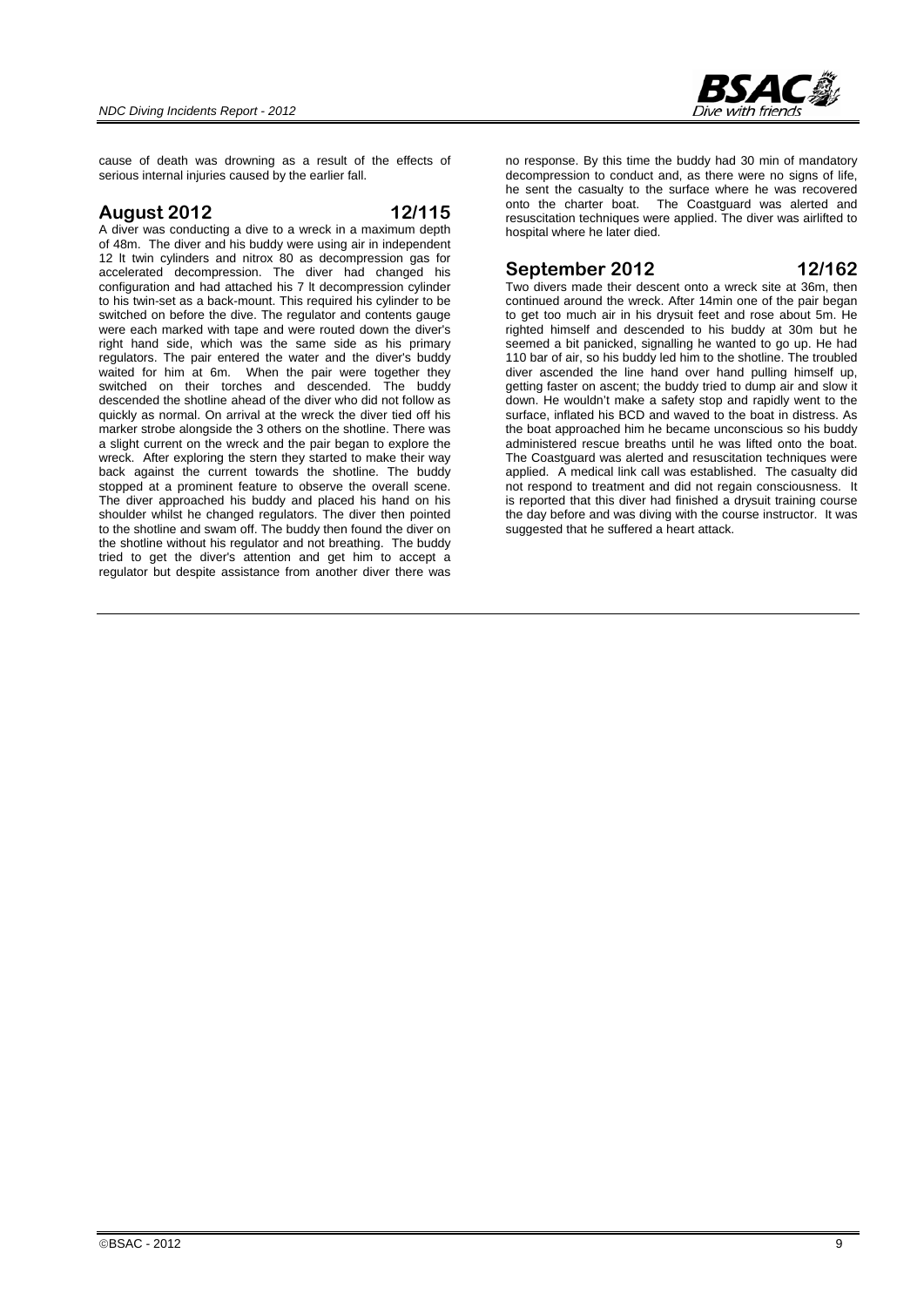cause of death was drowning as a result of the effects of serious internal injuries caused by the earlier fall.

## August 2012 12/115

A diver was conducting a dive to a wreck in a maximum depth of 48m. The diver and his buddy were using air in independent 12 lt twin cylinders and nitrox 80 as decompression gas for accelerated decompression. The diver had changed his configuration and had attached his 7 lt decompression cylinder to his twin-set as a back-mount. This required his cylinder to be switched on before the dive. The regulator and contents gauge were each marked with tape and were routed down the diver's right hand side, which was the same side as his primary regulators. The pair entered the water and the diver's buddy waited for him at 6m. When the pair were together they switched on their torches and descended. The buddy descended the shotline ahead of the diver who did not follow as quickly as normal. On arrival at the wreck the diver tied off his marker strobe alongside the 3 others on the shotline. There was a slight current on the wreck and the pair began to explore the wreck. After exploring the stern they started to make their way back against the current towards the shotline. The buddy stopped at a prominent feature to observe the overall scene. The diver approached his buddy and placed his hand on his shoulder whilst he changed regulators. The diver then pointed to the shotline and swam off. The buddy then found the diver on the shotline without his regulator and not breathing. The buddy tried to get the diver's attention and get him to accept a regulator but despite assistance from another diver there was no response. By this time the buddy had 30 min of mandatory decompression to conduct and, as there were no signs of life, he sent the casualty to the surface where he was recovered onto the charter boat. The Coastguard was alerted and resuscitation techniques were applied. The diver was airlifted to hospital where he later died.

## September 2012 12/162

Two divers made their descent onto a wreck site at 36m, then continued around the wreck. After 14min one of the pair began to get too much air in his drysuit feet and rose about 5m. He righted himself and descended to his buddy at 30m but he seemed a bit panicked, signalling he wanted to go up. He had 110 bar of air, so his buddy led him to the shotline. The troubled diver ascended the line hand over hand pulling himself up, getting faster on ascent; the buddy tried to dump air and slow it down. He wouldn't make a safety stop and rapidly went to the surface, inflated his BCD and waved to the boat in distress. As the boat approached him he became unconscious so his buddy administered rescue breaths until he was lifted onto the boat. The Coastguard was alerted and resuscitation techniques were applied. A medical link call was established. The casualty did not respond to treatment and did not regain consciousness. It is reported that this diver had finished a drysuit training course the day before and was diving with the course instructor. It was suggested that he suffered a heart attack.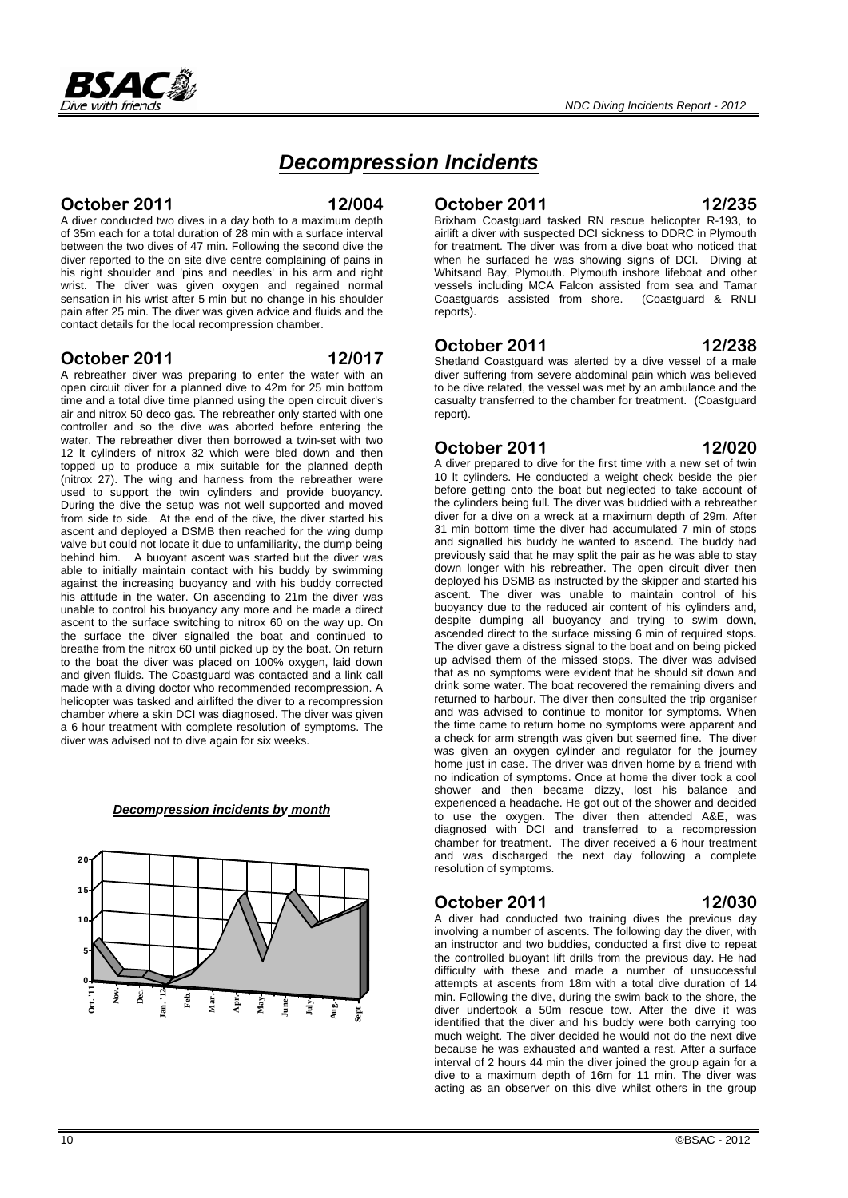# *Decompression Incidents*

## October 2011 — 12/004

A diver conducted two dives in a day both to a maximum depth of 35m each for a total duration of 28 min with a surface interval between the two dives of 47 min. Following the second dive the diver reported to the on site dive centre complaining of pains in his right shoulder and 'pins and needles' in his arm and right wrist. The diver was given oxygen and regained normal sensation in his wrist after 5 min but no change in his shoulder pain after 25 min. The diver was given advice and fluids and the contact details for the local recompression chamber.

## October 2011 — 12/017

A rebreather diver was preparing to enter the water with an open circuit diver for a planned dive to 42m for 25 min bottom time and a total dive time planned using the open circuit diver's air and nitrox 50 deco gas. The rebreather only started with one controller and so the dive was aborted before entering the water. The rebreather diver then borrowed a twin-set with two 12 lt cylinders of nitrox 32 which were bled down and then topped up to produce a mix suitable for the planned depth (nitrox 27). The wing and harness from the rebreather were used to support the twin cylinders and provide buoyancy. During the dive the setup was not well supported and moved from side to side. At the end of the dive, the diver started his ascent and deployed a DSMB then reached for the wing dump valve but could not locate it due to unfamiliarity, the dump being behind him. A buoyant ascent was started but the diver was able to initially maintain contact with his buddy by swimming against the increasing buoyancy and with his buddy corrected his attitude in the water. On ascending to 21m the diver was unable to control his buoyancy any more and he made a direct ascent to the surface switching to nitrox 60 on the way up. On the surface the diver signalled the boat and continued to breathe from the nitrox 60 until picked up by the boat. On return to the boat the diver was placed on 100% oxygen, laid down and given fluids. The Coastguard was contacted and a link call made with a diving doctor who recommended recompression. A helicopter was tasked and airlifted the diver to a recompression chamber where a skin DCI was diagnosed. The diver was given a 6 hour treatment with complete resolution of symptoms. The diver was advised not to dive again for six weeks.

***Decompression incidents by month***

| Month | Oct. '11 | Nov. | Dec. | Jan. '12 | Feb. | Mar. | Apr. | May | June | July | Aug. | Sept. |
|---|---|---|---|---|---|---|---|---|---|---|---|---|
| Incidents | 6 | 1 | 1 | 0 | 1 | 4 | 13 | 3 | 14 | 9 | 10 | 12 |

## October 2011 — 12/235

Brixham Coastguard tasked RN rescue helicopter R-193, to airlift a diver with suspected DCI sickness to DDRC in Plymouth for treatment. The diver was from a dive boat who noticed that when he surfaced he was showing signs of DCI. Diving at Whitsand Bay, Plymouth. Plymouth inshore lifeboat and other vessels including MCA Falcon assisted from sea and Tamar Coastguards assisted from shore. (Coastguard & RNLI reports).

## October 2011 — 12/238

Shetland Coastguard was alerted by a dive vessel of a male diver suffering from severe abdominal pain which was believed to be dive related, the vessel was met by an ambulance and the casualty transferred to the chamber for treatment. (Coastguard report).

## October 2011 — 12/020

A diver prepared to dive for the first time with a new set of twin 10 lt cylinders. He conducted a weight check beside the pier before getting onto the boat but neglected to take account of the cylinders being full. The diver was buddied with a rebreather diver for a dive on a wreck at a maximum depth of 29m. After 31 min bottom time the diver had accumulated 7 min of stops and signalled his buddy he wanted to ascend. The buddy had previously said that he may split the pair as he was able to stay down longer with his rebreather. The open circuit diver then deployed his DSMB as instructed by the skipper and started his ascent. The diver was unable to maintain control of his buoyancy due to the reduced air content of his cylinders and, despite dumping all buoyancy and trying to swim down, ascended direct to the surface missing 6 min of required stops. The diver gave a distress signal to the boat and on being picked up advised them of the missed stops. The diver was advised that as no symptoms were evident that he should sit down and drink some water. The boat recovered the remaining divers and returned to harbour. The diver then consulted the trip organiser and was advised to continue to monitor for symptoms. When the time came to return home no symptoms were apparent and a check for arm strength was given but seemed fine. The diver was given an oxygen cylinder and regulator for the journey home just in case. The driver was driven home by a friend with no indication of symptoms. Once at home the diver took a cool shower and then became dizzy, lost his balance and experienced a headache. He got out of the shower and decided to use the oxygen. The diver then attended A&E, was diagnosed with DCI and transferred to a recompression chamber for treatment. The diver received a 6 hour treatment and was discharged the next day following a complete resolution of symptoms.

## October 2011 — 12/030

A diver had conducted two training dives the previous day involving a number of ascents. The following day the diver, with an instructor and two buddies, conducted a first dive to repeat the controlled buoyant lift drills from the previous day. He had difficulty with these and made a number of unsuccessful attempts at ascents from 18m with a total dive duration of 14 min. Following the dive, during the swim back to the shore, the diver undertook a 50m rescue tow. After the dive it was identified that the diver and his buddy were both carrying too much weight. The diver decided he would not do the next dive because he was exhausted and wanted a rest. After a surface interval of 2 hours 44 min the diver joined the group again for a dive to a maximum depth of 16m for 11 min. The diver was acting as an observer on this dive whilst others in the group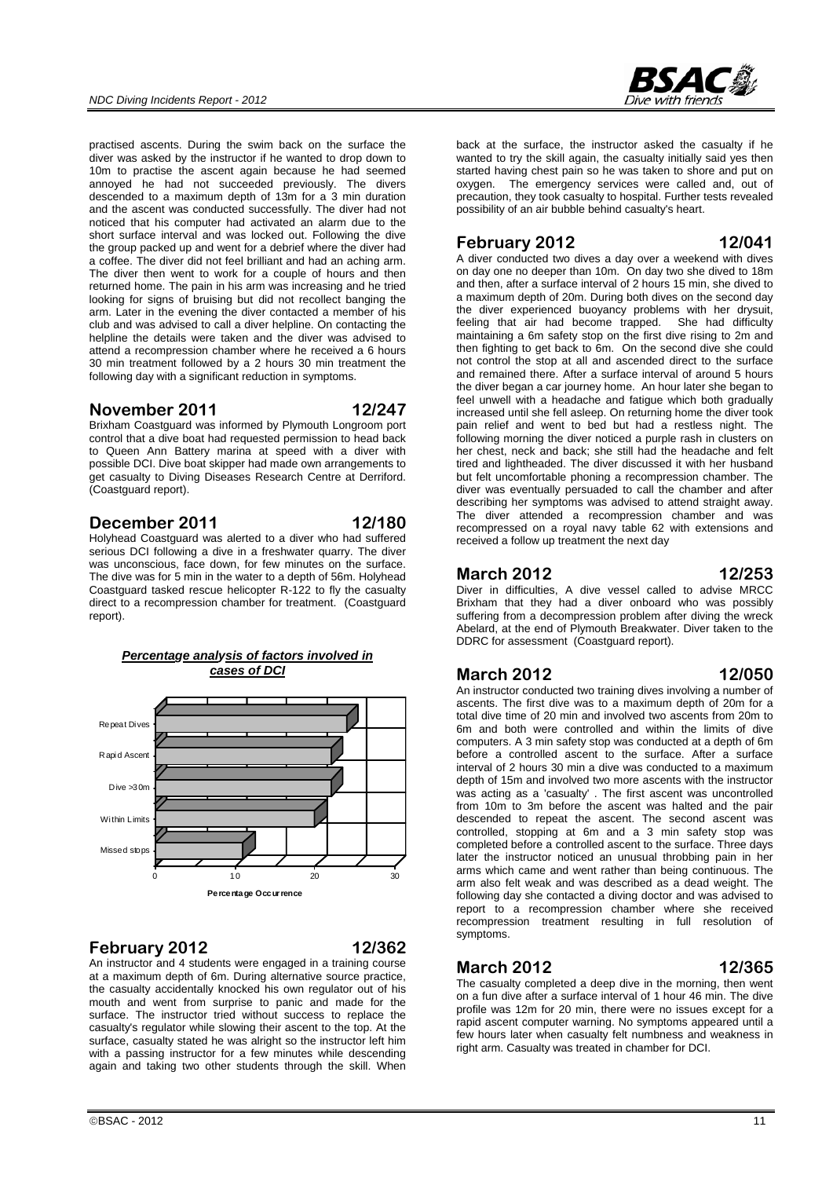practised ascents. During the swim back on the surface the diver was asked by the instructor if he wanted to drop down to 10m to practise the ascent again because he had seemed annoyed he had not succeeded previously. The divers descended to a maximum depth of 13m for a 3 min duration and the ascent was conducted successfully. The diver had not noticed that his computer had activated an alarm due to the short surface interval and was locked out. Following the dive the group packed up and went for a debrief where the diver had a coffee. The diver did not feel brilliant and had an aching arm. The diver then went to work for a couple of hours and then returned home. The pain in his arm was increasing and he tried looking for signs of bruising but did not recollect banging the arm. Later in the evening the diver contacted a member of his club and was advised to call a diver helpline. On contacting the helpline the details were taken and the diver was advised to attend a recompression chamber where he received a 6 hours 30 min treatment followed by a 2 hours 30 min treatment the following day with a significant reduction in symptoms.

## November 2011 — 12/247

Brixham Coastguard was informed by Plymouth Longroom port control that a dive boat had requested permission to head back to Queen Ann Battery marina at speed with a diver with possible DCI. Dive boat skipper had made own arrangements to get casualty to Diving Diseases Research Centre at Derriford. (Coastguard report).

## December 2011 — 12/180

Holyhead Coastguard was alerted to a diver who had suffered serious DCI following a dive in a freshwater quarry. The diver was unconscious, face down, for few minutes on the surface. The dive was for 5 min in the water to a depth of 56m. Holyhead Coastguard tasked rescue helicopter R-122 to fly the casualty direct to a recompression chamber for treatment. (Coastguard report).

***Percentage analysis of factors involved in cases of DCI***

| Factor | Percentage Occurrence |
|---|---|
| Repeat Dives | ~24 |
| Rapid Ascent | ~22 |
| Dive >30m | ~22 |
| Within Limits | ~20 |
| Missed stops | ~11 |

## February 2012 — 12/362

An instructor and 4 students were engaged in a training course at a maximum depth of 6m. During alternative source practice, the casualty accidentally knocked his own regulator out of his mouth and went from surprise to panic and made for the surface. The instructor tried without success to replace the casualty's regulator while slowing their ascent to the top. At the surface, casualty stated he was alright so the instructor left him with a passing instructor for a few minutes while descending again and taking two other students through the skill. When back at the surface, the instructor asked the casualty if he wanted to try the skill again, the casualty initially said yes then started having chest pain so he was taken to shore and put on oxygen. The emergency services were called and, out of precaution, they took casualty to hospital. Further tests revealed possibility of an air bubble behind casualty's heart.

## February 2012 — 12/041

A diver conducted two dives a day over a weekend with dives on day one no deeper than 10m. On day two she dived to 18m and then, after a surface interval of 2 hours 15 min, she dived to a maximum depth of 20m. During both dives on the second day the diver experienced buoyancy problems with her drysuit, feeling that air had become trapped. She had difficulty maintaining a 6m safety stop on the first dive rising to 2m and then fighting to get back to 6m. On the second dive she could not control the stop at all and ascended direct to the surface and remained there. After a surface interval of around 5 hours the diver began a car journey home. An hour later she began to feel unwell with a headache and fatigue which both gradually increased until she fell asleep. On returning home the diver took pain relief and went to bed but had a restless night. The following morning the diver noticed a purple rash in clusters on her chest, neck and back; she still had the headache and felt tired and lightheaded. The diver discussed it with her husband but felt uncomfortable phoning a recompression chamber. The diver was eventually persuaded to call the chamber and after describing her symptoms was advised to attend straight away. The diver attended a recompression chamber and was recompressed on a royal navy table 62 with extensions and received a follow up treatment the next day

## March 2012 — 12/253

Diver in difficulties, A dive vessel called to advise MRCC Brixham that they had a diver onboard who was possibly suffering from a decompression problem after diving the wreck Abelard, at the end of Plymouth Breakwater. Diver taken to the DDRC for assessment (Coastguard report).

## March 2012 — 12/050

An instructor conducted two training dives involving a number of ascents. The first dive was to a maximum depth of 20m for a total dive time of 20 min and involved two ascents from 20m to 6m and both were controlled and within the limits of dive computers. A 3 min safety stop was conducted at a depth of 6m before a controlled ascent to the surface. After a surface interval of 2 hours 30 min a dive was conducted to a maximum depth of 15m and involved two more ascents with the instructor was acting as a 'casualty' . The first ascent was uncontrolled from 10m to 3m before the ascent was halted and the pair descended to repeat the ascent. The second ascent was controlled, stopping at 6m and a 3 min safety stop was completed before a controlled ascent to the surface. Three days later the instructor noticed an unusual throbbing pain in her arms which came and went rather than being continuous. The arm also felt weak and was described as a dead weight. The following day she contacted a diving doctor and was advised to report to a recompression chamber where she received recompression treatment resulting in full resolution of symptoms.

## March 2012 — 12/365

The casualty completed a deep dive in the morning, then went on a fun dive after a surface interval of 1 hour 46 min. The dive profile was 12m for 20 min, there were no issues except for a rapid ascent computer warning. No symptoms appeared until a few hours later when casualty felt numbness and weakness in right arm. Casualty was treated in chamber for DCI.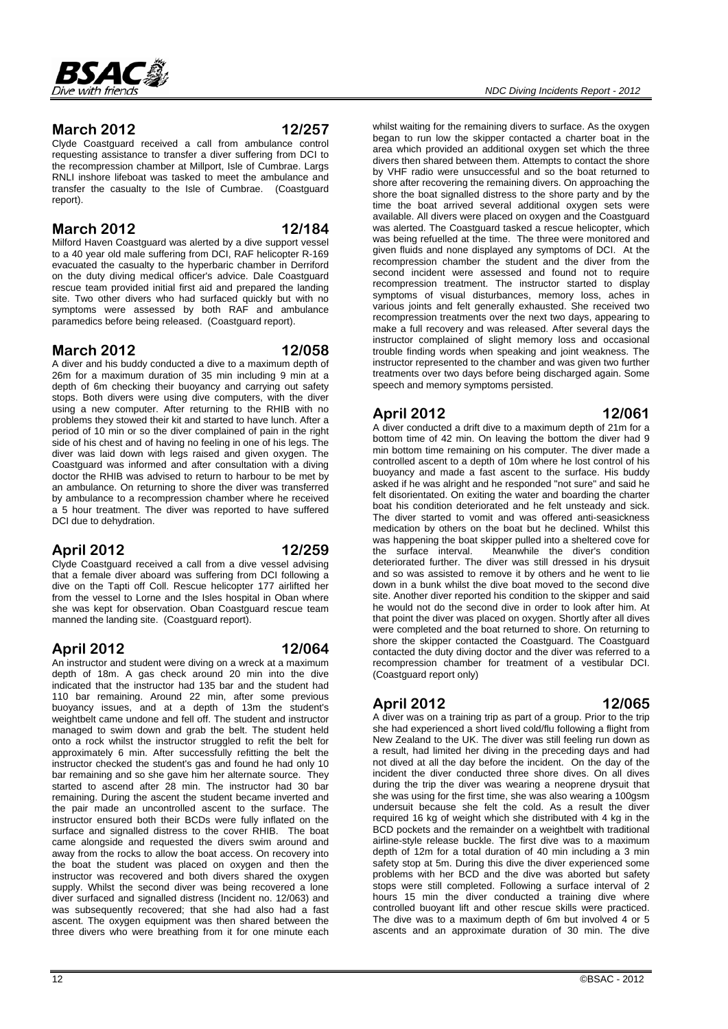## March 2012 12/257

Clyde Coastguard received a call from ambulance control requesting assistance to transfer a diver suffering from DCI to the recompression chamber at Millport, Isle of Cumbrae. Largs RNLI inshore lifeboat was tasked to meet the ambulance and transfer the casualty to the Isle of Cumbrae. (Coastguard report).

## March 2012 12/184

Milford Haven Coastguard was alerted by a dive support vessel to a 40 year old male suffering from DCI, RAF helicopter R-169 evacuated the casualty to the hyperbaric chamber in Derriford on the duty diving medical officer's advice. Dale Coastguard rescue team provided initial first aid and prepared the landing site. Two other divers who had surfaced quickly but with no symptoms were assessed by both RAF and ambulance paramedics before being released. (Coastguard report).

## March 2012 12/058

A diver and his buddy conducted a dive to a maximum depth of 26m for a maximum duration of 35 min including 9 min at a depth of 6m checking their buoyancy and carrying out safety stops. Both divers were using dive computers, with the diver using a new computer. After returning to the RHIB with no problems they stowed their kit and started to have lunch. After a period of 10 min or so the diver complained of pain in the right side of his chest and of having no feeling in one of his legs. The diver was laid down with legs raised and given oxygen. The Coastguard was informed and after consultation with a diving doctor the RHIB was advised to return to harbour to be met by an ambulance. On returning to shore the diver was transferred by ambulance to a recompression chamber where he received a 5 hour treatment. The diver was reported to have suffered DCI due to dehydration.

## April 2012 12/259

Clyde Coastguard received a call from a dive vessel advising that a female diver aboard was suffering from DCI following a dive on the Tapti off Coll. Rescue helicopter 177 airlifted her from the vessel to Lorne and the Isles hospital in Oban where she was kept for observation. Oban Coastguard rescue team manned the landing site. (Coastguard report).

## April 2012 12/064

An instructor and student were diving on a wreck at a maximum depth of 18m. A gas check around 20 min into the dive indicated that the instructor had 135 bar and the student had 110 bar remaining. Around 22 min, after some previous buoyancy issues, and at a depth of 13m the student's weightbelt came undone and fell off. The student and instructor managed to swim down and grab the belt. The student held onto a rock whilst the instructor struggled to refit the belt for approximately 6 min. After successfully refitting the belt the instructor checked the student's gas and found he had only 10 bar remaining and so she gave him her alternate source. They started to ascend after 28 min. The instructor had 30 bar remaining. During the ascent the student became inverted and the pair made an uncontrolled ascent to the surface. The instructor ensured both their BCDs were fully inflated on the surface and signalled distress to the cover RHIB. The boat came alongside and requested the divers swim around and away from the rocks to allow the boat access. On recovery into the boat the student was placed on oxygen and then the instructor was recovered and both divers shared the oxygen supply. Whilst the second diver was being recovered a lone diver surfaced and signalled distress (Incident no. 12/063) and was subsequently recovered; that she had also had a fast ascent. The oxygen equipment was then shared between the three divers who were breathing from it for one minute each whilst waiting for the remaining divers to surface. As the oxygen began to run low the skipper contacted a charter boat in the area which provided an additional oxygen set which the three divers then shared between them. Attempts to contact the shore by VHF radio were unsuccessful and so the boat returned to shore after recovering the remaining divers. On approaching the shore the boat signalled distress to the shore party and by the time the boat arrived several additional oxygen sets were available. All divers were placed on oxygen and the Coastguard was alerted. The Coastguard tasked a rescue helicopter, which was being refuelled at the time. The three were monitored and given fluids and none displayed any symptoms of DCI. At the recompression chamber the student and the diver from the second incident were assessed and found not to require recompression treatment. The instructor started to display symptoms of visual disturbances, memory loss, aches in various joints and felt generally exhausted. She received two recompression treatments over the next two days, appearing to make a full recovery and was released. After several days the instructor complained of slight memory loss and occasional trouble finding words when speaking and joint weakness. The instructor represented to the chamber and was given two further treatments over two days before being discharged again. Some speech and memory symptoms persisted.

## April 2012 12/061

A diver conducted a drift dive to a maximum depth of 21m for a bottom time of 42 min. On leaving the bottom the diver had 9 min bottom time remaining on his computer. The diver made a controlled ascent to a depth of 10m where he lost control of his buoyancy and made a fast ascent to the surface. His buddy asked if he was alright and he responded "not sure" and said he felt disorientated. On exiting the water and boarding the charter boat his condition deteriorated and he felt unsteady and sick. The diver started to vomit and was offered anti-seasickness medication by others on the boat but he declined. Whilst this was happening the boat skipper pulled into a sheltered cove for the surface interval. Meanwhile the diver's condition deteriorated further. The diver was still dressed in his drysuit and so was assisted to remove it by others and he went to lie down in a bunk whilst the dive boat moved to the second dive site. Another diver reported his condition to the skipper and said he would not do the second dive in order to look after him. At that point the diver was placed on oxygen. Shortly after all dives were completed and the boat returned to shore. On returning to shore the skipper contacted the Coastguard. The Coastguard contacted the duty diving doctor and the diver was referred to a recompression chamber for treatment of a vestibular DCI. (Coastguard report only)

## April 2012 12/065

A diver was on a training trip as part of a group. Prior to the trip she had experienced a short lived cold/flu following a flight from New Zealand to the UK. The diver was still feeling run down as a result, had limited her diving in the preceding days and had not dived at all the day before the incident. On the day of the incident the diver conducted three shore dives. On all dives during the trip the diver was wearing a neoprene drysuit that she was using for the first time, she was also wearing a 100gsm undersuit because she felt the cold. As a result the diver required 16 kg of weight which she distributed with 4 kg in the BCD pockets and the remainder on a weightbelt with traditional airline-style release buckle. The first dive was to a maximum depth of 12m for a total duration of 40 min including a 3 min safety stop at 5m. During this dive the diver experienced some problems with her BCD and the dive was aborted but safety stops were still completed. Following a surface interval of 2 hours 15 min the diver conducted a training dive where controlled buoyant lift and other rescue skills were practiced. The dive was to a maximum depth of 6m but involved 4 or 5 ascents and an approximate duration of 30 min. The dive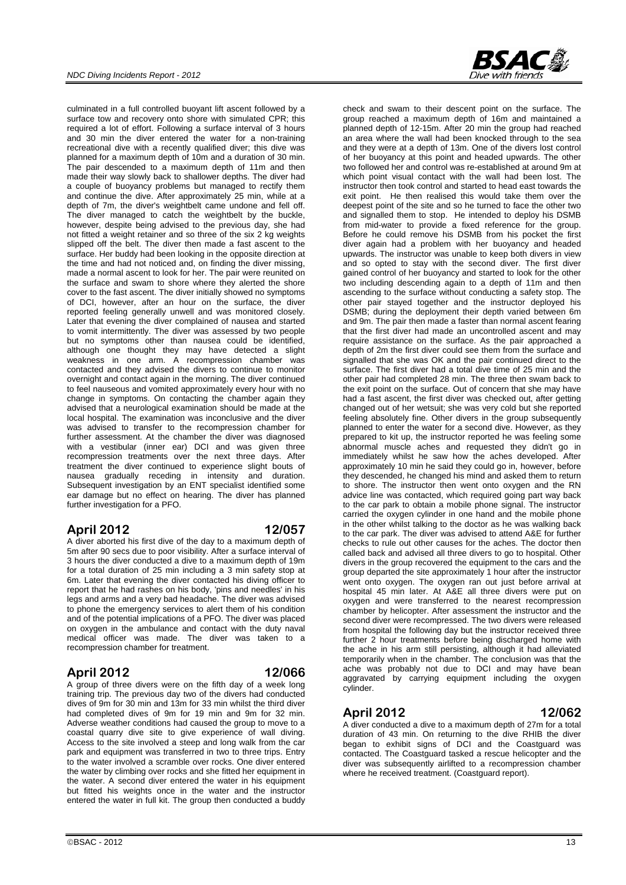culminated in a full controlled buoyant lift ascent followed by a surface tow and recovery onto shore with simulated CPR; this required a lot of effort. Following a surface interval of 3 hours and 30 min the diver entered the water for a non-training recreational dive with a recently qualified diver; this dive was planned for a maximum depth of 10m and a duration of 30 min. The pair descended to a maximum depth of 11m and then made their way slowly back to shallower depths. The diver had a couple of buoyancy problems but managed to rectify them and continue the dive. After approximately 25 min, while at a depth of 7m, the diver's weightbelt came undone and fell off. The diver managed to catch the weightbelt by the buckle, however, despite being advised to the previous day, she had not fitted a weight retainer and so three of the six 2 kg weights slipped off the belt. The diver then made a fast ascent to the surface. Her buddy had been looking in the opposite direction at the time and had not noticed and, on finding the diver missing, made a normal ascent to look for her. The pair were reunited on the surface and swam to shore where they alerted the shore cover to the fast ascent. The diver initially showed no symptoms of DCI, however, after an hour on the surface, the diver reported feeling generally unwell and was monitored closely. Later that evening the diver complained of nausea and started to vomit intermittently. The diver was assessed by two people but no symptoms other than nausea could be identified, although one thought they may have detected a slight weakness in one arm. A recompression chamber was contacted and they advised the divers to continue to monitor overnight and contact again in the morning. The diver continued to feel nauseous and vomited approximately every hour with no change in symptoms. On contacting the chamber again they advised that a neurological examination should be made at the local hospital. The examination was inconclusive and the diver was advised to transfer to the recompression chamber for further assessment. At the chamber the diver was diagnosed with a vestibular (inner ear) DCI and was given three recompression treatments over the next three days. After treatment the diver continued to experience slight bouts of nausea gradually receding in intensity and duration. Subsequent investigation by an ENT specialist identified some ear damage but no effect on hearing. The diver has planned further investigation for a PFO.

## April 2012 — 12/057

A diver aborted his first dive of the day to a maximum depth of 5m after 90 secs due to poor visibility. After a surface interval of 3 hours the diver conducted a dive to a maximum depth of 19m for a total duration of 25 min including a 3 min safety stop at 6m. Later that evening the diver contacted his diving officer to report that he had rashes on his body, 'pins and needles' in his legs and arms and a very bad headache. The diver was advised to phone the emergency services to alert them of his condition and of the potential implications of a PFO. The diver was placed on oxygen in the ambulance and contact with the duty naval medical officer was made. The diver was taken to a recompression chamber for treatment.

## April 2012 — 12/066

A group of three divers were on the fifth day of a week long training trip. The previous day two of the divers had conducted dives of 9m for 30 min and 13m for 33 min whilst the third diver had completed dives of 9m for 19 min and 9m for 32 min. Adverse weather conditions had caused the group to move to a coastal quarry dive site to give experience of wall diving. Access to the site involved a steep and long walk from the car park and equipment was transferred in two to three trips. Entry to the water involved a scramble over rocks. One diver entered the water by climbing over rocks and she fitted her equipment in the water. A second diver entered the water in his equipment but fitted his weights once in the water and the instructor entered the water in full kit. The group then conducted a buddy check and swam to their descent point on the surface. The group reached a maximum depth of 16m and maintained a planned depth of 12-15m. After 20 min the group had reached an area where the wall had been knocked through to the sea and they were at a depth of 13m. One of the divers lost control of her buoyancy at this point and headed upwards. The other two followed her and control was re-established at around 9m at which point visual contact with the wall had been lost. The instructor then took control and started to head east towards the exit point. He then realised this would take them over the deepest point of the site and so he turned to face the other two and signalled them to stop. He intended to deploy his DSMB from mid-water to provide a fixed reference for the group. Before he could remove his DSMB from his pocket the first diver again had a problem with her buoyancy and headed upwards. The instructor was unable to keep both divers in view and so opted to stay with the second diver. The first diver gained control of her buoyancy and started to look for the other two including descending again to a depth of 11m and then ascending to the surface without conducting a safety stop. The other pair stayed together and the instructor deployed his DSMB; during the deployment their depth varied between 6m and 9m. The pair then made a faster than normal ascent fearing that the first diver had made an uncontrolled ascent and may require assistance on the surface. As the pair approached a depth of 2m the first diver could see them from the surface and signalled that she was OK and the pair continued direct to the surface. The first diver had a total dive time of 25 min and the other pair had completed 28 min. The three then swam back to the exit point on the surface. Out of concern that she may have had a fast ascent, the first diver was checked out, after getting changed out of her wetsuit; she was very cold but she reported feeling absolutely fine. Other divers in the group subsequently planned to enter the water for a second dive. However, as they prepared to kit up, the instructor reported he was feeling some abnormal muscle aches and requested they didn't go in immediately whilst he saw how the aches developed. After approximately 10 min he said they could go in, however, before they descended, he changed his mind and asked them to return to shore. The instructor then went onto oxygen and the RN advice line was contacted, which required going part way back to the car park to obtain a mobile phone signal. The instructor carried the oxygen cylinder in one hand and the mobile phone in the other whilst talking to the doctor as he was walking back to the car park. The diver was advised to attend A&E for further checks to rule out other causes for the aches. The doctor then called back and advised all three divers to go to hospital. Other divers in the group recovered the equipment to the cars and the group departed the site approximately 1 hour after the instructor went onto oxygen. The oxygen ran out just before arrival at hospital 45 min later. At A&E all three divers were put on oxygen and were transferred to the nearest recompression chamber by helicopter. After assessment the instructor and the second diver were recompressed. The two divers were released from hospital the following day but the instructor received three further 2 hour treatments before being discharged home with the ache in his arm still persisting, although it had alleviated temporarily when in the chamber. The conclusion was that the ache was probably not due to DCI and may have bean aggravated by carrying equipment including the oxygen cylinder.

## April 2012 — 12/062

A diver conducted a dive to a maximum depth of 27m for a total duration of 43 min. On returning to the dive RHIB the diver began to exhibit signs of DCI and the Coastguard was contacted. The Coastguard tasked a rescue helicopter and the diver was subsequently airlifted to a recompression chamber where he received treatment. (Coastguard report).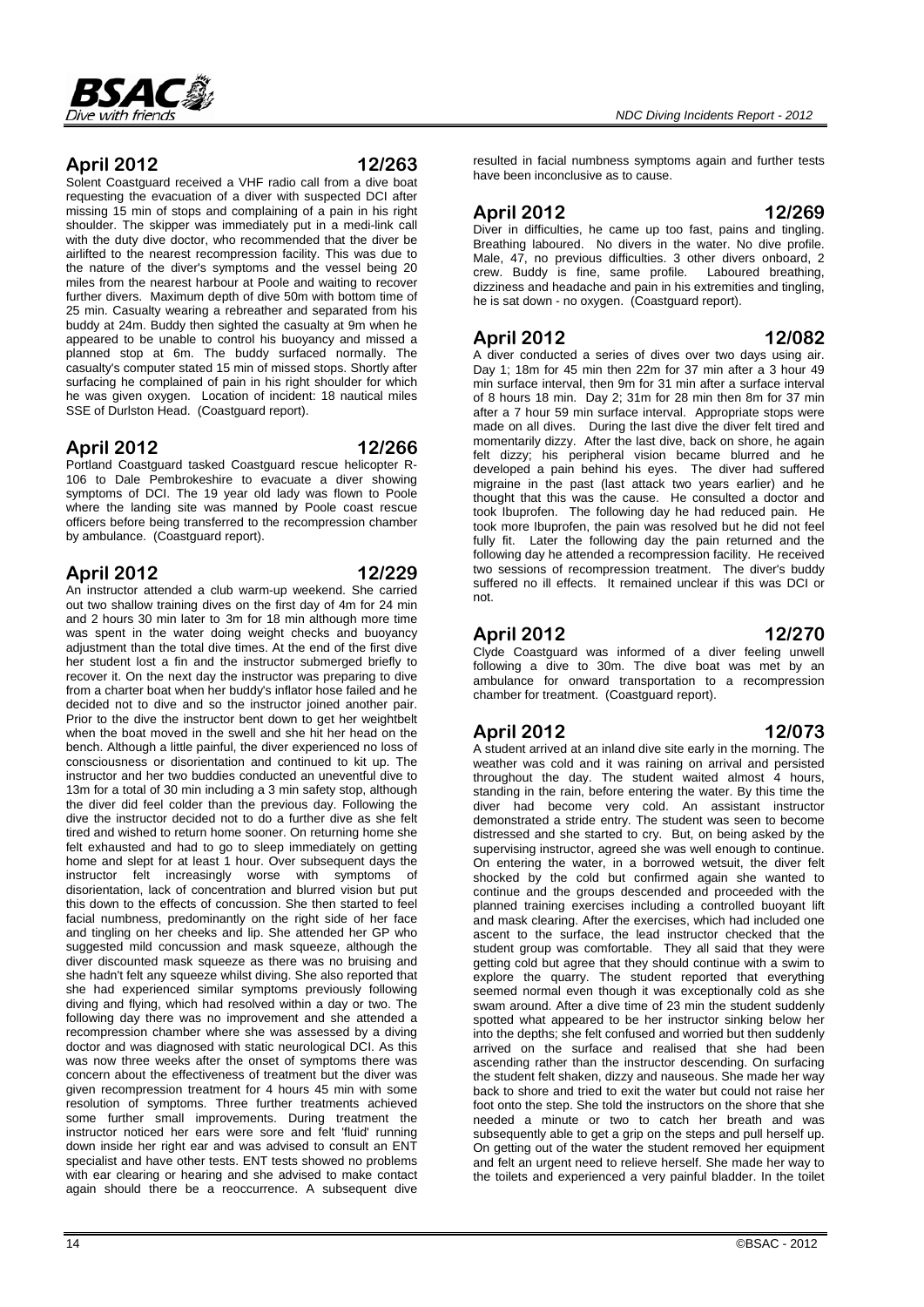## April 2012 — 12/263

Solent Coastguard received a VHF radio call from a dive boat requesting the evacuation of a diver with suspected DCI after missing 15 min of stops and complaining of a pain in his right shoulder. The skipper was immediately put in a medi-link call with the duty dive doctor, who recommended that the diver be airlifted to the nearest recompression facility. This was due to the nature of the diver's symptoms and the vessel being 20 miles from the nearest harbour at Poole and waiting to recover further divers. Maximum depth of dive 50m with bottom time of 25 min. Casualty wearing a rebreather and separated from his buddy at 24m. Buddy then sighted the casualty at 9m when he appeared to be unable to control his buoyancy and missed a planned stop at 6m. The buddy surfaced normally. The casualty's computer stated 15 min of missed stops. Shortly after surfacing he complained of pain in his right shoulder for which he was given oxygen. Location of incident: 18 nautical miles SSE of Durlston Head. (Coastguard report).

## April 2012 — 12/266

Portland Coastguard tasked Coastguard rescue helicopter R-106 to Dale Pembrokeshire to evacuate a diver showing symptoms of DCI. The 19 year old lady was flown to Poole where the landing site was manned by Poole coast rescue officers before being transferred to the recompression chamber by ambulance. (Coastguard report).

## April 2012 — 12/229

An instructor attended a club warm-up weekend. She carried out two shallow training dives on the first day of 4m for 24 min and 2 hours 30 min later to 3m for 18 min although more time was spent in the water doing weight checks and buoyancy adjustment than the total dive times. At the end of the first dive her student lost a fin and the instructor submerged briefly to recover it. On the next day the instructor was preparing to dive from a charter boat when her buddy's inflator hose failed and he decided not to dive and so the instructor joined another pair. Prior to the dive the instructor bent down to get her weightbelt when the boat moved in the swell and she hit her head on the bench. Although a little painful, the diver experienced no loss of consciousness or disorientation and continued to kit up. The instructor and her two buddies conducted an uneventful dive to 13m for a total of 30 min including a 3 min safety stop, although the diver did feel colder than the previous day. Following the dive the instructor decided not to do a further dive as she felt tired and wished to return home sooner. On returning home she felt exhausted and had to go to sleep immediately on getting home and slept for at least 1 hour. Over subsequent days the instructor felt increasingly worse with symptoms of disorientation, lack of concentration and blurred vision but put this down to the effects of concussion. She then started to feel facial numbness, predominantly on the right side of her face and tingling on her cheeks and lip. She attended her GP who suggested mild concussion and mask squeeze, although the diver discounted mask squeeze as there was no bruising and she hadn't felt any squeeze whilst diving. She also reported that she had experienced similar symptoms previously following diving and flying, which had resolved within a day or two. The following day there was no improvement and she attended a recompression chamber where she was assessed by a diving doctor and was diagnosed with static neurological DCI. As this was now three weeks after the onset of symptoms there was concern about the effectiveness of treatment but the diver was given recompression treatment for 4 hours 45 min with some resolution of symptoms. Three further treatments achieved some further small improvements. During treatment the instructor noticed her ears were sore and felt 'fluid' running down inside her right ear and was advised to consult an ENT specialist and have other tests. ENT tests showed no problems with ear clearing or hearing and she advised to make contact again should there be a reoccurrence. A subsequent dive resulted in facial numbness symptoms again and further tests have been inconclusive as to cause.

## April 2012 — 12/269

Diver in difficulties, he came up too fast, pains and tingling. Breathing laboured. No divers in the water. No dive profile. Male, 47, no previous difficulties. 3 other divers onboard, 2 crew. Buddy is fine, same profile. Laboured breathing, dizziness and headache and pain in his extremities and tingling, he is sat down - no oxygen. (Coastguard report).

## April 2012 — 12/082

A diver conducted a series of dives over two days using air. Day 1; 18m for 45 min then 22m for 37 min after a 3 hour 49 min surface interval, then 9m for 31 min after a surface interval of 8 hours 18 min. Day 2; 31m for 28 min then 8m for 37 min after a 7 hour 59 min surface interval. Appropriate stops were made on all dives. During the last dive the diver felt tired and momentarily dizzy. After the last dive, back on shore, he again felt dizzy; his peripheral vision became blurred and he developed a pain behind his eyes. The diver had suffered migraine in the past (last attack two years earlier) and he thought that this was the cause. He consulted a doctor and took Ibuprofen. The following day he had reduced pain. He took more Ibuprofen, the pain was resolved but he did not feel fully fit. Later the following day the pain returned and the following day he attended a recompression facility. He received two sessions of recompression treatment. The diver's buddy suffered no ill effects. It remained unclear if this was DCI or not.

## April 2012 — 12/270

Clyde Coastguard was informed of a diver feeling unwell following a dive to 30m. The dive boat was met by an ambulance for onward transportation to a recompression chamber for treatment. (Coastguard report).

## April 2012 — 12/073

A student arrived at an inland dive site early in the morning. The weather was cold and it was raining on arrival and persisted throughout the day. The student waited almost 4 hours, standing in the rain, before entering the water. By this time the diver had become very cold. An assistant instructor demonstrated a stride entry. The student was seen to become distressed and she started to cry. But, on being asked by the supervising instructor, agreed she was well enough to continue. On entering the water, in a borrowed wetsuit, the diver felt shocked by the cold but confirmed again she wanted to continue and the groups descended and proceeded with the planned training exercises including a controlled buoyant lift and mask clearing. After the exercises, which had included one ascent to the surface, the lead instructor checked that the student group was comfortable. They all said that they were getting cold but agree that they should continue with a swim to explore the quarry. The student reported that everything seemed normal even though it was exceptionally cold as she swam around. After a dive time of 23 min the student suddenly spotted what appeared to be her instructor sinking below her into the depths; she felt confused and worried but then suddenly arrived on the surface and realised that she had been ascending rather than the instructor descending. On surfacing the student felt shaken, dizzy and nauseous. She made her way back to shore and tried to exit the water but could not raise her foot onto the step. She told the instructors on the shore that she needed a minute or two to catch her breath and was subsequently able to get a grip on the steps and pull herself up. On getting out of the water the student removed her equipment and felt an urgent need to relieve herself. She made her way to the toilets and experienced a very painful bladder. In the toilet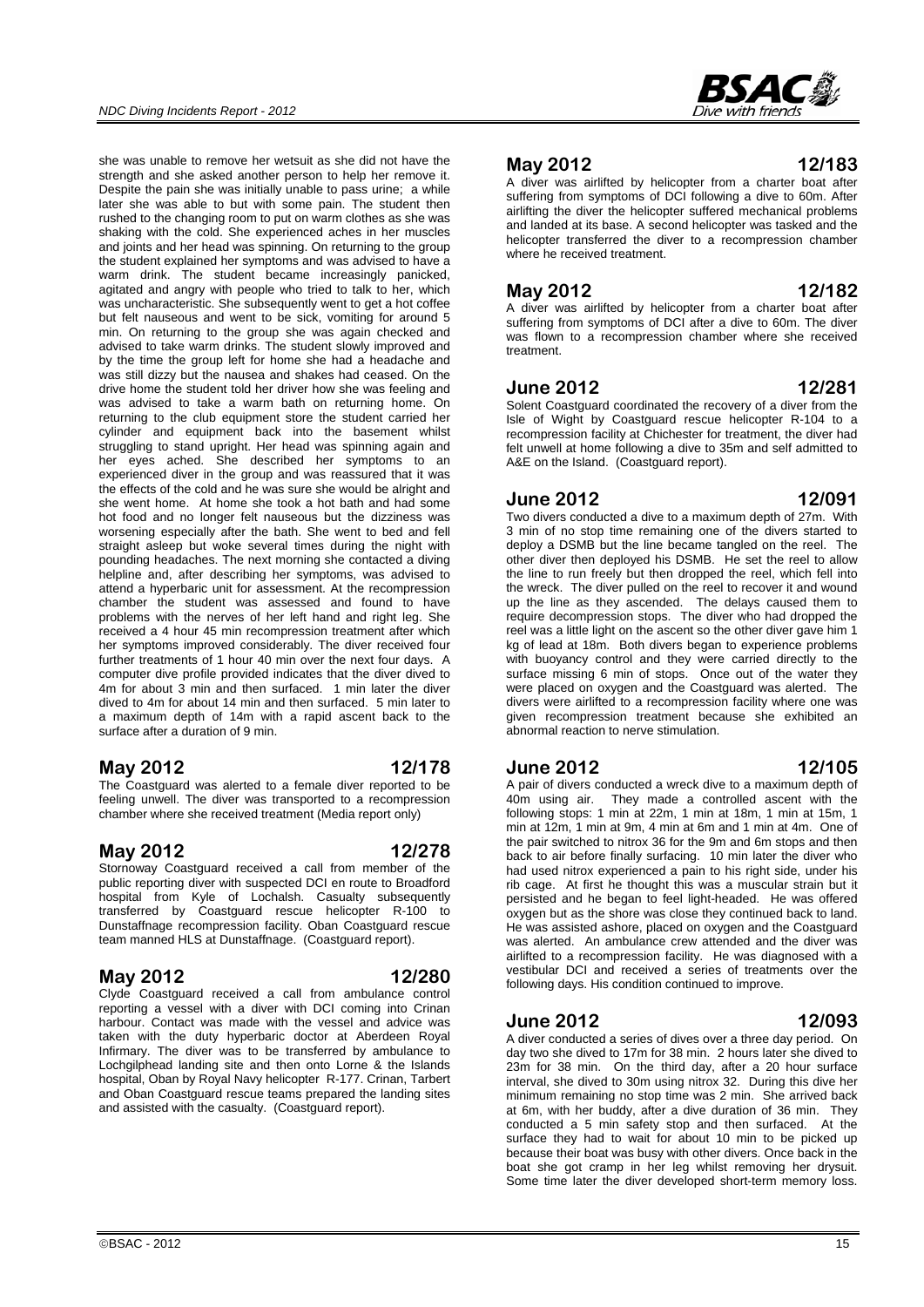she was unable to remove her wetsuit as she did not have the strength and she asked another person to help her remove it. Despite the pain she was initially unable to pass urine; a while later she was able to but with some pain. The student then rushed to the changing room to put on warm clothes as she was shaking with the cold. She experienced aches in her muscles and joints and her head was spinning. On returning to the group the student explained her symptoms and was advised to have a warm drink. The student became increasingly panicked, agitated and angry with people who tried to talk to her, which was uncharacteristic. She subsequently went to get a hot coffee but felt nauseous and went to be sick, vomiting for around 5 min. On returning to the group she was again checked and advised to take warm drinks. The student slowly improved and by the time the group left for home she had a headache and was still dizzy but the nausea and shakes had ceased. On the drive home the student told her driver how she was feeling and was advised to take a warm bath on returning home. On returning to the club equipment store the student carried her cylinder and equipment back into the basement whilst struggling to stand upright. Her head was spinning again and her eyes ached. She described her symptoms to an experienced diver in the group and was reassured that it was the effects of the cold and he was sure she would be alright and she went home. At home she took a hot bath and had some hot food and no longer felt nauseous but the dizziness was worsening especially after the bath. She went to bed and fell straight asleep but woke several times during the night with pounding headaches. The next morning she contacted a diving helpline and, after describing her symptoms, was advised to attend a hyperbaric unit for assessment. At the recompression chamber the student was assessed and found to have problems with the nerves of her left hand and right leg. She received a 4 hour 45 min recompression treatment after which her symptoms improved considerably. The diver received four further treatments of 1 hour 40 min over the next four days. A computer dive profile provided indicates that the diver dived to 4m for about 3 min and then surfaced. 1 min later the diver dived to 4m for about 14 min and then surfaced. 5 min later to a maximum depth of 14m with a rapid ascent back to the surface after a duration of 9 min.

## May 2012 — 12/178

The Coastguard was alerted to a female diver reported to be feeling unwell. The diver was transported to a recompression chamber where she received treatment (Media report only)

## May 2012 — 12/278

Stornoway Coastguard received a call from member of the public reporting diver with suspected DCI en route to Broadford hospital from Kyle of Lochalsh. Casualty subsequently transferred by Coastguard rescue helicopter R-100 to Dunstaffnage recompression facility. Oban Coastguard rescue team manned HLS at Dunstaffnage. (Coastguard report).

## May 2012 — 12/280

Clyde Coastguard received a call from ambulance control reporting a vessel with a diver with DCI coming into Crinan harbour. Contact was made with the vessel and advice was taken with the duty hyperbaric doctor at Aberdeen Royal Infirmary. The diver was to be transferred by ambulance to Lochgilphead landing site and then onto Lorne & the Islands hospital, Oban by Royal Navy helicopter R-177. Crinan, Tarbert and Oban Coastguard rescue teams prepared the landing sites and assisted with the casualty. (Coastguard report).

## May 2012 — 12/183

A diver was airlifted by helicopter from a charter boat after suffering from symptoms of DCI following a dive to 60m. After airlifting the diver the helicopter suffered mechanical problems and landed at its base. A second helicopter was tasked and the helicopter transferred the diver to a recompression chamber where he received treatment.

## May 2012 — 12/182

A diver was airlifted by helicopter from a charter boat after suffering from symptoms of DCI after a dive to 60m. The diver was flown to a recompression chamber where she received treatment.

## June 2012 — 12/281

Solent Coastguard coordinated the recovery of a diver from the Isle of Wight by Coastguard rescue helicopter R-104 to a recompression facility at Chichester for treatment, the diver had felt unwell at home following a dive to 35m and self admitted to A&E on the Island. (Coastguard report).

## June 2012 — 12/091

Two divers conducted a dive to a maximum depth of 27m. With 3 min of no stop time remaining one of the divers started to deploy a DSMB but the line became tangled on the reel. The other diver then deployed his DSMB. He set the reel to allow the line to run freely but then dropped the reel, which fell into the wreck. The diver pulled on the reel to recover it and wound up the line as they ascended. The delays caused them to require decompression stops. The diver who had dropped the reel was a little light on the ascent so the other diver gave him 1 kg of lead at 18m. Both divers began to experience problems with buoyancy control and they were carried directly to the surface missing 6 min of stops. Once out of the water they were placed on oxygen and the Coastguard was alerted. The divers were airlifted to a recompression facility where one was given recompression treatment because she exhibited an abnormal reaction to nerve stimulation.

## June 2012 — 12/105

A pair of divers conducted a wreck dive to a maximum depth of 40m using air. They made a controlled ascent with the following stops: 1 min at 22m, 1 min at 18m, 1 min at 15m, 1 min at 12m, 1 min at 9m, 4 min at 6m and 1 min at 4m. One of the pair switched to nitrox 36 for the 9m and 6m stops and then back to air before finally surfacing. 10 min later the diver who had used nitrox experienced a pain to his right side, under his rib cage. At first he thought this was a muscular strain but it persisted and he began to feel light-headed. He was offered oxygen but as the shore was close they continued back to land. He was assisted ashore, placed on oxygen and the Coastguard was alerted. An ambulance crew attended and the diver was airlifted to a recompression facility. He was diagnosed with a vestibular DCI and received a series of treatments over the following days. His condition continued to improve.

## June 2012 — 12/093

A diver conducted a series of dives over a three day period. On day two she dived to 17m for 38 min. 2 hours later she dived to 23m for 38 min. On the third day, after a 20 hour surface interval, she dived to 30m using nitrox 32. During this dive her minimum remaining no stop time was 2 min. She arrived back at 6m, with her buddy, after a dive duration of 36 min. They conducted a 5 min safety stop and then surfaced. At the surface they had to wait for about 10 min to be picked up because their boat was busy with other divers. Once back in the boat she got cramp in her leg whilst removing her drysuit. Some time later the diver developed short-term memory loss.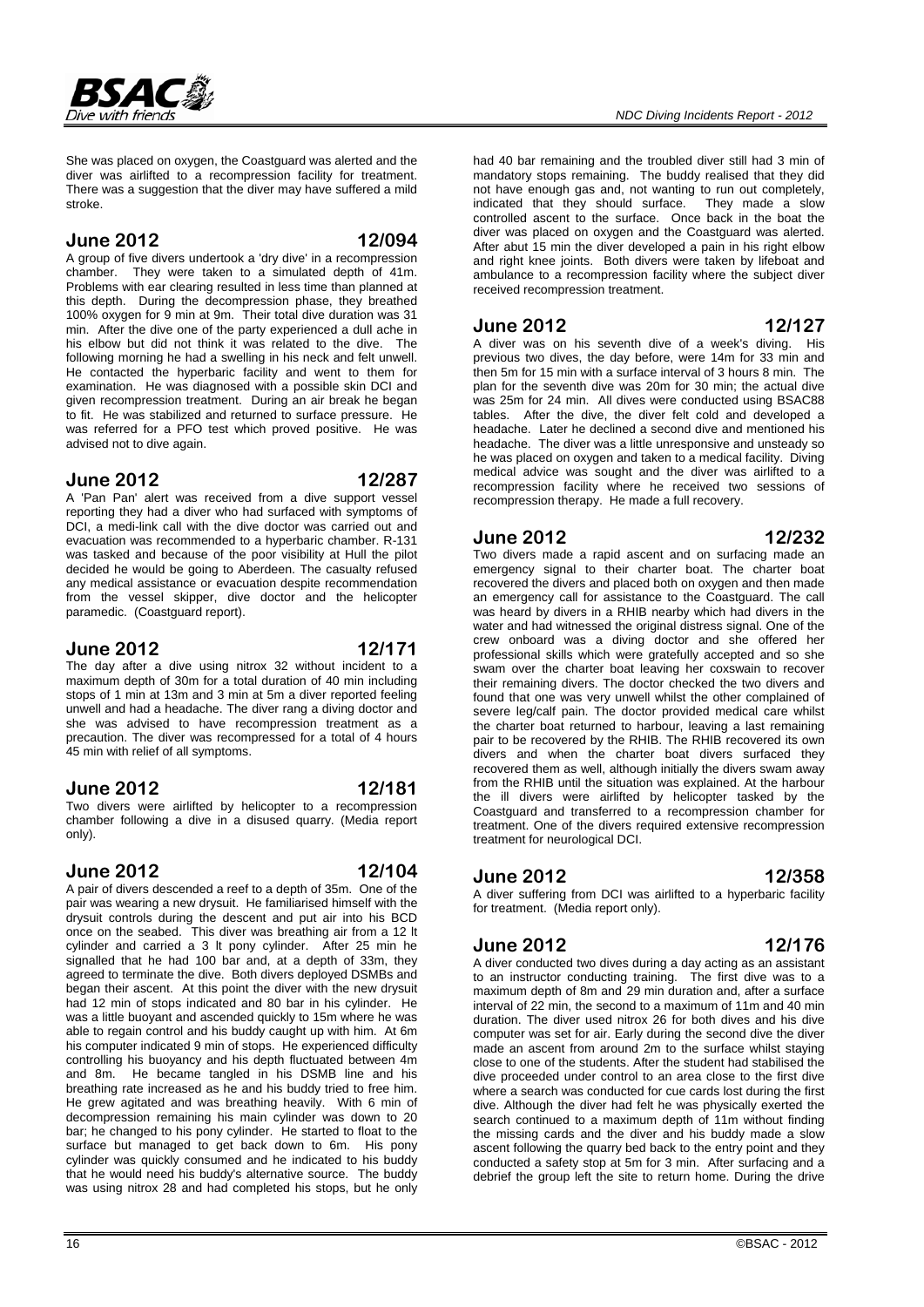She was placed on oxygen, the Coastguard was alerted and the diver was airlifted to a recompression facility for treatment. There was a suggestion that the diver may have suffered a mild stroke.

## June 2012 12/094

A group of five divers undertook a 'dry dive' in a recompression chamber. They were taken to a simulated depth of 41m. Problems with ear clearing resulted in less time than planned at this depth. During the decompression phase, they breathed 100% oxygen for 9 min at 9m. Their total dive duration was 31 min. After the dive one of the party experienced a dull ache in his elbow but did not think it was related to the dive. The following morning he had a swelling in his neck and felt unwell. He contacted the hyperbaric facility and went to them for examination. He was diagnosed with a possible skin DCI and given recompression treatment. During an air break he began to fit. He was stabilized and returned to surface pressure. He was referred for a PFO test which proved positive. He was advised not to dive again.

## June 2012 12/287

A 'Pan Pan' alert was received from a dive support vessel reporting they had a diver who had surfaced with symptoms of DCI, a medi-link call with the dive doctor was carried out and evacuation was recommended to a hyperbaric chamber. R-131 was tasked and because of the poor visibility at Hull the pilot decided he would be going to Aberdeen. The casualty refused any medical assistance or evacuation despite recommendation from the vessel skipper, dive doctor and the helicopter paramedic. (Coastguard report).

## June 2012 12/171

The day after a dive using nitrox 32 without incident to a maximum depth of 30m for a total duration of 40 min including stops of 1 min at 13m and 3 min at 5m a diver reported feeling unwell and had a headache. The diver rang a diving doctor and she was advised to have recompression treatment as a precaution. The diver was recompressed for a total of 4 hours 45 min with relief of all symptoms.

## June 2012 12/181

Two divers were airlifted by helicopter to a recompression chamber following a dive in a disused quarry. (Media report only).

## June 2012 12/104

A pair of divers descended a reef to a depth of 35m. One of the pair was wearing a new drysuit. He familiarised himself with the drysuit controls during the descent and put air into his BCD once on the seabed. This diver was breathing air from a 12 lt cylinder and carried a 3 lt pony cylinder. After 25 min he signalled that he had 100 bar and, at a depth of 33m, they agreed to terminate the dive. Both divers deployed DSMBs and began their ascent. At this point the diver with the new drysuit had 12 min of stops indicated and 80 bar in his cylinder. He was a little buoyant and ascended quickly to 15m where he was able to regain control and his buddy caught up with him. At 6m his computer indicated 9 min of stops. He experienced difficulty controlling his buoyancy and his depth fluctuated between 4m and 8m. He became tangled in his DSMB line and his breathing rate increased as he and his buddy tried to free him. He grew agitated and was breathing heavily. With 6 min of decompression remaining his main cylinder was down to 20 bar; he changed to his pony cylinder. He started to float to the surface but managed to get back down to 6m. His pony cylinder was quickly consumed and he indicated to his buddy that he would need his buddy's alternative source. The buddy was using nitrox 28 and had completed his stops, but he only had 40 bar remaining and the troubled diver still had 3 min of mandatory stops remaining. The buddy realised that they did not have enough gas and, not wanting to run out completely, indicated that they should surface. They made a slow controlled ascent to the surface. Once back in the boat the diver was placed on oxygen and the Coastguard was alerted. After abut 15 min the diver developed a pain in his right elbow and right knee joints. Both divers were taken by lifeboat and ambulance to a recompression facility where the subject diver received recompression treatment.

## June 2012 12/127

A diver was on his seventh dive of a week's diving. His previous two dives, the day before, were 14m for 33 min and then 5m for 15 min with a surface interval of 3 hours 8 min. The plan for the seventh dive was 20m for 30 min; the actual dive was 25m for 24 min. All dives were conducted using BSAC88 tables. After the dive, the diver felt cold and developed a headache. Later he declined a second dive and mentioned his headache. The diver was a little unresponsive and unsteady so he was placed on oxygen and taken to a medical facility. Diving medical advice was sought and the diver was airlifted to a recompression facility where he received two sessions of recompression therapy. He made a full recovery.

## June 2012 12/232

Two divers made a rapid ascent and on surfacing made an emergency signal to their charter boat. The charter boat recovered the divers and placed both on oxygen and then made an emergency call for assistance to the Coastguard. The call was heard by divers in a RHIB nearby which had divers in the water and had witnessed the original distress signal. One of the crew onboard was a diving doctor and she offered her professional skills which were gratefully accepted and so she swam over the charter boat leaving her coxswain to recover their remaining divers. The doctor checked the two divers and found that one was very unwell whilst the other complained of severe leg/calf pain. The doctor provided medical care whilst the charter boat returned to harbour, leaving a last remaining pair to be recovered by the RHIB. The RHIB recovered its own divers and when the charter boat divers surfaced they recovered them as well, although initially the divers swam away from the RHIB until the situation was explained. At the harbour the ill divers were airlifted by helicopter tasked by the Coastguard and transferred to a recompression chamber for treatment. One of the divers required extensive recompression treatment for neurological DCI.

## June 2012 12/358

A diver suffering from DCI was airlifted to a hyperbaric facility for treatment. (Media report only).

## June 2012 12/176

A diver conducted two dives during a day acting as an assistant to an instructor conducting training. The first dive was to a maximum depth of 8m and 29 min duration and, after a surface interval of 22 min, the second to a maximum of 11m and 40 min duration. The diver used nitrox 26 for both dives and his dive computer was set for air. Early during the second dive the diver made an ascent from around 2m to the surface whilst staying close to one of the students. After the student had stabilised the dive proceeded under control to an area close to the first dive where a search was conducted for cue cards lost during the first dive. Although the diver had felt he was physically exerted the search continued to a maximum depth of 11m without finding the missing cards and the diver and his buddy made a slow ascent following the quarry bed back to the entry point and they conducted a safety stop at 5m for 3 min. After surfacing and a debrief the group left the site to return home. During the drive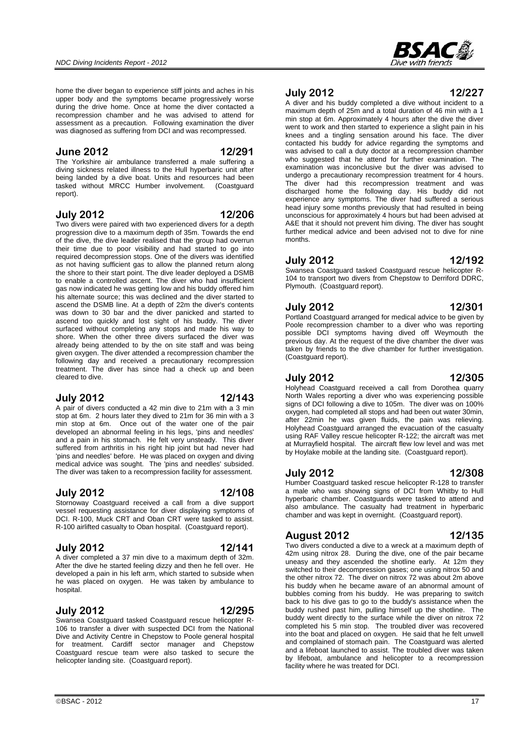home the diver began to experience stiff joints and aches in his upper body and the symptoms became progressively worse during the drive home. Once at home the diver contacted a recompression chamber and he was advised to attend for assessment as a precaution. Following examination the diver was diagnosed as suffering from DCI and was recompressed.

## June 2012 12/291

The Yorkshire air ambulance transferred a male suffering a diving sickness related illness to the Hull hyperbaric unit after being landed by a dive boat. Units and resources had been tasked without MRCC Humber involvement. (Coastguard report).

## July 2012 12/206

Two divers were paired with two experienced divers for a depth progression dive to a maximum depth of 35m. Towards the end of the dive, the dive leader realised that the group had overrun their time due to poor visibility and had started to go into required decompression stops. One of the divers was identified as not having sufficient gas to allow the planned return along the shore to their start point. The dive leader deployed a DSMB to enable a controlled ascent. The diver who had insufficient gas now indicated he was getting low and his buddy offered him his alternate source; this was declined and the diver started to ascend the DSMB line. At a depth of 22m the diver's contents was down to 30 bar and the diver panicked and started to ascend too quickly and lost sight of his buddy. The diver surfaced without completing any stops and made his way to shore. When the other three divers surfaced the diver was already being attended to by the on site staff and was being given oxygen. The diver attended a recompression chamber the following day and received a precautionary recompression treatment. The diver has since had a check up and been cleared to dive.

## July 2012 12/143

A pair of divers conducted a 42 min dive to 21m with a 3 min stop at 6m. 2 hours later they dived to 21m for 36 min with a 3 min stop at 6m. Once out of the water one of the pair developed an abnormal feeling in his legs, 'pins and needles' and a pain in his stomach. He felt very unsteady. This diver suffered from arthritis in his right hip joint but had never had 'pins and needles' before. He was placed on oxygen and diving medical advice was sought. The 'pins and needles' subsided. The diver was taken to a recompression facility for assessment.

## July 2012 12/108

Stornoway Coastguard received a call from a dive support vessel requesting assistance for diver displaying symptoms of DCI. R-100, Muck CRT and Oban CRT were tasked to assist. R-100 airlifted casualty to Oban hospital. (Coastguard report).

## July 2012 12/141

A diver completed a 37 min dive to a maximum depth of 32m. After the dive he started feeling dizzy and then he fell over. He developed a pain in his left arm, which started to subside when he was placed on oxygen. He was taken by ambulance to hospital.

## July 2012 12/295

Swansea Coastguard tasked Coastguard rescue helicopter R-106 to transfer a diver with suspected DCI from the National Dive and Activity Centre in Chepstow to Poole general hospital for treatment. Cardiff sector manager and Chepstow Coastguard rescue team were also tasked to secure the helicopter landing site. (Coastguard report).

## July 2012 12/227

A diver and his buddy completed a dive without incident to a maximum depth of 25m and a total duration of 46 min with a 1 min stop at 6m. Approximately 4 hours after the dive the diver went to work and then started to experience a slight pain in his knees and a tingling sensation around his face. The diver contacted his buddy for advice regarding the symptoms and was advised to call a duty doctor at a recompression chamber who suggested that he attend for further examination. The examination was inconclusive but the diver was advised to undergo a precautionary recompression treatment for 4 hours. The diver had this recompression treatment and was discharged home the following day. His buddy did not experience any symptoms. The diver had suffered a serious head injury some months previously that had resulted in being unconscious for approximately 4 hours but had been advised at A&E that it should not prevent him diving. The diver has sought further medical advice and been advised not to dive for nine months.

## July 2012 12/192

Swansea Coastguard tasked Coastguard rescue helicopter R-104 to transport two divers from Chepstow to Derriford DDRC, Plymouth. (Coastguard report).

## July 2012 12/301

Portland Coastguard arranged for medical advice to be given by Poole recompression chamber to a diver who was reporting possible DCI symptoms having dived off Weymouth the previous day. At the request of the dive chamber the diver was taken by friends to the dive chamber for further investigation. (Coastguard report).

## July 2012 12/305

Holyhead Coastguard received a call from Dorothea quarry North Wales reporting a diver who was experiencing possible signs of DCI following a dive to 105m. The diver was on 100% oxygen, had completed all stops and had been out water 30min, after 22min he was given fluids, the pain was relieving. Holyhead Coastguard arranged the evacuation of the casualty using RAF Valley rescue helicopter R-122; the aircraft was met at Murrayfield hospital. The aircraft flew low level and was met by Hoylake mobile at the landing site. (Coastguard report).

## July 2012 12/308

Humber Coastguard tasked rescue helicopter R-128 to transfer a male who was showing signs of DCI from Whitby to Hull hyperbaric chamber. Coastguards were tasked to attend and also ambulance. The casualty had treatment in hyperbaric chamber and was kept in overnight. (Coastguard report).

## August 2012 12/135

Two divers conducted a dive to a wreck at a maximum depth of 42m using nitrox 28. During the dive, one of the pair became uneasy and they ascended the shotline early. At 12m they switched to their decompression gases; one using nitrox 50 and the other nitrox 72. The diver on nitrox 72 was about 2m above his buddy when he became aware of an abnormal amount of bubbles coming from his buddy. He was preparing to switch back to his dive gas to go to the buddy's assistance when the buddy rushed past him, pulling himself up the shotline. The buddy went directly to the surface while the diver on nitrox 72 completed his 5 min stop. The troubled diver was recovered into the boat and placed on oxygen. He said that he felt unwell and complained of stomach pain. The Coastguard was alerted and a lifeboat launched to assist. The troubled diver was taken by lifeboat, ambulance and helicopter to a recompression facility where he was treated for DCI.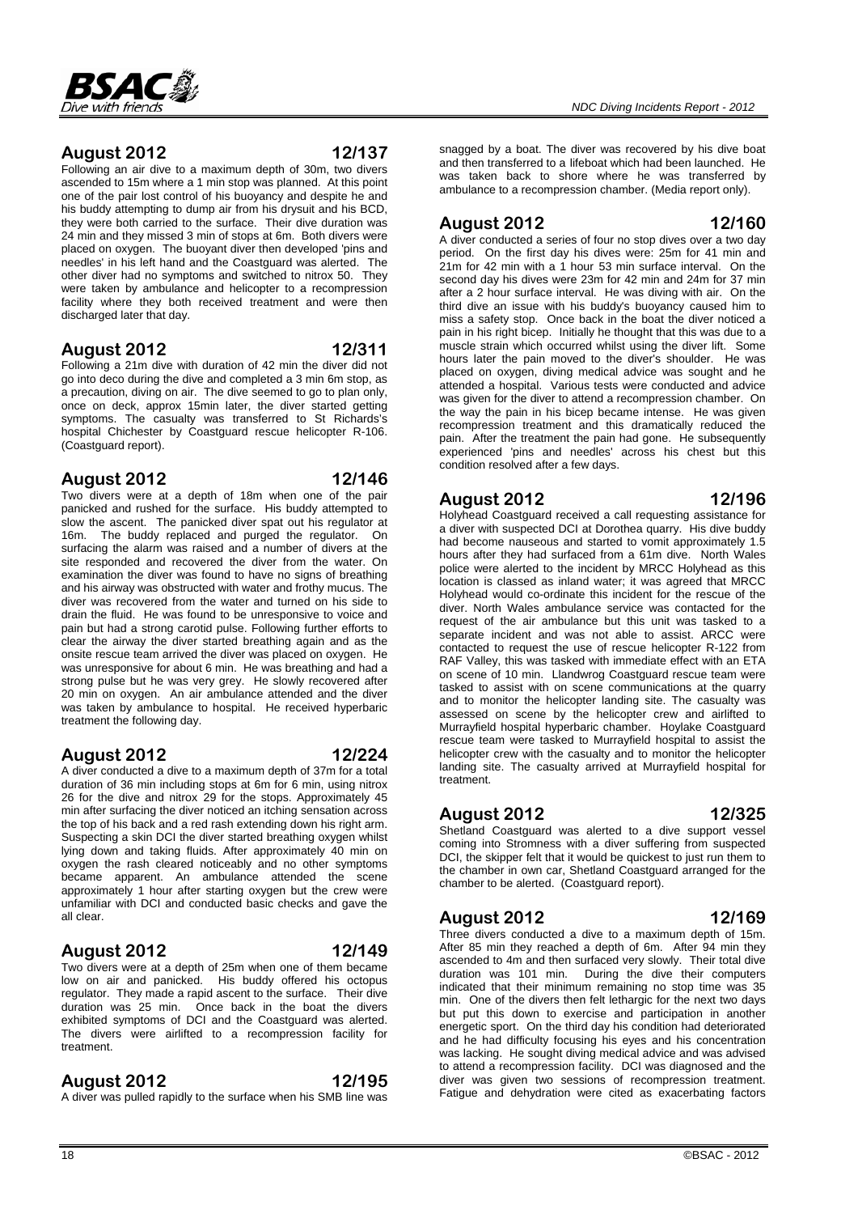## August 2012 12/137

Following an air dive to a maximum depth of 30m, two divers ascended to 15m where a 1 min stop was planned. At this point one of the pair lost control of his buoyancy and despite he and his buddy attempting to dump air from his drysuit and his BCD, they were both carried to the surface. Their dive duration was 24 min and they missed 3 min of stops at 6m. Both divers were placed on oxygen. The buoyant diver then developed 'pins and needles' in his left hand and the Coastguard was alerted. The other diver had no symptoms and switched to nitrox 50. They were taken by ambulance and helicopter to a recompression facility where they both received treatment and were then discharged later that day.

## August 2012 12/311

Following a 21m dive with duration of 42 min the diver did not go into deco during the dive and completed a 3 min 6m stop, as a precaution, diving on air. The dive seemed to go to plan only, once on deck, approx 15min later, the diver started getting symptoms. The casualty was transferred to St Richards's hospital Chichester by Coastguard rescue helicopter R-106. (Coastguard report).

## August 2012 12/146

Two divers were at a depth of 18m when one of the pair panicked and rushed for the surface. His buddy attempted to slow the ascent. The panicked diver spat out his regulator at 16m. The buddy replaced and purged the regulator. On surfacing the alarm was raised and a number of divers at the site responded and recovered the diver from the water. On examination the diver was found to have no signs of breathing and his airway was obstructed with water and frothy mucus. The diver was recovered from the water and turned on his side to drain the fluid. He was found to be unresponsive to voice and pain but had a strong carotid pulse. Following further efforts to clear the airway the diver started breathing again and as the onsite rescue team arrived the diver was placed on oxygen. He was unresponsive for about 6 min. He was breathing and had a strong pulse but he was very grey. He slowly recovered after 20 min on oxygen. An air ambulance attended and the diver was taken by ambulance to hospital. He received hyperbaric treatment the following day.

## August 2012 12/224

A diver conducted a dive to a maximum depth of 37m for a total duration of 36 min including stops at 6m for 6 min, using nitrox 26 for the dive and nitrox 29 for the stops. Approximately 45 min after surfacing the diver noticed an itching sensation across the top of his back and a red rash extending down his right arm. Suspecting a skin DCI the diver started breathing oxygen whilst lying down and taking fluids. After approximately 40 min on oxygen the rash cleared noticeably and no other symptoms became apparent. An ambulance attended the scene approximately 1 hour after starting oxygen but the crew were unfamiliar with DCI and conducted basic checks and gave the all clear.

## August 2012 12/149

Two divers were at a depth of 25m when one of them became low on air and panicked. His buddy offered his octopus regulator. They made a rapid ascent to the surface. Their dive duration was 25 min. Once back in the boat the divers exhibited symptoms of DCI and the Coastguard was alerted. The divers were airlifted to a recompression facility for treatment.

## August 2012 12/195

A diver was pulled rapidly to the surface when his SMB line was snagged by a boat. The diver was recovered by his dive boat and then transferred to a lifeboat which had been launched. He was taken back to shore where he was transferred by ambulance to a recompression chamber. (Media report only).

## August 2012 12/160

A diver conducted a series of four no stop dives over a two day period. On the first day his dives were: 25m for 41 min and 21m for 42 min with a 1 hour 53 min surface interval. On the second day his dives were 23m for 42 min and 24m for 37 min after a 2 hour surface interval. He was diving with air. On the third dive an issue with his buddy's buoyancy caused him to miss a safety stop. Once back in the boat the diver noticed a pain in his right bicep. Initially he thought that this was due to a muscle strain which occurred whilst using the diver lift. Some hours later the pain moved to the diver's shoulder. He was placed on oxygen, diving medical advice was sought and he attended a hospital. Various tests were conducted and advice was given for the diver to attend a recompression chamber. On the way the pain in his bicep became intense. He was given recompression treatment and this dramatically reduced the pain. After the treatment the pain had gone. He subsequently experienced 'pins and needles' across his chest but this condition resolved after a few days.

## August 2012 12/196

Holyhead Coastguard received a call requesting assistance for a diver with suspected DCI at Dorothea quarry. His dive buddy had become nauseous and started to vomit approximately 1.5 hours after they had surfaced from a 61m dive. North Wales police were alerted to the incident by MRCC Holyhead as this location is classed as inland water; it was agreed that MRCC Holyhead would co-ordinate this incident for the rescue of the diver. North Wales ambulance service was contacted for the request of the air ambulance but this unit was tasked to a separate incident and was not able to assist. ARCC were contacted to request the use of rescue helicopter R-122 from RAF Valley, this was tasked with immediate effect with an ETA on scene of 10 min. Llandwrog Coastguard rescue team were tasked to assist with on scene communications at the quarry and to monitor the helicopter landing site. The casualty was assessed on scene by the helicopter crew and airlifted to Murrayfield hospital hyperbaric chamber. Hoylake Coastguard rescue team were tasked to Murrayfield hospital to assist the helicopter crew with the casualty and to monitor the helicopter landing site. The casualty arrived at Murrayfield hospital for treatment.

## August 2012 12/325

Shetland Coastguard was alerted to a dive support vessel coming into Stromness with a diver suffering from suspected DCI, the skipper felt that it would be quickest to just run them to the chamber in own car, Shetland Coastguard arranged for the chamber to be alerted. (Coastguard report).

## August 2012 12/169

Three divers conducted a dive to a maximum depth of 15m. After 85 min they reached a depth of 6m. After 94 min they ascended to 4m and then surfaced very slowly. Their total dive duration was 101 min. During the dive their computers indicated that their minimum remaining no stop time was 35 min. One of the divers then felt lethargic for the next two days but put this down to exercise and participation in another energetic sport. On the third day his condition had deteriorated and he had difficulty focusing his eyes and his concentration was lacking. He sought diving medical advice and was advised to attend a recompression facility. DCI was diagnosed and the diver was given two sessions of recompression treatment. Fatigue and dehydration were cited as exacerbating factors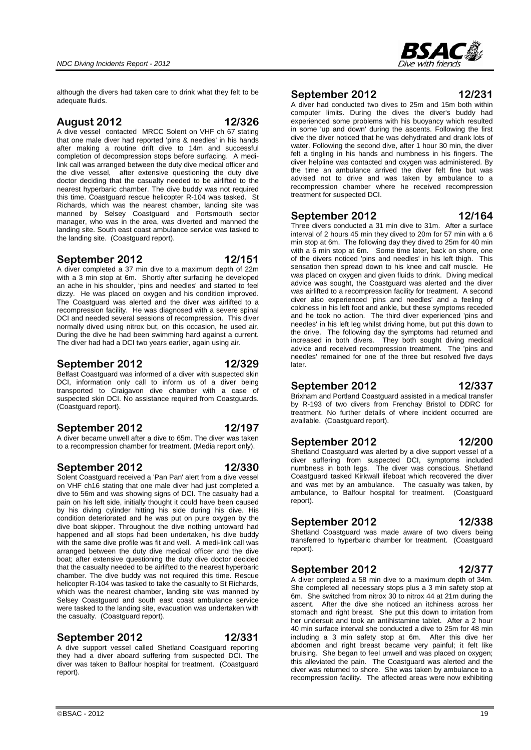although the divers had taken care to drink what they felt to be adequate fluids.

## August 2012 12/326

A dive vessel contacted MRCC Solent on VHF ch 67 stating that one male diver had reported 'pins & needles' in his hands after making a routine drift dive to 14m and successful completion of decompression stops before surfacing. A medi-link call was arranged between the duty dive medical officer and the dive vessel, after extensive questioning the duty dive doctor deciding that the casualty needed to be airlifted to the nearest hyperbaric chamber. The dive buddy was not required this time. Coastguard rescue helicopter R-104 was tasked. St Richards, which was the nearest chamber, landing site was manned by Selsey Coastguard and Portsmouth sector manager, who was in the area, was diverted and manned the landing site. South east coast ambulance service was tasked to the landing site. (Coastguard report).

## September 2012 12/151

A diver completed a 37 min dive to a maximum depth of 22m with a 3 min stop at 6m. Shortly after surfacing he developed an ache in his shoulder, 'pins and needles' and started to feel dizzy. He was placed on oxygen and his condition improved. The Coastguard was alerted and the diver was airlifted to a recompression facility. He was diagnosed with a severe spinal DCI and needed several sessions of recompression. This diver normally dived using nitrox but, on this occasion, he used air. During the dive he had been swimming hard against a current. The diver had had a DCI two years earlier, again using air.

## September 2012 12/329

Belfast Coastguard was informed of a diver with suspected skin DCI, information only call to inform us of a diver being transported to Craigavon dive chamber with a case of suspected skin DCI. No assistance required from Coastguards. (Coastguard report).

## September 2012 12/197

A diver became unwell after a dive to 65m. The diver was taken to a recompression chamber for treatment. (Media report only).

## September 2012 12/330

Solent Coastguard received a 'Pan Pan' alert from a dive vessel on VHF ch16 stating that one male diver had just completed a dive to 56m and was showing signs of DCI. The casualty had a pain on his left side, initially thought it could have been caused by his diving cylinder hitting his side during his dive. His condition deteriorated and he was put on pure oxygen by the dive boat skipper. Throughout the dive nothing untoward had happened and all stops had been undertaken, his dive buddy with the same dive profile was fit and well. A medi-link call was arranged between the duty dive medical officer and the dive boat; after extensive questioning the duty dive doctor decided that the casualty needed to be airlifted to the nearest hyperbaric chamber. The dive buddy was not required this time. Rescue helicopter R-104 was tasked to take the casualty to St Richards, which was the nearest chamber, landing site was manned by Selsey Coastguard and south east coast ambulance service were tasked to the landing site, evacuation was undertaken with the casualty. (Coastguard report).

## September 2012 12/331

A dive support vessel called Shetland Coastguard reporting they had a diver aboard suffering from suspected DCI. The diver was taken to Balfour hospital for treatment. (Coastguard report).

## September 2012 12/231

A diver had conducted two dives to 25m and 15m both within computer limits. During the dives the diver's buddy had experienced some problems with his buoyancy which resulted in some 'up and down' during the ascents. Following the first dive the diver noticed that he was dehydrated and drank lots of water. Following the second dive, after 1 hour 30 min, the diver felt a tingling in his hands and numbness in his fingers. The diver helpline was contacted and oxygen was administered. By the time an ambulance arrived the diver felt fine but was advised not to drive and was taken by ambulance to a recompression chamber where he received recompression treatment for suspected DCI.

## September 2012 12/164

Three divers conducted a 31 min dive to 31m. After a surface interval of 2 hours 45 min they dived to 20m for 57 min with a 6 min stop at 6m. The following day they dived to 25m for 40 min with a 6 min stop at 6m. Some time later, back on shore, one of the divers noticed 'pins and needles' in his left thigh. This sensation then spread down to his knee and calf muscle. He was placed on oxygen and given fluids to drink. Diving medical advice was sought, the Coastguard was alerted and the diver was airlifted to a recompression facility for treatment. A second diver also experienced 'pins and needles' and a feeling of coldness in his left foot and ankle, but these symptoms receded and he took no action. The third diver experienced 'pins and needles' in his left leg whilst driving home, but put this down to the drive. The following day the symptoms had returned and increased in both divers. They both sought diving medical advice and received recompression treatment. The 'pins and needles' remained for one of the three but resolved five days later.

## September 2012 12/337

Brixham and Portland Coastguard assisted in a medical transfer by R-193 of two divers from Frenchay Bristol to DDRC for treatment. No further details of where incident occurred are available. (Coastguard report).

## September 2012 12/200

Shetland Coastguard was alerted by a dive support vessel of a diver suffering from suspected DCI, symptoms included numbness in both legs. The diver was conscious. Shetland Coastguard tasked Kirkwall lifeboat which recovered the diver and was met by an ambulance. The casualty was taken, by ambulance, to Balfour hospital for treatment. (Coastguard report).

## September 2012 12/338

Shetland Coastguard was made aware of two divers being transferred to hyperbaric chamber for treatment. (Coastguard report).

## September 2012 12/377

A diver completed a 58 min dive to a maximum depth of 34m. She completed all necessary stops plus a 3 min safety stop at 6m. She switched from nitrox 30 to nitrox 44 at 21m during the ascent. After the dive she noticed an itchiness across her stomach and right breast. She put this down to irritation from her undersuit and took an antihistamine tablet. After a 2 hour 40 min surface interval she conducted a dive to 25m for 48 min including a 3 min safety stop at 6m. After this dive her abdomen and right breast became very painful; it felt like bruising. She began to feel unwell and was placed on oxygen; this alleviated the pain. The Coastguard was alerted and the diver was returned to shore. She was taken by ambulance to a recompression facility. The affected areas were now exhibiting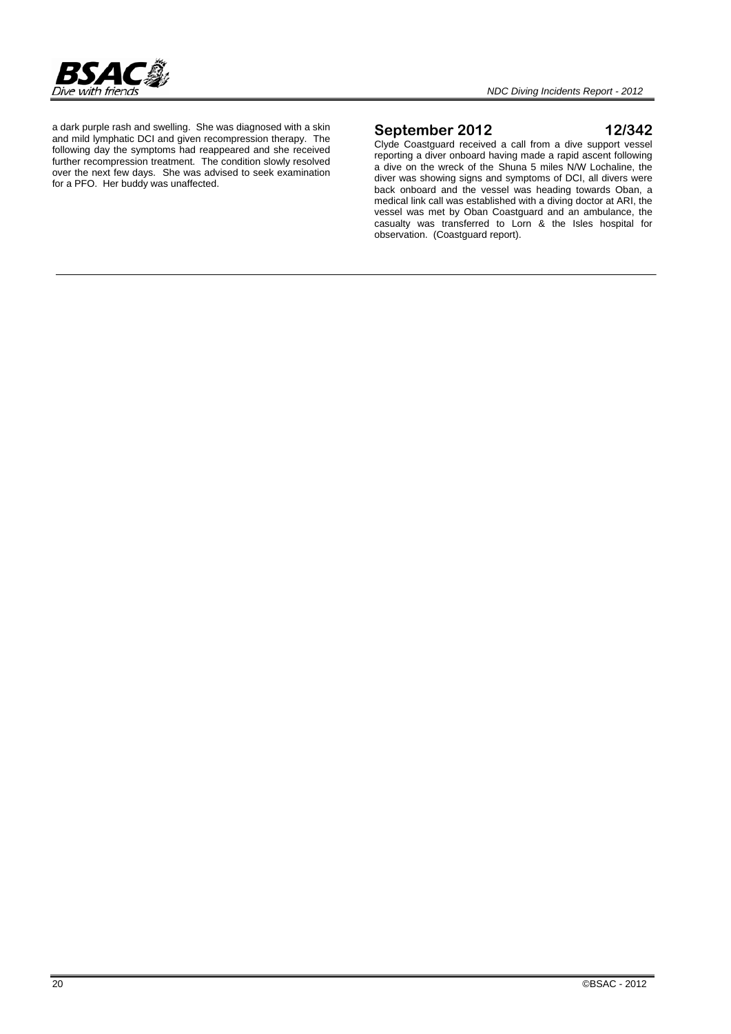a dark purple rash and swelling. She was diagnosed with a skin and mild lymphatic DCI and given recompression therapy. The following day the symptoms had reappeared and she received further recompression treatment. The condition slowly resolved over the next few days. She was advised to seek examination for a PFO. Her buddy was unaffected.

## September 2012 — 12/342

Clyde Coastguard received a call from a dive support vessel reporting a diver onboard having made a rapid ascent following a dive on the wreck of the Shuna 5 miles N/W Lochaline, the diver was showing signs and symptoms of DCI, all divers were back onboard and the vessel was heading towards Oban, a medical link call was established with a diving doctor at ARI, the vessel was met by Oban Coastguard and an ambulance, the casualty was transferred to Lorn & the Isles hospital for observation. (Coastguard report).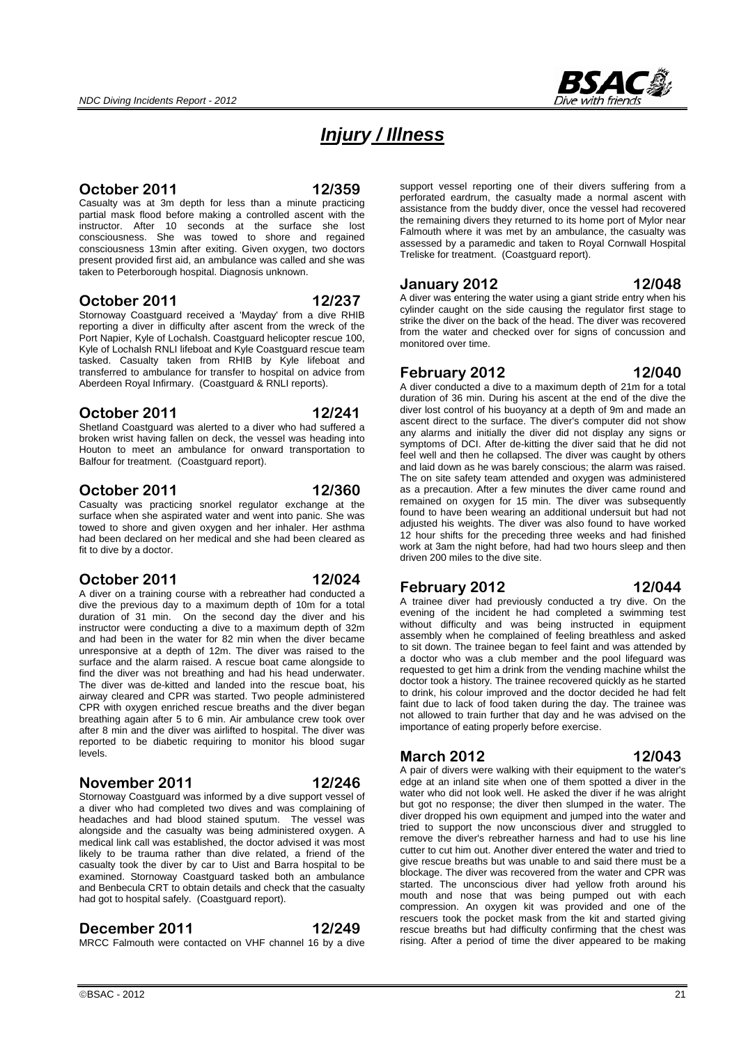# *Injury / Illness*

## October 2011 — 12/359

Casualty was at 3m depth for less than a minute practicing partial mask flood before making a controlled ascent with the instructor. After 10 seconds at the surface she lost consciousness. She was towed to shore and regained consciousness 13min after exiting. Given oxygen, two doctors present provided first aid, an ambulance was called and she was taken to Peterborough hospital. Diagnosis unknown.

## October 2011 — 12/237

Stornoway Coastguard received a 'Mayday' from a dive RHIB reporting a diver in difficulty after ascent from the wreck of the Port Napier, Kyle of Lochalsh. Coastguard helicopter rescue 100, Kyle of Lochalsh RNLI lifeboat and Kyle Coastguard rescue team tasked. Casualty taken from RHIB by Kyle lifeboat and transferred to ambulance for transfer to hospital on advice from Aberdeen Royal Infirmary. (Coastguard & RNLI reports).

## October 2011 — 12/241

Shetland Coastguard was alerted to a diver who had suffered a broken wrist having fallen on deck, the vessel was heading into Houton to meet an ambulance for onward transportation to Balfour for treatment. (Coastguard report).

## October 2011 — 12/360

Casualty was practicing snorkel regulator exchange at the surface when she aspirated water and went into panic. She was towed to shore and given oxygen and her inhaler. Her asthma had been declared on her medical and she had been cleared as fit to dive by a doctor.

## October 2011 — 12/024

A diver on a training course with a rebreather had conducted a dive the previous day to a maximum depth of 10m for a total duration of 31 min. On the second day the diver and his instructor were conducting a dive to a maximum depth of 32m and had been in the water for 82 min when the diver became unresponsive at a depth of 12m. The diver was raised to the surface and the alarm raised. A rescue boat came alongside to find the diver was not breathing and had his head underwater. The diver was de-kitted and landed into the rescue boat, his airway cleared and CPR was started. Two people administered CPR with oxygen enriched rescue breaths and the diver began breathing again after 5 to 6 min. Air ambulance crew took over after 8 min and the diver was airlifted to hospital. The diver was reported to be diabetic requiring to monitor his blood sugar levels.

## November 2011 — 12/246

Stornoway Coastguard was informed by a dive support vessel of a diver who had completed two dives and was complaining of headaches and had blood stained sputum. The vessel was alongside and the casualty was being administered oxygen. A medical link call was established, the doctor advised it was most likely to be trauma rather than dive related, a friend of the casualty took the diver by car to Uist and Barra hospital to be examined. Stornoway Coastguard tasked both an ambulance and Benbecula CRT to obtain details and check that the casualty had got to hospital safely. (Coastguard report).

## December 2011 — 12/249

MRCC Falmouth were contacted on VHF channel 16 by a dive support vessel reporting one of their divers suffering from a perforated eardrum, the casualty made a normal ascent with assistance from the buddy diver, once the vessel had recovered the remaining divers they returned to its home port of Mylor near Falmouth where it was met by an ambulance, the casualty was assessed by a paramedic and taken to Royal Cornwall Hospital Treliske for treatment. (Coastguard report).

## January 2012 — 12/048

A diver was entering the water using a giant stride entry when his cylinder caught on the side causing the regulator first stage to strike the diver on the back of the head. The diver was recovered from the water and checked over for signs of concussion and monitored over time.

## February 2012 — 12/040

A diver conducted a dive to a maximum depth of 21m for a total duration of 36 min. During his ascent at the end of the dive the diver lost control of his buoyancy at a depth of 9m and made an ascent direct to the surface. The diver's computer did not show any alarms and initially the diver did not display any signs or symptoms of DCI. After de-kitting the diver said that he did not feel well and then he collapsed. The diver was caught by others and laid down as he was barely conscious; the alarm was raised. The on site safety team attended and oxygen was administered as a precaution. After a few minutes the diver came round and remained on oxygen for 15 min. The diver was subsequently found to have been wearing an additional undersuit but had not adjusted his weights. The diver was also found to have worked 12 hour shifts for the preceding three weeks and had finished work at 3am the night before, had had two hours sleep and then driven 200 miles to the dive site.

## February 2012 — 12/044

A trainee diver had previously conducted a try dive. On the evening of the incident he had completed a swimming test without difficulty and was being instructed in equipment assembly when he complained of feeling breathless and asked to sit down. The trainee began to feel faint and was attended by a doctor who was a club member and the pool lifeguard was requested to get him a drink from the vending machine whilst the doctor took a history. The trainee recovered quickly as he started to drink, his colour improved and the doctor decided he had felt faint due to lack of food taken during the day. The trainee was not allowed to train further that day and he was advised on the importance of eating properly before exercise.

## March 2012 — 12/043

A pair of divers were walking with their equipment to the water's edge at an inland site when one of them spotted a diver in the water who did not look well. He asked the diver if he was alright but got no response; the diver then slumped in the water. The diver dropped his own equipment and jumped into the water and tried to support the now unconscious diver and struggled to remove the diver's rebreather harness and had to use his line cutter to cut him out. Another diver entered the water and tried to give rescue breaths but was unable to and said there must be a blockage. The diver was recovered from the water and CPR was started. The unconscious diver had yellow froth around his mouth and nose that was being pumped out with each compression. An oxygen kit was provided and one of the rescuers took the pocket mask from the kit and started giving rescue breaths but had difficulty confirming that the chest was rising. After a period of time the diver appeared to be making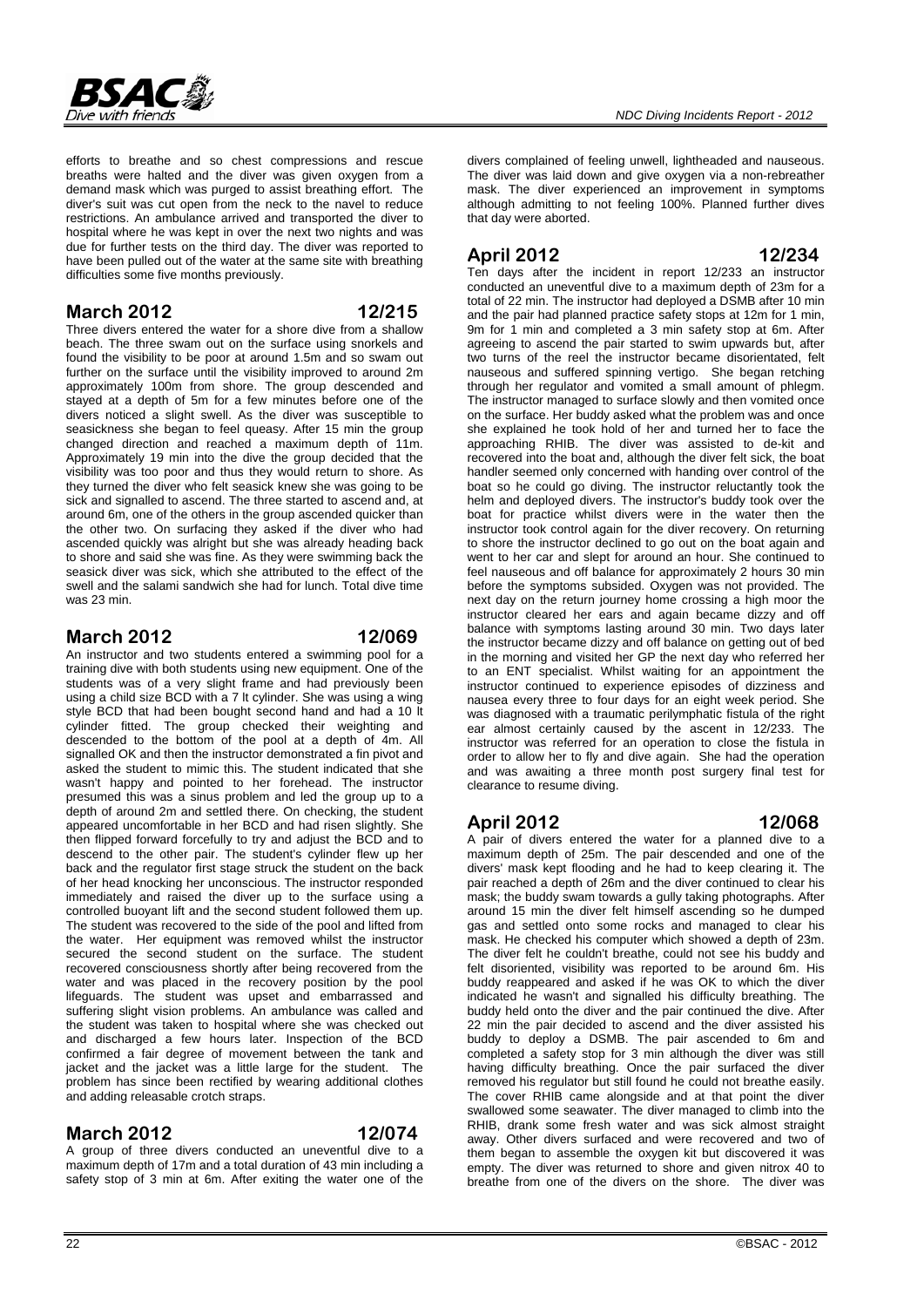efforts to breathe and so chest compressions and rescue breaths were halted and the diver was given oxygen from a demand mask which was purged to assist breathing effort. The diver's suit was cut open from the neck to the navel to reduce restrictions. An ambulance arrived and transported the diver to hospital where he was kept in over the next two nights and was due for further tests on the third day. The diver was reported to have been pulled out of the water at the same site with breathing difficulties some five months previously.

## March 2012 12/215

Three divers entered the water for a shore dive from a shallow beach. The three swam out on the surface using snorkels and found the visibility to be poor at around 1.5m and so swam out further on the surface until the visibility improved to around 2m approximately 100m from shore. The group descended and stayed at a depth of 5m for a few minutes before one of the divers noticed a slight swell. As the diver was susceptible to seasickness she began to feel queasy. After 15 min the group changed direction and reached a maximum depth of 11m. Approximately 19 min into the dive the group decided that the visibility was too poor and thus they would return to shore. As they turned the diver who felt seasick knew she was going to be sick and signalled to ascend. The three started to ascend and, at around 6m, one of the others in the group ascended quicker than the other two. On surfacing they asked if the diver who had ascended quickly was alright but she was already heading back to shore and said she was fine. As they were swimming back the seasick diver was sick, which she attributed to the effect of the swell and the salami sandwich she had for lunch. Total dive time was 23 min.

## March 2012 12/069

An instructor and two students entered a swimming pool for a training dive with both students using new equipment. One of the students was of a very slight frame and had previously been using a child size BCD with a 7 lt cylinder. She was using a wing style BCD that had been bought second hand and had a 10 lt cylinder fitted. The group checked their weighting and descended to the bottom of the pool at a depth of 4m. All signalled OK and then the instructor demonstrated a fin pivot and asked the student to mimic this. The student indicated that she wasn't happy and pointed to her forehead. The instructor presumed this was a sinus problem and led the group up to a depth of around 2m and settled there. On checking, the student appeared uncomfortable in her BCD and had risen slightly. She then flipped forward forcefully to try and adjust the BCD and to descend to the other pair. The student's cylinder flew up her back and the regulator first stage struck the student on the back of her head knocking her unconscious. The instructor responded immediately and raised the diver up to the surface using a controlled buoyant lift and the second student followed them up. The student was recovered to the side of the pool and lifted from the water. Her equipment was removed whilst the instructor secured the second student on the surface. The student recovered consciousness shortly after being recovered from the water and was placed in the recovery position by the pool lifeguards. The student was upset and embarrassed and suffering slight vision problems. An ambulance was called and the student was taken to hospital where she was checked out and discharged a few hours later. Inspection of the BCD confirmed a fair degree of movement between the tank and jacket and the jacket was a little large for the student. The problem has since been rectified by wearing additional clothes and adding releasable crotch straps.

## March 2012 12/074

A group of three divers conducted an uneventful dive to a maximum depth of 17m and a total duration of 43 min including a safety stop of 3 min at 6m. After exiting the water one of the divers complained of feeling unwell, lightheaded and nauseous. The diver was laid down and give oxygen via a non-rebreather mask. The diver experienced an improvement in symptoms although admitting to not feeling 100%. Planned further dives that day were aborted.

## April 2012 12/234

Ten days after the incident in report 12/233 an instructor conducted an uneventful dive to a maximum depth of 23m for a total of 22 min. The instructor had deployed a DSMB after 10 min and the pair had planned practice safety stops at 12m for 1 min, 9m for 1 min and completed a 3 min safety stop at 6m. After agreeing to ascend the pair started to swim upwards but, after two turns of the reel the instructor became disorientated, felt nauseous and suffered spinning vertigo. She began retching through her regulator and vomited a small amount of phlegm. The instructor managed to surface slowly and then vomited once on the surface. Her buddy asked what the problem was and once she explained he took hold of her and turned her to face the approaching RHIB. The diver was assisted to de-kit and recovered into the boat and, although the diver felt sick, the boat handler seemed only concerned with handing over control of the boat so he could go diving. The instructor reluctantly took the helm and deployed divers. The instructor's buddy took over the boat for practice whilst divers were in the water then the instructor took control again for the diver recovery. On returning to shore the instructor declined to go out on the boat again and went to her car and slept for around an hour. She continued to feel nauseous and off balance for approximately 2 hours 30 min before the symptoms subsided. Oxygen was not provided. The next day on the return journey home crossing a high moor the instructor cleared her ears and again became dizzy and off balance with symptoms lasting around 30 min. Two days later the instructor became dizzy and off balance on getting out of bed in the morning and visited her GP the next day who referred her to an ENT specialist. Whilst waiting for an appointment the instructor continued to experience episodes of dizziness and nausea every three to four days for an eight week period. She was diagnosed with a traumatic perilymphatic fistula of the right ear almost certainly caused by the ascent in 12/233. The instructor was referred for an operation to close the fistula in order to allow her to fly and dive again. She had the operation and was awaiting a three month post surgery final test for clearance to resume diving.

## April 2012 12/068

A pair of divers entered the water for a planned dive to a maximum depth of 25m. The pair descended and one of the divers' mask kept flooding and he had to keep clearing it. The pair reached a depth of 26m and the diver continued to clear his mask; the buddy swam towards a gully taking photographs. After around 15 min the diver felt himself ascending so he dumped gas and settled onto some rocks and managed to clear his mask. He checked his computer which showed a depth of 23m. The diver felt he couldn't breathe, could not see his buddy and felt disoriented, visibility was reported to be around 6m. His buddy reappeared and asked if he was OK to which the diver indicated he wasn't and signalled his difficulty breathing. The buddy held onto the diver and the pair continued the dive. After 22 min the pair decided to ascend and the diver assisted his buddy to deploy a DSMB. The pair ascended to 6m and completed a safety stop for 3 min although the diver was still having difficulty breathing. Once the pair surfaced the diver removed his regulator but still found he could not breathe easily. The cover RHIB came alongside and at that point the diver swallowed some seawater. The diver managed to climb into the RHIB, drank some fresh water and was sick almost straight away. Other divers surfaced and were recovered and two of them began to assemble the oxygen kit but discovered it was empty. The diver was returned to shore and given nitrox 40 to breathe from one of the divers on the shore. The diver was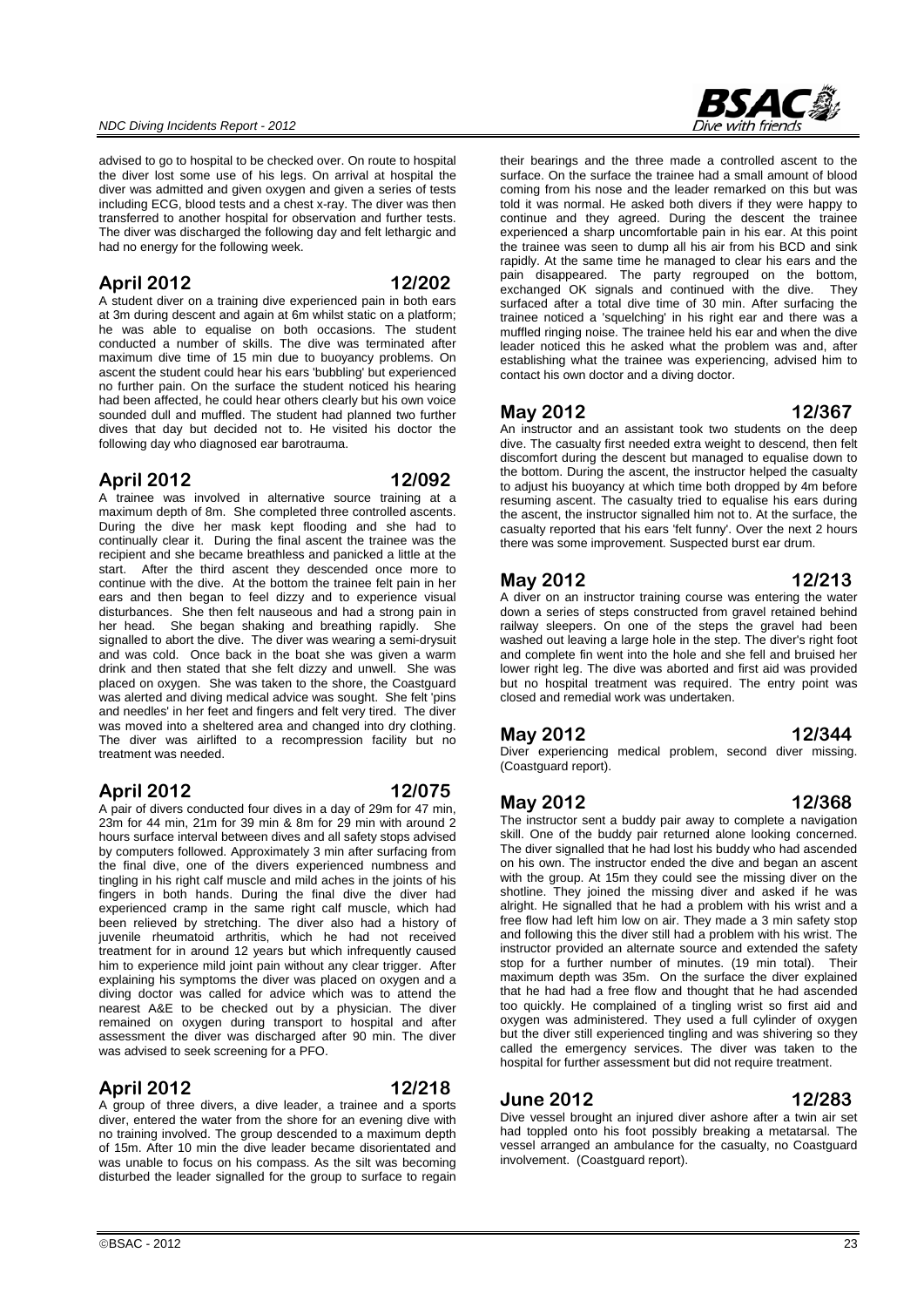advised to go to hospital to be checked over. On route to hospital the diver lost some use of his legs. On arrival at hospital the diver was admitted and given oxygen and given a series of tests including ECG, blood tests and a chest x-ray. The diver was then transferred to another hospital for observation and further tests. The diver was discharged the following day and felt lethargic and had no energy for the following week.

## April 2012 12/202

A student diver on a training dive experienced pain in both ears at 3m during descent and again at 6m whilst static on a platform; he was able to equalise on both occasions. The student conducted a number of skills. The dive was terminated after maximum dive time of 15 min due to buoyancy problems. On ascent the student could hear his ears 'bubbling' but experienced no further pain. On the surface the student noticed his hearing had been affected, he could hear others clearly but his own voice sounded dull and muffled. The student had planned two further dives that day but decided not to. He visited his doctor the following day who diagnosed ear barotrauma.

## April 2012 12/092

A trainee was involved in alternative source training at a maximum depth of 8m. She completed three controlled ascents. During the dive her mask kept flooding and she had to continually clear it. During the final ascent the trainee was the recipient and she became breathless and panicked a little at the start. After the third ascent they descended once more to continue with the dive. At the bottom the trainee felt pain in her ears and then began to feel dizzy and to experience visual disturbances. She then felt nauseous and had a strong pain in her head. She began shaking and breathing rapidly. She signalled to abort the dive. The diver was wearing a semi-drysuit and was cold. Once back in the boat she was given a warm drink and then stated that she felt dizzy and unwell. She was placed on oxygen. She was taken to the shore, the Coastguard was alerted and diving medical advice was sought. She felt 'pins and needles' in her feet and fingers and felt very tired. The diver was moved into a sheltered area and changed into dry clothing. The diver was airlifted to a recompression facility but no treatment was needed.

## April 2012 12/075

A pair of divers conducted four dives in a day of 29m for 47 min, 23m for 44 min, 21m for 39 min & 8m for 29 min with around 2 hours surface interval between dives and all safety stops advised by computers followed. Approximately 3 min after surfacing from the final dive, one of the divers experienced numbness and tingling in his right calf muscle and mild aches in the joints of his fingers in both hands. During the final dive the diver had experienced cramp in the same right calf muscle, which had been relieved by stretching. The diver also had a history of juvenile rheumatoid arthritis, which he had not received treatment for in around 12 years but which infrequently caused him to experience mild joint pain without any clear trigger. After explaining his symptoms the diver was placed on oxygen and a diving doctor was called for advice which was to attend the nearest A&E to be checked out by a physician. The diver remained on oxygen during transport to hospital and after assessment the diver was discharged after 90 min. The diver was advised to seek screening for a PFO.

## April 2012 12/218

A group of three divers, a dive leader, a trainee and a sports diver, entered the water from the shore for an evening dive with no training involved. The group descended to a maximum depth of 15m. After 10 min the dive leader became disorientated and was unable to focus on his compass. As the silt was becoming disturbed the leader signalled for the group to surface to regain their bearings and the three made a controlled ascent to the surface. On the surface the trainee had a small amount of blood coming from his nose and the leader remarked on this but was told it was normal. He asked both divers if they were happy to continue and they agreed. During the descent the trainee experienced a sharp uncomfortable pain in his ear. At this point the trainee was seen to dump all his air from his BCD and sink rapidly. At the same time he managed to clear his ears and the pain disappeared. The party regrouped on the bottom, exchanged OK signals and continued with the dive. They surfaced after a total dive time of 30 min. After surfacing the trainee noticed a 'squelching' in his right ear and there was a muffled ringing noise. The trainee held his ear and when the dive leader noticed this he asked what the problem was and, after establishing what the trainee was experiencing, advised him to contact his own doctor and a diving doctor.

## May 2012 12/367

An instructor and an assistant took two students on the deep dive. The casualty first needed extra weight to descend, then felt discomfort during the descent but managed to equalise down to the bottom. During the ascent, the instructor helped the casualty to adjust his buoyancy at which time both dropped by 4m before resuming ascent. The casualty tried to equalise his ears during the ascent, the instructor signalled him not to. At the surface, the casualty reported that his ears 'felt funny'. Over the next 2 hours there was some improvement. Suspected burst ear drum.

## May 2012 12/213

A diver on an instructor training course was entering the water down a series of steps constructed from gravel retained behind railway sleepers. On one of the steps the gravel had been washed out leaving a large hole in the step. The diver's right foot and complete fin went into the hole and she fell and bruised her lower right leg. The dive was aborted and first aid was provided but no hospital treatment was required. The entry point was closed and remedial work was undertaken.

## May 2012 12/344

Diver experiencing medical problem, second diver missing. (Coastguard report).

## May 2012 12/368

The instructor sent a buddy pair away to complete a navigation skill. One of the buddy pair returned alone looking concerned. The diver signalled that he had lost his buddy who had ascended on his own. The instructor ended the dive and began an ascent with the group. At 15m they could see the missing diver on the shotline. They joined the missing diver and asked if he was alright. He signalled that he had a problem with his wrist and a free flow had left him low on air. They made a 3 min safety stop and following this the diver still had a problem with his wrist. The instructor provided an alternate source and extended the safety stop for a further number of minutes. (19 min total). Their maximum depth was 35m. On the surface the diver explained that he had had a free flow and thought that he had ascended too quickly. He complained of a tingling wrist so first aid and oxygen was administered. They used a full cylinder of oxygen but the diver still experienced tingling and was shivering so they called the emergency services. The diver was taken to the hospital for further assessment but did not require treatment.

## June 2012 12/283

Dive vessel brought an injured diver ashore after a twin air set had toppled onto his foot possibly breaking a metatarsal. The vessel arranged an ambulance for the casualty, no Coastguard involvement. (Coastguard report).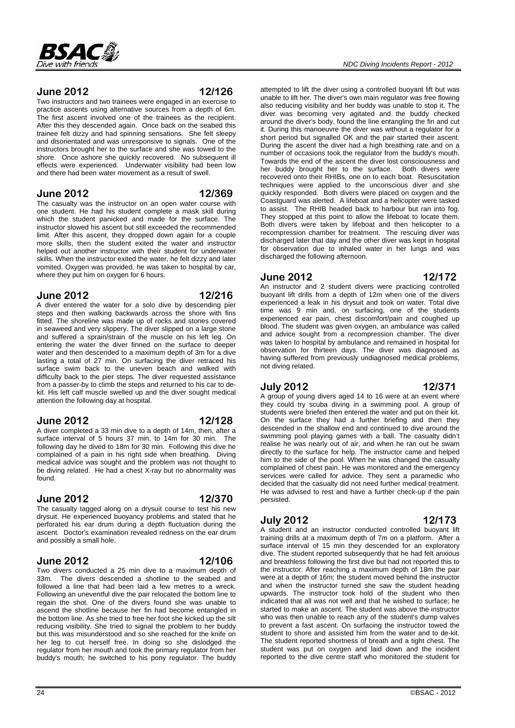## June 2012 12/126

Two instructors and two trainees were engaged in an exercise to practice ascents using alternative sources from a depth of 6m. The first ascent involved one of the trainees as the recipient. After this they descended again. Once back on the seabed this trainee felt dizzy and had spinning sensations. She felt sleepy and disorientated and was unresponsive to signals. One of the instructors brought her to the surface and she was towed to the shore. Once ashore she quickly recovered. No subsequent ill effects were experienced. Underwater visibility had been low and there had been water movement as a result of swell.

## June 2012 12/369

The casualty was the instructor on an open water course with one student. He had his student complete a mask skill during which the student panicked and made for the surface. The instructor slowed his ascent but still exceeded the recommended limit. After this ascent, they dropped down again for a couple more skills, then the student exited the water and instructor helped out another instructor with their student for underwater skills. When the instructor exited the water, he felt dizzy and later vomited. Oxygen was provided, he was taken to hospital by car, where they put him on oxygen for 6 hours.

## June 2012 12/216

A diver entered the water for a solo dive by descending pier steps and then walking backwards across the shore with fins fitted. The shoreline was made up of rocks and stones covered in seaweed and very slippery. The diver slipped on a large stone and suffered a sprain/strain of the muscle on his left leg. On entering the water the diver finned on the surface to deeper water and then descended to a maximum depth of 3m for a dive lasting a total of 27 min. On surfacing the diver retraced his surface swim back to the uneven beach and walked with difficulty back to the pier steps. The diver requested assistance from a passer-by to climb the steps and returned to his car to de-kit. His left calf muscle swelled up and the diver sought medical attention the following day at hospital.

## June 2012 12/128

A diver completed a 33 min dive to a depth of 14m, then, after a surface interval of 5 hours 37 min, to 14m for 30 min. The following day he dived to 18m for 30 min. Following this dive he complained of a pain in his right side when breathing. Diving medical advice was sought and the problem was not thought to be diving related. He had a chest X-ray but no abnormality was found.

## June 2012 12/370

The casualty tagged along on a drysuit course to test his new drysuit. He experienced buoyancy problems and stated that he perforated his ear drum during a depth fluctuation during the ascent. Doctor's examination revealed redness on the ear drum and possibly a small hole.

## June 2012 12/106

Two divers conducted a 25 min dive to a maximum depth of 33m. The divers descended a shotline to the seabed and followed a line that had been laid a few metres to a wreck. Following an uneventful dive the pair relocated the bottom line to regain the shot. One of the divers found she was unable to ascend the shotline because her fin had become entangled in the bottom line. As she tried to free her foot she kicked up the silt reducing visibility. She tried to signal the problem to her buddy but this was misunderstood and so she reached for the knife on her leg to cut herself free. In doing so she dislodged the regulator from her mouth and took the primary regulator from her buddy's mouth; he switched to his pony regulator. The buddy attempted to lift the diver using a controlled buoyant lift but was unable to lift her. The diver's own main regulator was free flowing also reducing visibility and her buddy was unable to stop it. The diver was becoming very agitated and the buddy checked around the diver's body, found the line entangling the fin and cut it. During this manoeuvre the diver was without a regulator for a short period but signalled OK and the pair started their ascent. During the ascent the diver had a high breathing rate and on a number of occasions took the regulator from the buddy's mouth. Towards the end of the ascent the diver lost consciousness and her buddy brought her to the surface. Both divers were recovered onto their RHIBs, one on to each boat. Resuscitation techniques were applied to the unconscious diver and she quickly responded. Both divers were placed on oxygen and the Coastguard was alerted. A lifeboat and a helicopter were tasked to assist. The RHIB headed back to harbour but ran into fog. They stopped at this point to allow the lifeboat to locate them. Both divers were taken by lifeboat and then helicopter to a recompression chamber for treatment. The rescuing diver was discharged later that day and the other diver was kept in hospital for observation due to inhaled water in her lungs and was discharged the following afternoon.

## June 2012 12/172

An instructor and 2 student divers were practicing controlled buoyant lift drills from a depth of 12m when one of the divers experienced a leak in his drysuit and took on water. Total dive time was 9 min and, on surfacing, one of the students experienced ear pain, chest discomfort/pain and coughed up blood. The student was given oxygen, an ambulance was called and advice sought from a recompression chamber. The diver was taken to hospital by ambulance and remained in hospital for observation for thirteen days. The diver was diagnosed as having suffered from previously undiagnosed medical problems, not diving related.

## July 2012 12/371

A group of young divers aged 14 to 16 were at an event where they could try scuba diving in a swimming pool. A group of students were briefed then entered the water and put on their kit. On the surface they had a further briefing and then they descended in the shallow end and continued to dive around the swimming pool playing games with a ball. The casualty didn't realise he was nearly out of air, and when he ran out he swam directly to the surface for help. The instructor came and helped him to the side of the pool. When he was changed the casualty complained of chest pain. He was monitored and the emergency services were called for advice. They sent a paramedic who decided that the casualty did not need further medical treatment. He was advised to rest and have a further check-up if the pain persisted.

## July 2012 12/173

A student and an instructor conducted controlled buoyant lift training drills at a maximum depth of 7m on a platform. After a surface interval of 15 min they descended for an exploratory dive. The student reported subsequently that he had felt anxious and breathless following the first dive but had not reported this to the instructor. After reaching a maximum depth of 18m the pair were at a depth of 16m; the student moved behind the instructor and when the instructor turned she saw the student heading upwards. The instructor took hold of the student who then indicated that all was not well and that he wished to surface; he started to make an ascent. The student was above the instructor who was then unable to reach any of the student's dump valves to prevent a fast ascent. On surfacing the instructor towed the student to shore and assisted him from the water and to de-kit. The student reported shortness of breath and a tight chest. The student was put on oxygen and laid down and the incident reported to the dive centre staff who monitored the student for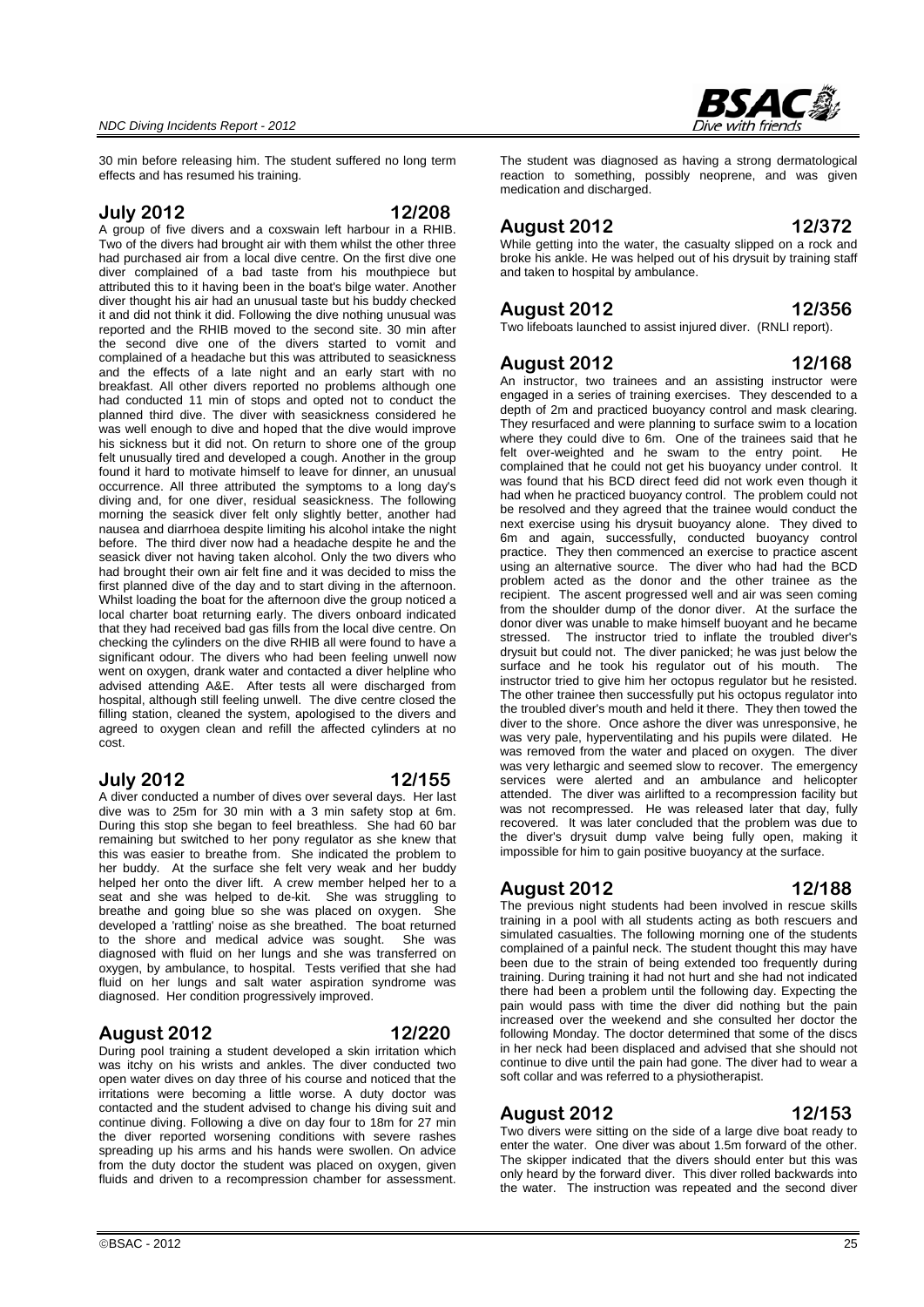30 min before releasing him. The student suffered no long term effects and has resumed his training.

## July 2012 12/208

A group of five divers and a coxswain left harbour in a RHIB. Two of the divers had brought air with them whilst the other three had purchased air from a local dive centre. On the first dive one diver complained of a bad taste from his mouthpiece but attributed this to it having been in the boat's bilge water. Another diver thought his air had an unusual taste but his buddy checked it and did not think it did. Following the dive nothing unusual was reported and the RHIB moved to the second site. 30 min after the second dive one of the divers started to vomit and complained of a headache but this was attributed to seasickness and the effects of a late night and an early start with no breakfast. All other divers reported no problems although one had conducted 11 min of stops and opted not to conduct the planned third dive. The diver with seasickness considered he was well enough to dive and hoped that the dive would improve his sickness but it did not. On return to shore one of the group felt unusually tired and developed a cough. Another in the group found it hard to motivate himself to leave for dinner, an unusual occurrence. All three attributed the symptoms to a long day's diving and, for one diver, residual seasickness. The following morning the seasick diver felt only slightly better, another had nausea and diarrhoea despite limiting his alcohol intake the night before. The third diver now had a headache despite he and the seasick diver not having taken alcohol. Only the two divers who had brought their own air felt fine and it was decided to miss the first planned dive of the day and to start diving in the afternoon. Whilst loading the boat for the afternoon dive the group noticed a local charter boat returning early. The divers onboard indicated that they had received bad gas fills from the local dive centre. On checking the cylinders on the dive RHIB all were found to have a significant odour. The divers who had been feeling unwell now went on oxygen, drank water and contacted a diver helpline who advised attending A&E. After tests all were discharged from hospital, although still feeling unwell. The dive centre closed the filling station, cleaned the system, apologised to the divers and agreed to oxygen clean and refill the affected cylinders at no cost.

## July 2012 12/155

A diver conducted a number of dives over several days. Her last dive was to 25m for 30 min with a 3 min safety stop at 6m. During this stop she began to feel breathless. She had 60 bar remaining but switched to her pony regulator as she knew that this was easier to breathe from. She indicated the problem to her buddy. At the surface she felt very weak and her buddy helped her onto the diver lift. A crew member helped her to a seat and she was helped to de-kit. She was struggling to breathe and going blue so she was placed on oxygen. She developed a 'rattling' noise as she breathed. The boat returned to the shore and medical advice was sought. She was diagnosed with fluid on her lungs and she was transferred on oxygen, by ambulance, to hospital. Tests verified that she had fluid on her lungs and salt water aspiration syndrome was diagnosed. Her condition progressively improved.

## August 2012 12/220

During pool training a student developed a skin irritation which was itchy on his wrists and ankles. The diver conducted two open water dives on day three of his course and noticed that the irritations were becoming a little worse. A duty doctor was contacted and the student advised to change his diving suit and continue diving. Following a dive on day four to 18m for 27 min the diver reported worsening conditions with severe rashes spreading up his arms and his hands were swollen. On advice from the duty doctor the student was placed on oxygen, given fluids and driven to a recompression chamber for assessment. The student was diagnosed as having a strong dermatological reaction to something, possibly neoprene, and was given medication and discharged.

## August 2012 12/372

While getting into the water, the casualty slipped on a rock and broke his ankle. He was helped out of his drysuit by training staff and taken to hospital by ambulance.

## August 2012 12/356

Two lifeboats launched to assist injured diver. (RNLI report).

## August 2012 12/168

An instructor, two trainees and an assisting instructor were engaged in a series of training exercises. They descended to a depth of 2m and practiced buoyancy control and mask clearing. They resurfaced and were planning to surface swim to a location where they could dive to 6m. One of the trainees said that he felt over-weighted and he swam to the entry point. He complained that he could not get his buoyancy under control. It was found that his BCD direct feed did not work even though it had when he practiced buoyancy control. The problem could not be resolved and they agreed that the trainee would conduct the next exercise using his drysuit buoyancy alone. They dived to 6m and again, successfully, conducted buoyancy control practice. They then commenced an exercise to practice ascent using an alternative source. The diver who had had the BCD problem acted as the donor and the other trainee as the recipient. The ascent progressed well and air was seen coming from the shoulder dump of the donor diver. At the surface the donor diver was unable to make himself buoyant and he became stressed. The instructor tried to inflate the troubled diver's drysuit but could not. The diver panicked; he was just below the surface and he took his regulator out of his mouth. The instructor tried to give him her octopus regulator but he resisted. The other trainee then successfully put his octopus regulator into the troubled diver's mouth and held it there. They then towed the diver to the shore. Once ashore the diver was unresponsive, he was very pale, hyperventilating and his pupils were dilated. He was removed from the water and placed on oxygen. The diver was very lethargic and seemed slow to recover. The emergency services were alerted and an ambulance and helicopter attended. The diver was airlifted to a recompression facility but was not recompressed. He was released later that day, fully recovered. It was later concluded that the problem was due to the diver's drysuit dump valve being fully open, making it impossible for him to gain positive buoyancy at the surface.

## August 2012 12/188

The previous night students had been involved in rescue skills training in a pool with all students acting as both rescuers and simulated casualties. The following morning one of the students complained of a painful neck. The student thought this may have been due to the strain of being extended too frequently during training. During training it had not hurt and she had not indicated there had been a problem until the following day. Expecting the pain would pass with time the diver did nothing but the pain increased over the weekend and she consulted her doctor the following Monday. The doctor determined that some of the discs in her neck had been displaced and advised that she should not continue to dive until the pain had gone. The diver had to wear a soft collar and was referred to a physiotherapist.

## August 2012 12/153

Two divers were sitting on the side of a large dive boat ready to enter the water. One diver was about 1.5m forward of the other. The skipper indicated that the divers should enter but this was only heard by the forward diver. This diver rolled backwards into the water. The instruction was repeated and the second diver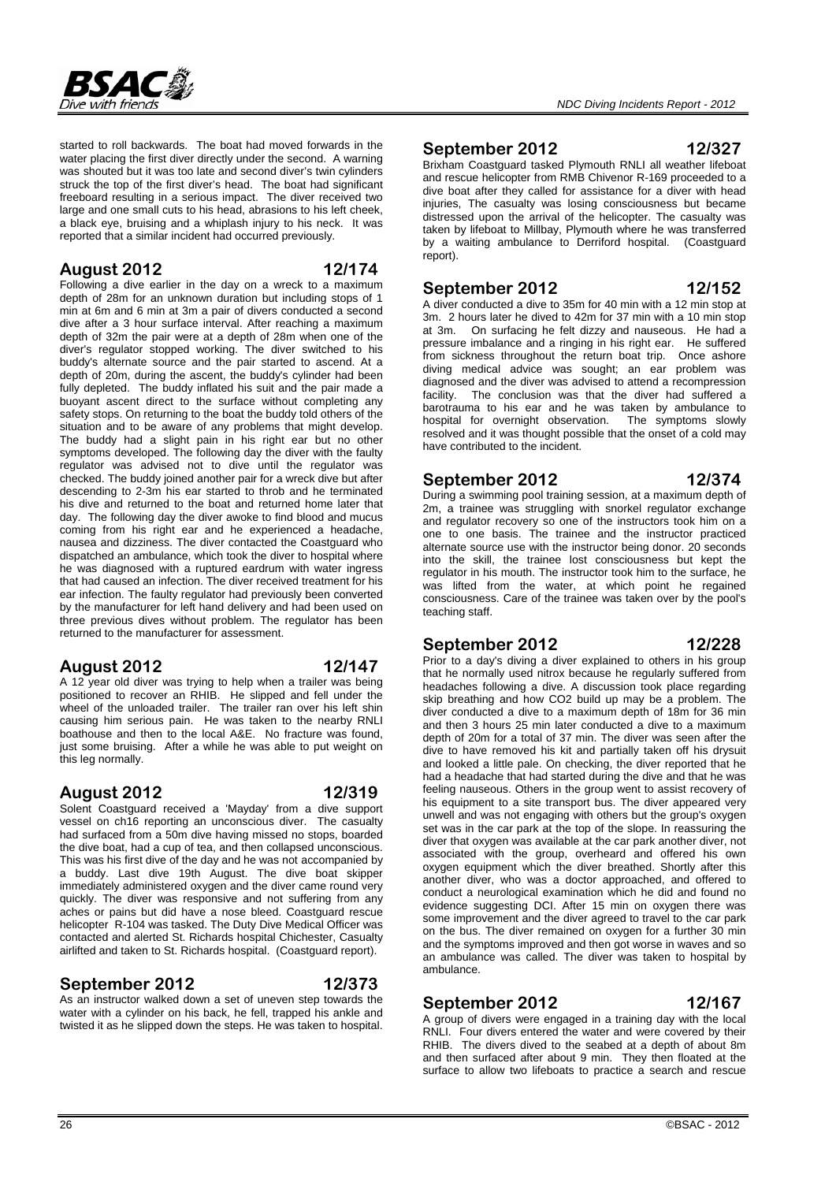started to roll backwards. The boat had moved forwards in the water placing the first diver directly under the second. A warning was shouted but it was too late and second diver's twin cylinders struck the top of the first diver's head. The boat had significant freeboard resulting in a serious impact. The diver received two large and one small cuts to his head, abrasions to his left cheek, a black eye, bruising and a whiplash injury to his neck. It was reported that a similar incident had occurred previously.

## August 2012 12/174

Following a dive earlier in the day on a wreck to a maximum depth of 28m for an unknown duration but including stops of 1 min at 6m and 6 min at 3m a pair of divers conducted a second dive after a 3 hour surface interval. After reaching a maximum depth of 32m the pair were at a depth of 28m when one of the diver's regulator stopped working. The diver switched to his buddy's alternate source and the pair started to ascend. At a depth of 20m, during the ascent, the buddy's cylinder had been fully depleted. The buddy inflated his suit and the pair made a buoyant ascent direct to the surface without completing any safety stops. On returning to the boat the buddy told others of the situation and to be aware of any problems that might develop. The buddy had a slight pain in his right ear but no other symptoms developed. The following day the diver with the faulty regulator was advised not to dive until the regulator was checked. The buddy joined another pair for a wreck dive but after descending to 2-3m his ear started to throb and he terminated his dive and returned to the boat and returned home later that day. The following day the diver awoke to find blood and mucus coming from his right ear and he experienced a headache, nausea and dizziness. The diver contacted the Coastguard who dispatched an ambulance, which took the diver to hospital where he was diagnosed with a ruptured eardrum with water ingress that had caused an infection. The diver received treatment for his ear infection. The faulty regulator had previously been converted by the manufacturer for left hand delivery and had been used on three previous dives without problem. The regulator has been returned to the manufacturer for assessment.

## August 2012 12/147

A 12 year old diver was trying to help when a trailer was being positioned to recover an RHIB. He slipped and fell under the wheel of the unloaded trailer. The trailer ran over his left shin causing him serious pain. He was taken to the nearby RNLI boathouse and then to the local A&E. No fracture was found, just some bruising. After a while he was able to put weight on this leg normally.

## August 2012 12/319

Solent Coastguard received a 'Mayday' from a dive support vessel on ch16 reporting an unconscious diver. The casualty had surfaced from a 50m dive having missed no stops, boarded the dive boat, had a cup of tea, and then collapsed unconscious. This was his first dive of the day and he was not accompanied by a buddy. Last dive 19th August. The dive boat skipper immediately administered oxygen and the diver came round very quickly. The diver was responsive and not suffering from any aches or pains but did have a nose bleed. Coastguard rescue helicopter R-104 was tasked. The Duty Dive Medical Officer was contacted and alerted St. Richards hospital Chichester, Casualty airlifted and taken to St. Richards hospital. (Coastguard report).

## September 2012 12/373

As an instructor walked down a set of uneven step towards the water with a cylinder on his back, he fell, trapped his ankle and twisted it as he slipped down the steps. He was taken to hospital.

## September 2012 12/327

Brixham Coastguard tasked Plymouth RNLI all weather lifeboat and rescue helicopter from RMB Chivenor R-169 proceeded to a dive boat after they called for assistance for a diver with head injuries, The casualty was losing consciousness but became distressed upon the arrival of the helicopter. The casualty was taken by lifeboat to Millbay, Plymouth where he was transferred by a waiting ambulance to Derriford hospital. (Coastguard report).

## September 2012 12/152

A diver conducted a dive to 35m for 40 min with a 12 min stop at 3m. 2 hours later he dived to 42m for 37 min with a 10 min stop at 3m. On surfacing he felt dizzy and nauseous. He had a pressure imbalance and a ringing in his right ear. He suffered from sickness throughout the return boat trip. Once ashore diving medical advice was sought; an ear problem was diagnosed and the diver was advised to attend a recompression facility. The conclusion was that the diver had suffered a barotrauma to his ear and he was taken by ambulance to hospital for overnight observation. The symptoms slowly resolved and it was thought possible that the onset of a cold may have contributed to the incident.

## September 2012 12/374

During a swimming pool training session, at a maximum depth of 2m, a trainee was struggling with snorkel regulator exchange and regulator recovery so one of the instructors took him on a one to one basis. The trainee and the instructor practiced alternate source use with the instructor being donor. 20 seconds into the skill, the trainee lost consciousness but kept the regulator in his mouth. The instructor took him to the surface, he was lifted from the water, at which point he regained consciousness. Care of the trainee was taken over by the pool's teaching staff.

## September 2012 12/228

Prior to a day's diving a diver explained to others in his group that he normally used nitrox because he regularly suffered from headaches following a dive. A discussion took place regarding skip breathing and how CO2 build up may be a problem. The diver conducted a dive to a maximum depth of 18m for 36 min and then 3 hours 25 min later conducted a dive to a maximum depth of 20m for a total of 37 min. The diver was seen after the dive to have removed his kit and partially taken off his drysuit and looked a little pale. On checking, the diver reported that he had a headache that had started during the dive and that he was feeling nauseous. Others in the group went to assist recovery of his equipment to a site transport bus. The diver appeared very unwell and was not engaging with others but the group's oxygen set was in the car park at the top of the slope. In reassuring the diver that oxygen was available at the car park another diver, not associated with the group, overheard and offered his own oxygen equipment which the diver breathed. Shortly after this another diver, who was a doctor approached, and offered to conduct a neurological examination which he did and found no evidence suggesting DCI. After 15 min on oxygen there was some improvement and the diver agreed to travel to the car park on the bus. The diver remained on oxygen for a further 30 min and the symptoms improved and then got worse in waves and so an ambulance was called. The diver was taken to hospital by ambulance.

## September 2012 12/167

A group of divers were engaged in a training day with the local RNLI. Four divers entered the water and were covered by their RHIB. The divers dived to the seabed at a depth of about 8m and then surfaced after about 9 min. They then floated at the surface to allow two lifeboats to practice a search and rescue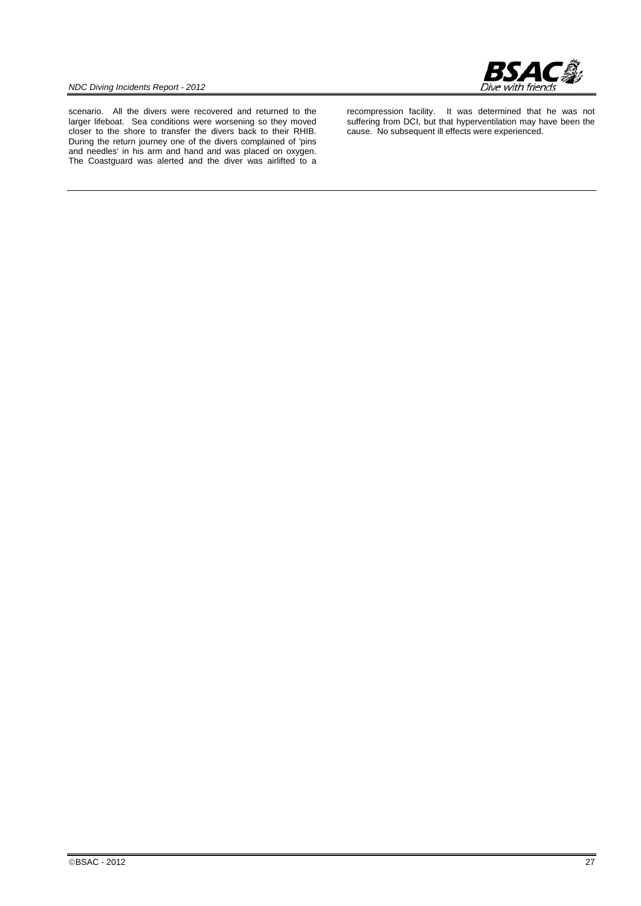scenario. All the divers were recovered and returned to the larger lifeboat. Sea conditions were worsening so they moved closer to the shore to transfer the divers back to their RHIB. During the return journey one of the divers complained of 'pins and needles' in his arm and hand and was placed on oxygen. The Coastguard was alerted and the diver was airlifted to a recompression facility. It was determined that he was not suffering from DCI, but that hyperventilation may have been the cause. No subsequent ill effects were experienced.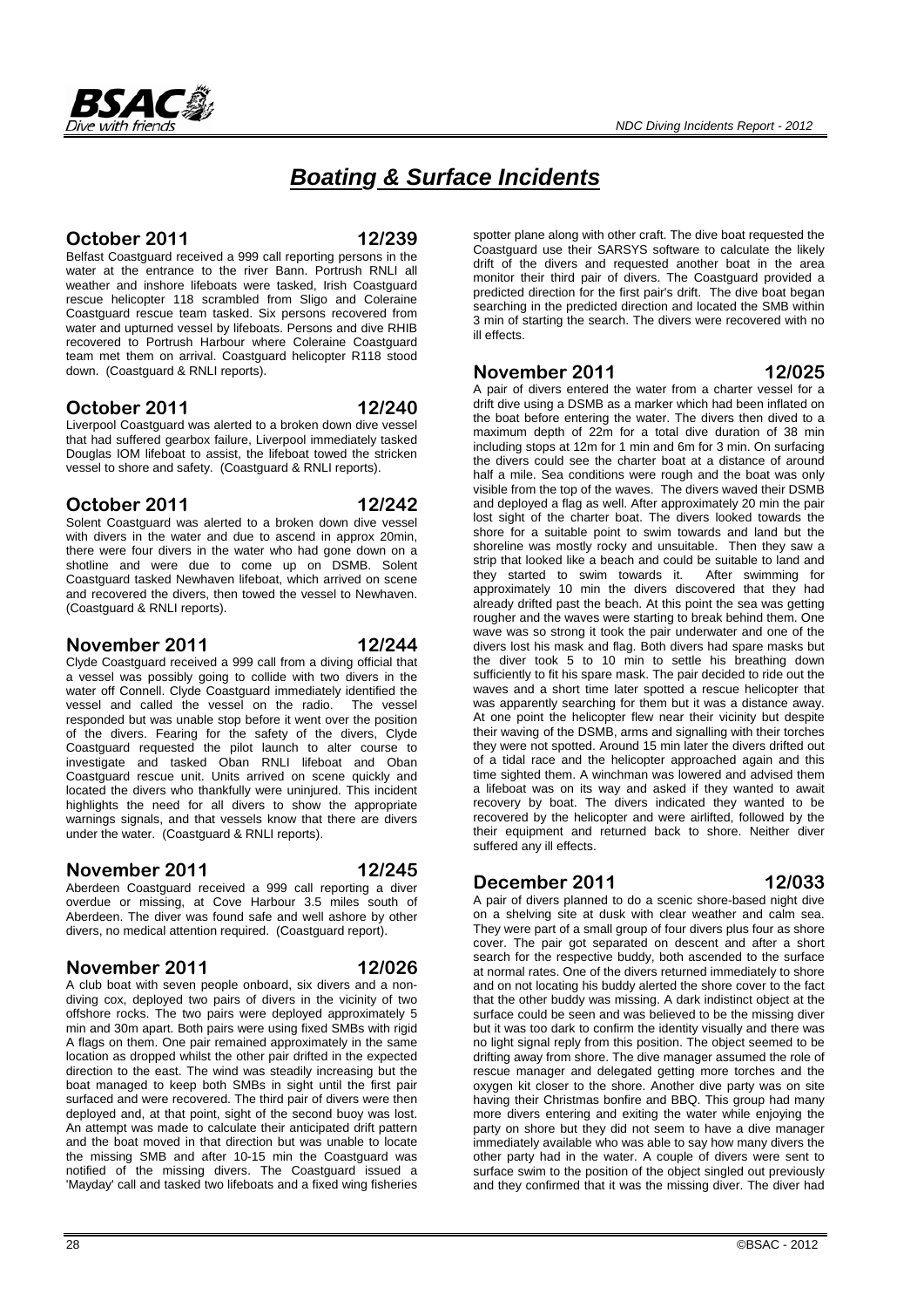# *Boating & Surface Incidents*

## October 2011 12/239

Belfast Coastguard received a 999 call reporting persons in the water at the entrance to the river Bann. Portrush RNLI all weather and inshore lifeboats were tasked, Irish Coastguard rescue helicopter 118 scrambled from Sligo and Coleraine Coastguard rescue team tasked. Six persons recovered from water and upturned vessel by lifeboats. Persons and dive RHIB recovered to Portrush Harbour where Coleraine Coastguard team met them on arrival. Coastguard helicopter R118 stood down. (Coastguard & RNLI reports).

## October 2011 12/240

Liverpool Coastguard was alerted to a broken down dive vessel that had suffered gearbox failure, Liverpool immediately tasked Douglas IOM lifeboat to assist, the lifeboat towed the stricken vessel to shore and safety. (Coastguard & RNLI reports).

## October 2011 12/242

Solent Coastguard was alerted to a broken down dive vessel with divers in the water and due to ascend in approx 20min, there were four divers in the water who had gone down on a shotline and were due to come up on DSMB. Solent Coastguard tasked Newhaven lifeboat, which arrived on scene and recovered the divers, then towed the vessel to Newhaven. (Coastguard & RNLI reports).

## November 2011 12/244

Clyde Coastguard received a 999 call from a diving official that a vessel was possibly going to collide with two divers in the water off Connell. Clyde Coastguard immediately identified the vessel and called the vessel on the radio. The vessel responded but was unable stop before it went over the position of the divers. Fearing for the safety of the divers, Clyde Coastguard requested the pilot launch to alter course to investigate and tasked Oban RNLI lifeboat and Oban Coastguard rescue unit. Units arrived on scene quickly and located the divers who thankfully were uninjured. This incident highlights the need for all divers to show the appropriate warnings signals, and that vessels know that there are divers under the water. (Coastguard & RNLI reports).

## November 2011 12/245

Aberdeen Coastguard received a 999 call reporting a diver overdue or missing, at Cove Harbour 3.5 miles south of Aberdeen. The diver was found safe and well ashore by other divers, no medical attention required. (Coastguard report).

## November 2011 12/026

A club boat with seven people onboard, six divers and a non-diving cox, deployed two pairs of divers in the vicinity of two offshore rocks. The two pairs were deployed approximately 5 min and 30m apart. Both pairs were using fixed SMBs with rigid A flags on them. One pair remained approximately in the same location as dropped whilst the other pair drifted in the expected direction to the east. The wind was steadily increasing but the boat managed to keep both SMBs in sight until the first pair surfaced and were recovered. The third pair of divers were then deployed and, at that point, sight of the second buoy was lost. An attempt was made to calculate their anticipated drift pattern and the boat moved in that direction but was unable to locate the missing SMB and after 10-15 min the Coastguard was notified of the missing divers. The Coastguard issued a 'Mayday' call and tasked two lifeboats and a fixed wing fisheries spotter plane along with other craft. The dive boat requested the Coastguard use their SARSYS software to calculate the likely drift of the divers and requested another boat in the area monitor their third pair of divers. The Coastguard provided a predicted direction for the first pair's drift. The dive boat began searching in the predicted direction and located the SMB within 3 min of starting the search. The divers were recovered with no ill effects.

## November 2011 12/025

A pair of divers entered the water from a charter vessel for a drift dive using a DSMB as a marker which had been inflated on the boat before entering the water. The divers then dived to a maximum depth of 22m for a total dive duration of 38 min including stops at 12m for 1 min and 6m for 3 min. On surfacing the divers could see the charter boat at a distance of around half a mile. Sea conditions were rough and the boat was only visible from the top of the waves. The divers waved their DSMB and deployed a flag as well. After approximately 20 min the pair lost sight of the charter boat. The divers looked towards the shore for a suitable point to swim towards and land but the shoreline was mostly rocky and unsuitable. Then they saw a strip that looked like a beach and could be suitable to land and they started to swim towards it. After swimming for approximately 10 min the divers discovered that they had already drifted past the beach. At this point the sea was getting rougher and the waves were starting to break behind them. One wave was so strong it took the pair underwater and one of the divers lost his mask and flag. Both divers had spare masks but the diver took 5 to 10 min to settle his breathing down sufficiently to fit his spare mask. The pair decided to ride out the waves and a short time later spotted a rescue helicopter that was apparently searching for them but it was a distance away. At one point the helicopter flew near their vicinity but despite their waving of the DSMB, arms and signalling with their torches they were not spotted. Around 15 min later the divers drifted out of a tidal race and the helicopter approached again and this time sighted them. A winchman was lowered and advised them a lifeboat was on its way and asked if they wanted to await recovery by boat. The divers indicated they wanted to be recovered by the helicopter and were airlifted, followed by the their equipment and returned back to shore. Neither diver suffered any ill effects.

## December 2011 12/033

A pair of divers planned to do a scenic shore-based night dive on a shelving site at dusk with clear weather and calm sea. They were part of a small group of four divers plus four as shore cover. The pair got separated on descent and after a short search for the respective buddy, both ascended to the surface at normal rates. One of the divers returned immediately to shore and on not locating his buddy alerted the shore cover to the fact that the other buddy was missing. A dark indistinct object at the surface could be seen and was believed to be the missing diver but it was too dark to confirm the identity visually and there was no light signal reply from this position. The object seemed to be drifting away from shore. The dive manager assumed the role of rescue manager and delegated getting more torches and the oxygen kit closer to the shore. Another dive party was on site having their Christmas bonfire and BBQ. This group had many more divers entering and exiting the water while enjoying the party on shore but they did not seem to have a dive manager immediately available who was able to say how many divers the other party had in the water. A couple of divers were sent to surface swim to the position of the object singled out previously and they confirmed that it was the missing diver. The diver had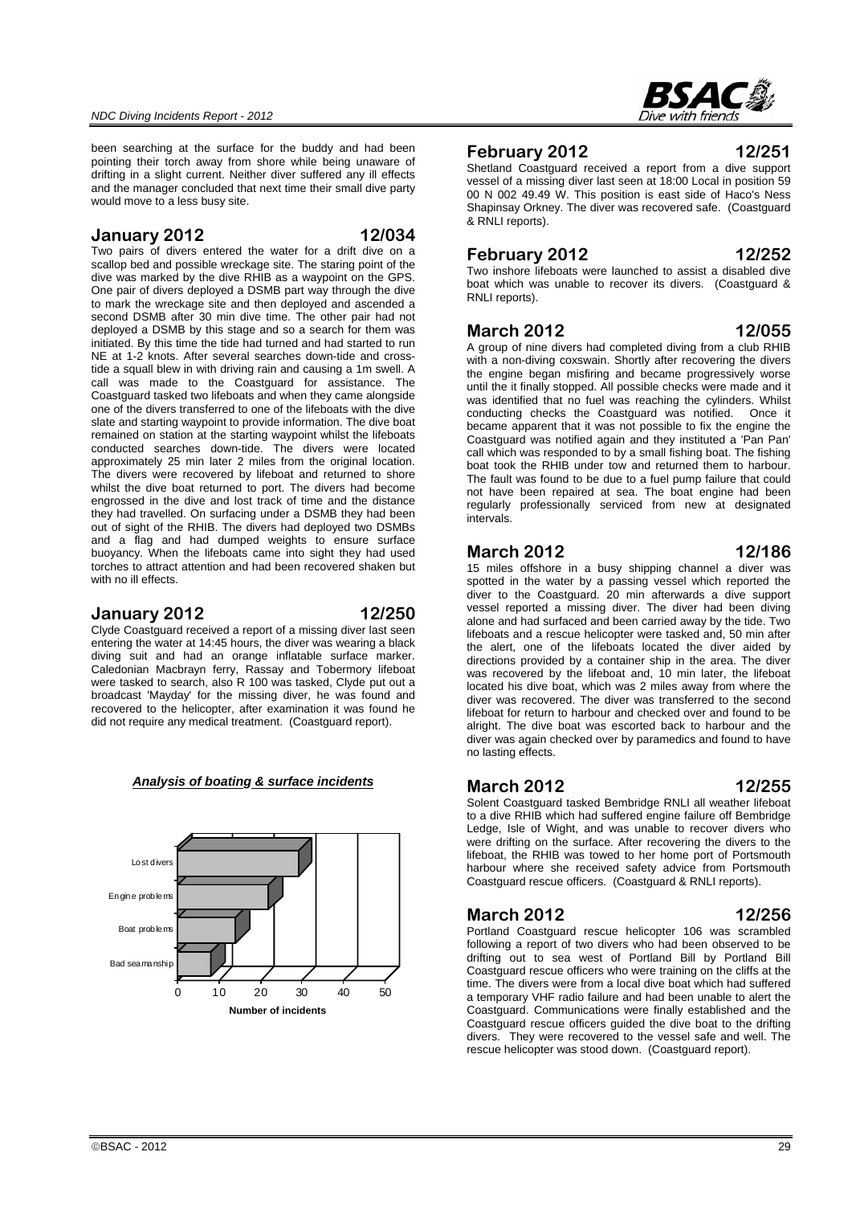been searching at the surface for the buddy and had been pointing their torch away from shore while being unaware of drifting in a slight current. Neither diver suffered any ill effects and the manager concluded that next time their small dive party would move to a less busy site.

## January 2012 — 12/034

Two pairs of divers entered the water for a drift dive on a scallop bed and possible wreckage site. The staring point of the dive was marked by the dive RHIB as a waypoint on the GPS. One pair of divers deployed a DSMB part way through the dive to mark the wreckage site and then deployed and ascended a second DSMB after 30 min dive time. The other pair had not deployed a DSMB by this stage and so a search for them was initiated. By this time the tide had turned and had started to run NE at 1-2 knots. After several searches down-tide and cross-tide a squall blew in with driving rain and causing a 1m swell. A call was made to the Coastguard for assistance. The Coastguard tasked two lifeboats and when they came alongside one of the divers transferred to one of the lifeboats with the dive slate and starting waypoint to provide information. The dive boat remained on station at the starting waypoint whilst the lifeboats conducted searches down-tide. The divers were located approximately 25 min later 2 miles from the original location. The divers were recovered by lifeboat and returned to shore whilst the dive boat returned to port. The divers had become engrossed in the dive and lost track of time and the distance they had travelled. On surfacing under a DSMB they had been out of sight of the RHIB. The divers had deployed two DSMBs and a flag and had dumped weights to ensure surface buoyancy. When the lifeboats came into sight they had used torches to attract attention and had been recovered shaken but with no ill effects.

## January 2012 — 12/250

Clyde Coastguard received a report of a missing diver last seen entering the water at 14:45 hours, the diver was wearing a black diving suit and had an orange inflatable surface marker. Caledonian Macbrayn ferry, Rassay and Tobermory lifeboat were tasked to search, also R 100 was tasked, Clyde put out a broadcast 'Mayday' for the missing diver, he was found and recovered to the helicopter, after examination it was found he did not require any medical treatment. (Coastguard report).

***Analysis of boating & surface incidents***

| Category | Number of incidents |
|---|---|
| Lost divers | ~29 |
| Engine problems | ~22 |
| Boat problems | ~14 |
| Bad seamanship | ~8 |

## February 2012 — 12/251

Shetland Coastguard received a report from a dive support vessel of a missing diver last seen at 18:00 Local in position 59 00 N 002 49.49 W. This position is east side of Haco's Ness Shapinsay Orkney. The diver was recovered safe. (Coastguard & RNLI reports).

## February 2012 — 12/252

Two inshore lifeboats were launched to assist a disabled dive boat which was unable to recover its divers. (Coastguard & RNLI reports).

## March 2012 — 12/055

A group of nine divers had completed diving from a club RHIB with a non-diving coxswain. Shortly after recovering the divers the engine began misfiring and became progressively worse until the it finally stopped. All possible checks were made and it was identified that no fuel was reaching the cylinders. Whilst conducting checks the Coastguard was notified. Once it became apparent that it was not possible to fix the engine the Coastguard was notified again and they instituted a 'Pan Pan' call which was responded to by a small fishing boat. The fishing boat took the RHIB under tow and returned them to harbour. The fault was found to be due to a fuel pump failure that could not have been repaired at sea. The boat engine had been regularly professionally serviced from new at designated intervals.

## March 2012 — 12/186

15 miles offshore in a busy shipping channel a diver was spotted in the water by a passing vessel which reported the diver to the Coastguard. 20 min afterwards a dive support vessel reported a missing diver. The diver had been diving alone and had surfaced and been carried away by the tide. Two lifeboats and a rescue helicopter were tasked and, 50 min after the alert, one of the lifeboats located the diver aided by directions provided by a container ship in the area. The diver was recovered by the lifeboat and, 10 min later, the lifeboat located his dive boat, which was 2 miles away from where the diver was recovered. The diver was transferred to the second lifeboat for return to harbour and checked over and found to be alright. The dive boat was escorted back to harbour and the diver was again checked over by paramedics and found to have no lasting effects.

## March 2012 — 12/255

Solent Coastguard tasked Bembridge RNLI all weather lifeboat to a dive RHIB which had suffered engine failure off Bembridge Ledge, Isle of Wight, and was unable to recover divers who were drifting on the surface. After recovering the divers to the lifeboat, the RHIB was towed to her home port of Portsmouth harbour where she received safety advice from Portsmouth Coastguard rescue officers. (Coastguard & RNLI reports).

## March 2012 — 12/256

Portland Coastguard rescue helicopter 106 was scrambled following a report of two divers who had been observed to be drifting out to sea west of Portland Bill by Portland Bill Coastguard rescue officers who were training on the cliffs at the time. The divers were from a local dive boat which had suffered a temporary VHF radio failure and had been unable to alert the Coastguard. Communications were finally established and the Coastguard rescue officers guided the dive boat to the drifting divers. They were recovered to the vessel safe and well. The rescue helicopter was stood down. (Coastguard report).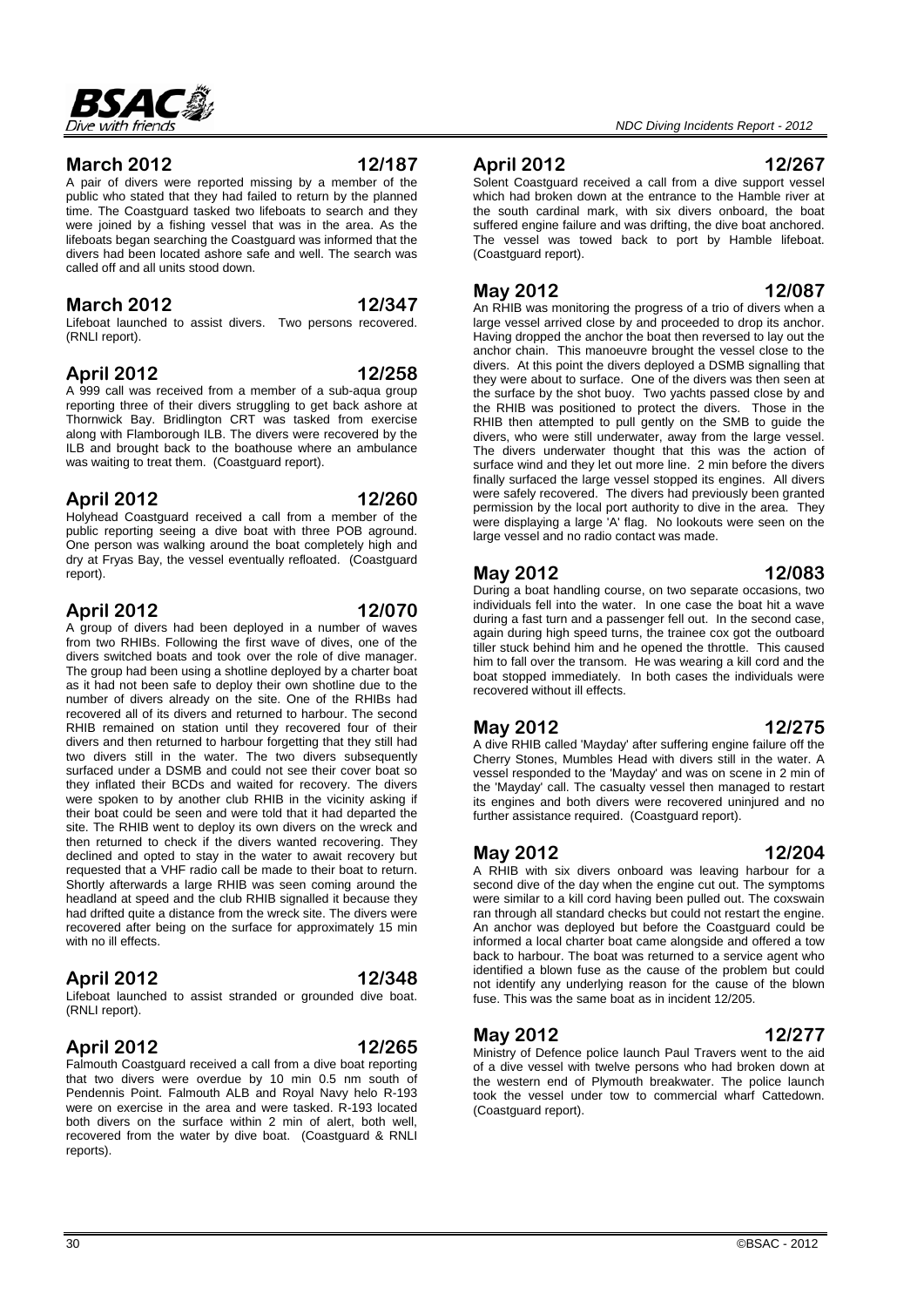## March 2012 12/187

A pair of divers were reported missing by a member of the public who stated that they had failed to return by the planned time. The Coastguard tasked two lifeboats to search and they were joined by a fishing vessel that was in the area. As the lifeboats began searching the Coastguard was informed that the divers had been located ashore safe and well. The search was called off and all units stood down.

## March 2012 12/347

Lifeboat launched to assist divers. Two persons recovered. (RNLI report).

## April 2012 12/258

A 999 call was received from a member of a sub-aqua group reporting three of their divers struggling to get back ashore at Thornwick Bay. Bridlington CRT was tasked from exercise along with Flamborough ILB. The divers were recovered by the ILB and brought back to the boathouse where an ambulance was waiting to treat them. (Coastguard report).

## April 2012 12/260

Holyhead Coastguard received a call from a member of the public reporting seeing a dive boat with three POB aground. One person was walking around the boat completely high and dry at Fryas Bay, the vessel eventually refloated. (Coastguard report).

## April 2012 12/070

A group of divers had been deployed in a number of waves from two RHIBs. Following the first wave of dives, one of the divers switched boats and took over the role of dive manager. The group had been using a shotline deployed by a charter boat as it had not been safe to deploy their own shotline due to the number of divers already on the site. One of the RHIBs had recovered all of its divers and returned to harbour. The second RHIB remained on station until they recovered four of their divers and then returned to harbour forgetting that they still had two divers still in the water. The two divers subsequently surfaced under a DSMB and could not see their cover boat so they inflated their BCDs and waited for recovery. The divers were spoken to by another club RHIB in the vicinity asking if their boat could be seen and were told that it had departed the site. The RHIB went to deploy its own divers on the wreck and then returned to check if the divers wanted recovering. They declined and opted to stay in the water to await recovery but requested that a VHF radio call be made to their boat to return. Shortly afterwards a large RHIB was seen coming around the headland at speed and the club RHIB signalled it because they had drifted quite a distance from the wreck site. The divers were recovered after being on the surface for approximately 15 min with no ill effects.

## April 2012 12/348

Lifeboat launched to assist stranded or grounded dive boat. (RNLI report).

## April 2012 12/265

Falmouth Coastguard received a call from a dive boat reporting that two divers were overdue by 10 min 0.5 nm south of Pendennis Point. Falmouth ALB and Royal Navy helo R-193 were on exercise in the area and were tasked. R-193 located both divers on the surface within 2 min of alert, both well, recovered from the water by dive boat. (Coastguard & RNLI reports).

## April 2012 12/267

Solent Coastguard received a call from a dive support vessel which had broken down at the entrance to the Hamble river at the south cardinal mark, with six divers onboard, the boat suffered engine failure and was drifting, the dive boat anchored. The vessel was towed back to port by Hamble lifeboat. (Coastguard report).

## May 2012 12/087

An RHIB was monitoring the progress of a trio of divers when a large vessel arrived close by and proceeded to drop its anchor. Having dropped the anchor the boat then reversed to lay out the anchor chain. This manoeuvre brought the vessel close to the divers. At this point the divers deployed a DSMB signalling that they were about to surface. One of the divers was then seen at the surface by the shot buoy. Two yachts passed close by and the RHIB was positioned to protect the divers. Those in the RHIB then attempted to pull gently on the SMB to guide the divers, who were still underwater, away from the large vessel. The divers underwater thought that this was the action of surface wind and they let out more line. 2 min before the divers finally surfaced the large vessel stopped its engines. All divers were safely recovered. The divers had previously been granted permission by the local port authority to dive in the area. They were displaying a large 'A' flag. No lookouts were seen on the large vessel and no radio contact was made.

## May 2012 12/083

During a boat handling course, on two separate occasions, two individuals fell into the water. In one case the boat hit a wave during a fast turn and a passenger fell out. In the second case, again during high speed turns, the trainee cox got the outboard tiller stuck behind him and he opened the throttle. This caused him to fall over the transom. He was wearing a kill cord and the boat stopped immediately. In both cases the individuals were recovered without ill effects.

## May 2012 12/275

A dive RHIB called 'Mayday' after suffering engine failure off the Cherry Stones, Mumbles Head with divers still in the water. A vessel responded to the 'Mayday' and was on scene in 2 min of the 'Mayday' call. The casualty vessel then managed to restart its engines and both divers were recovered uninjured and no further assistance required. (Coastguard report).

## May 2012 12/204

A RHIB with six divers onboard was leaving harbour for a second dive of the day when the engine cut out. The symptoms were similar to a kill cord having been pulled out. The coxswain ran through all standard checks but could not restart the engine. An anchor was deployed but before the Coastguard could be informed a local charter boat came alongside and offered a tow back to harbour. The boat was returned to a service agent who identified a blown fuse as the cause of the problem but could not identify any underlying reason for the cause of the blown fuse. This was the same boat as in incident 12/205.

## May 2012 12/277

Ministry of Defence police launch Paul Travers went to the aid of a dive vessel with twelve persons who had broken down at the western end of Plymouth breakwater. The police launch took the vessel under tow to commercial wharf Cattedown. (Coastguard report).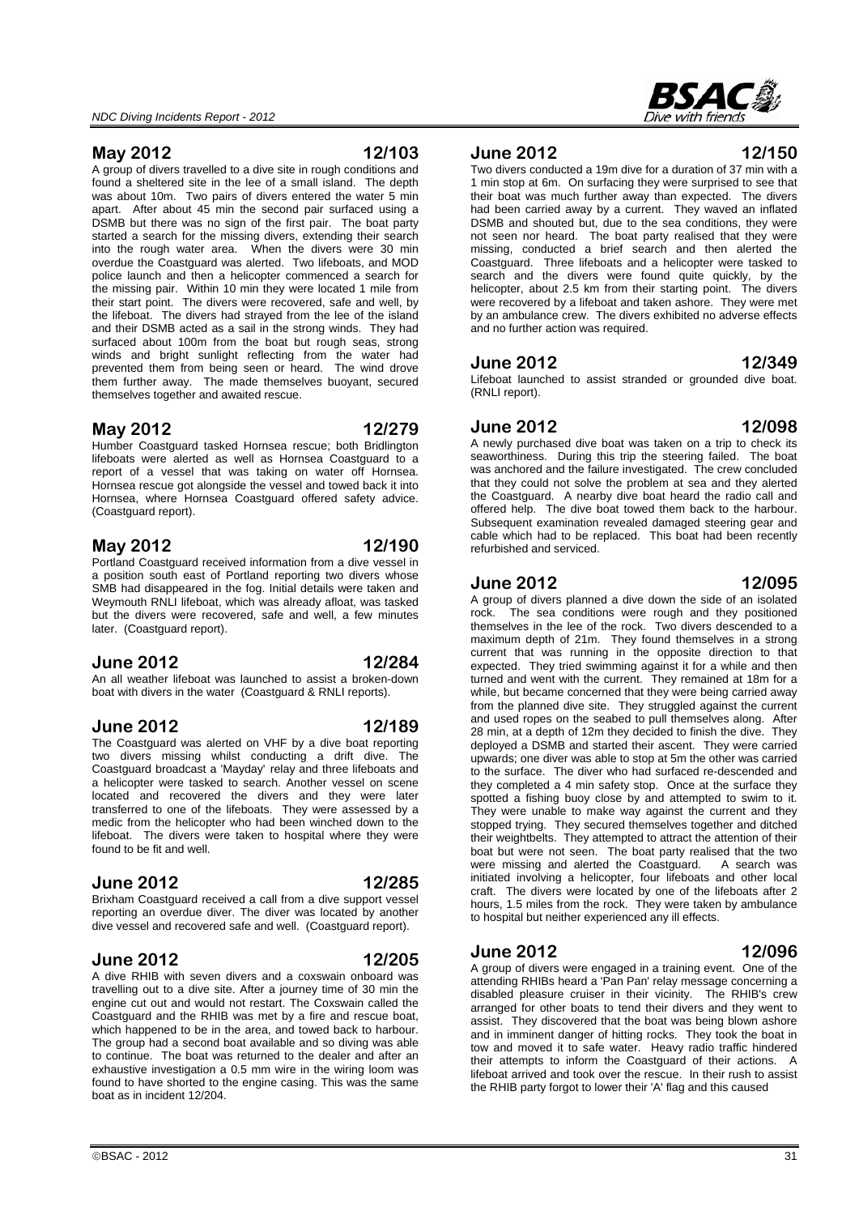## May 2012 12/103

A group of divers travelled to a dive site in rough conditions and found a sheltered site in the lee of a small island. The depth was about 10m. Two pairs of divers entered the water 5 min apart. After about 45 min the second pair surfaced using a DSMB but there was no sign of the first pair. The boat party started a search for the missing divers, extending their search into the rough water area. When the divers were 30 min overdue the Coastguard was alerted. Two lifeboats, and MOD police launch and then a helicopter commenced a search for the missing pair. Within 10 min they were located 1 mile from their start point. The divers were recovered, safe and well, by the lifeboat. The divers had strayed from the lee of the island and their DSMB acted as a sail in the strong winds. They had surfaced about 100m from the boat but rough seas, strong winds and bright sunlight reflecting from the water had prevented them from being seen or heard. The wind drove them further away. The made themselves buoyant, secured themselves together and awaited rescue.

## May 2012 12/279

Humber Coastguard tasked Hornsea rescue; both Bridlington lifeboats were alerted as well as Hornsea Coastguard to a report of a vessel that was taking on water off Hornsea. Hornsea rescue got alongside the vessel and towed back it into Hornsea, where Hornsea Coastguard offered safety advice. (Coastguard report).

## May 2012 12/190

Portland Coastguard received information from a dive vessel in a position south east of Portland reporting two divers whose SMB had disappeared in the fog. Initial details were taken and Weymouth RNLI lifeboat, which was already afloat, was tasked but the divers were recovered, safe and well, a few minutes later. (Coastguard report).

## June 2012 12/284

An all weather lifeboat was launched to assist a broken-down boat with divers in the water (Coastguard & RNLI reports).

## June 2012 12/189

The Coastguard was alerted on VHF by a dive boat reporting two divers missing whilst conducting a drift dive. The Coastguard broadcast a 'Mayday' relay and three lifeboats and a helicopter were tasked to search. Another vessel on scene located and recovered the divers and they were later transferred to one of the lifeboats. They were assessed by a medic from the helicopter who had been winched down to the lifeboat. The divers were taken to hospital where they were found to be fit and well.

## June 2012 12/285

Brixham Coastguard received a call from a dive support vessel reporting an overdue diver. The diver was located by another dive vessel and recovered safe and well. (Coastguard report).

## June 2012 12/205

A dive RHIB with seven divers and a coxswain onboard was travelling out to a dive site. After a journey time of 30 min the engine cut out and would not restart. The Coxswain called the Coastguard and the RHIB was met by a fire and rescue boat, which happened to be in the area, and towed back to harbour. The group had a second boat available and so diving was able to continue. The boat was returned to the dealer and after an exhaustive investigation a 0.5 mm wire in the wiring loom was found to have shorted to the engine casing. This was the same boat as in incident 12/204.

## June 2012 12/150

Two divers conducted a 19m dive for a duration of 37 min with a 1 min stop at 6m. On surfacing they were surprised to see that their boat was much further away than expected. The divers had been carried away by a current. They waved an inflated DSMB and shouted but, due to the sea conditions, they were not seen nor heard. The boat party realised that they were missing, conducted a brief search and then alerted the Coastguard. Three lifeboats and a helicopter were tasked to search and the divers were found quite quickly, by the helicopter, about 2.5 km from their starting point. The divers were recovered by a lifeboat and taken ashore. They were met by an ambulance crew. The divers exhibited no adverse effects and no further action was required.

## June 2012 12/349

Lifeboat launched to assist stranded or grounded dive boat. (RNLI report).

## June 2012 12/098

A newly purchased dive boat was taken on a trip to check its seaworthiness. During this trip the steering failed. The boat was anchored and the failure investigated. The crew concluded that they could not solve the problem at sea and they alerted the Coastguard. A nearby dive boat heard the radio call and offered help. The dive boat towed them back to the harbour. Subsequent examination revealed damaged steering gear and cable which had to be replaced. This boat had been recently refurbished and serviced.

## June 2012 12/095

A group of divers planned a dive down the side of an isolated rock. The sea conditions were rough and they positioned themselves in the lee of the rock. Two divers descended to a maximum depth of 21m. They found themselves in a strong current that was running in the opposite direction to that expected. They tried swimming against it for a while and then turned and went with the current. They remained at 18m for a while, but became concerned that they were being carried away from the planned dive site. They struggled against the current and used ropes on the seabed to pull themselves along. After 28 min, at a depth of 12m they decided to finish the dive. They deployed a DSMB and started their ascent. They were carried upwards; one diver was able to stop at 5m the other was carried to the surface. The diver who had surfaced re-descended and they completed a 4 min safety stop. Once at the surface they spotted a fishing buoy close by and attempted to swim to it. They were unable to make way against the current and they stopped trying. They secured themselves together and ditched their weightbelts. They attempted to attract the attention of their boat but were not seen. The boat party realised that the two were missing and alerted the Coastguard. A search was initiated involving a helicopter, four lifeboats and other local craft. The divers were located by one of the lifeboats after 2 hours, 1.5 miles from the rock. They were taken by ambulance to hospital but neither experienced any ill effects.

## June 2012 12/096

A group of divers were engaged in a training event. One of the attending RHIBs heard a 'Pan Pan' relay message concerning a disabled pleasure cruiser in their vicinity. The RHIB's crew arranged for other boats to tend their divers and they went to assist. They discovered that the boat was being blown ashore and in imminent danger of hitting rocks. They took the boat in tow and moved it to safe water. Heavy radio traffic hindered their attempts to inform the Coastguard of their actions. A lifeboat arrived and took over the rescue. In their rush to assist the RHIB party forgot to lower their 'A' flag and this caused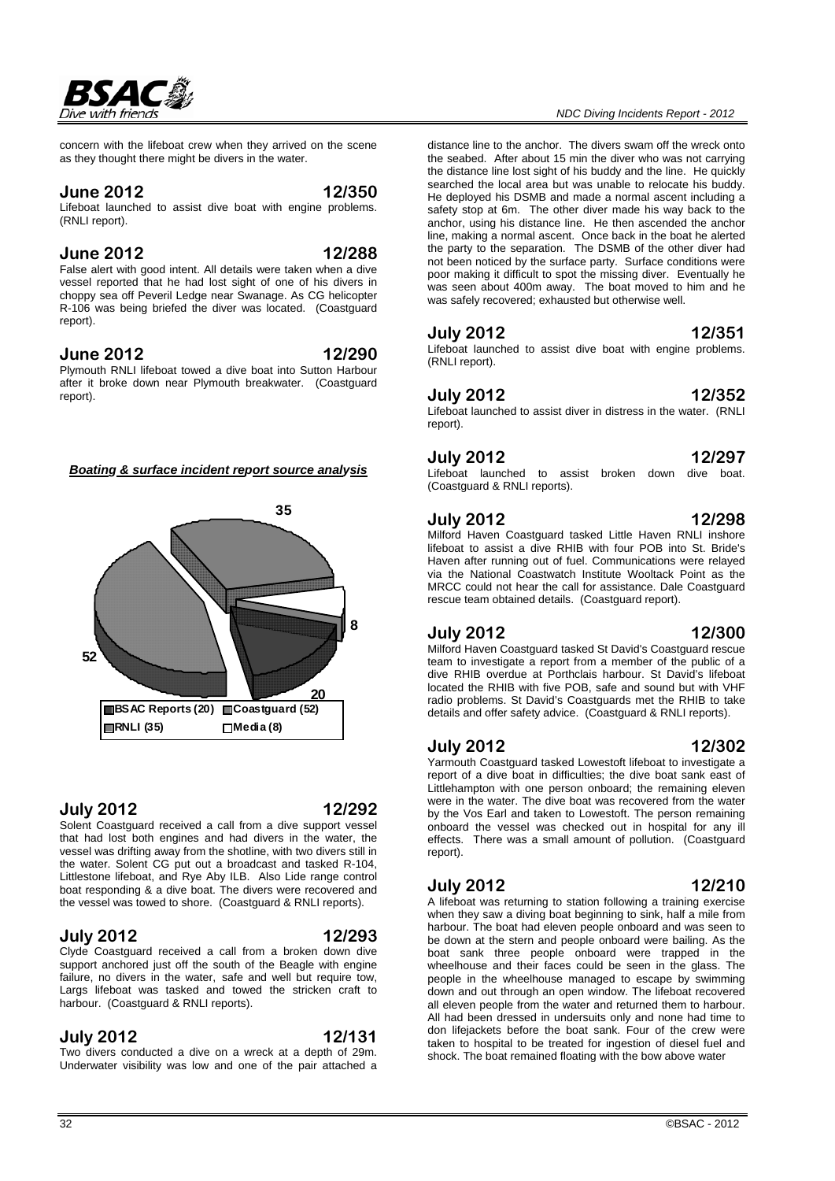concern with the lifeboat crew when they arrived on the scene as they thought there might be divers in the water.

**June 2012 12/350**

Lifeboat launched to assist dive boat with engine problems. (RNLI report).

**June 2012 12/288**

False alert with good intent. All details were taken when a dive vessel reported that he had lost sight of one of his divers in choppy sea off Peveril Ledge near Swanage. As CG helicopter R-106 was being briefed the diver was located. (Coastguard report).

**June 2012 12/290**

Plymouth RNLI lifeboat towed a dive boat into Sutton Harbour after it broke down near Plymouth breakwater. (Coastguard report).

***Boating & surface incident report source analysis***

| Source | Reports |
|---|---|
| BSAC Reports | 20 |
| Coastguard | 52 |
| RNLI | 35 |
| Media | 8 |

**July 2012 12/292**

Solent Coastguard received a call from a dive support vessel that had lost both engines and had divers in the water, the vessel was drifting away from the shotline, with two divers still in the water. Solent CG put out a broadcast and tasked R-104, Littlestone lifeboat, and Rye Aby ILB. Also Lide range control boat responding & a dive boat. The divers were recovered and the vessel was towed to shore. (Coastguard & RNLI reports).

**July 2012 12/293**

Clyde Coastguard received a call from a broken down dive support anchored just off the south of the Beagle with engine failure, no divers in the water, safe and well but require tow, Largs lifeboat was tasked and towed the stricken craft to harbour. (Coastguard & RNLI reports).

**July 2012 12/131**

Two divers conducted a dive on a wreck at a depth of 29m. Underwater visibility was low and one of the pair attached a distance line to the anchor. The divers swam off the wreck onto the seabed. After about 15 min the diver who was not carrying the distance line lost sight of his buddy and the line. He quickly searched the local area but was unable to relocate his buddy. He deployed his DSMB and made a normal ascent including a safety stop at 6m. The other diver made his way back to the anchor, using his distance line. He then ascended the anchor line, making a normal ascent. Once back in the boat he alerted the party to the separation. The DSMB of the other diver had not been noticed by the surface party. Surface conditions were poor making it difficult to spot the missing diver. Eventually he was seen about 400m away. The boat moved to him and he was safely recovered; exhausted but otherwise well.

**July 2012 12/351**

Lifeboat launched to assist dive boat with engine problems. (RNLI report).

**July 2012 12/352**

Lifeboat launched to assist diver in distress in the water. (RNLI report).

**July 2012 12/297**

Lifeboat launched to assist broken down dive boat. (Coastguard & RNLI reports).

**July 2012 12/298**

Milford Haven Coastguard tasked Little Haven RNLI inshore lifeboat to assist a dive RHIB with four POB into St. Bride's Haven after running out of fuel. Communications were relayed via the National Coastwatch Institute Wooltack Point as the MRCC could not hear the call for assistance. Dale Coastguard rescue team obtained details. (Coastguard report).

**July 2012 12/300**

Milford Haven Coastguard tasked St David's Coastguard rescue team to investigate a report from a member of the public of a dive RHIB overdue at Porthclais harbour. St David's lifeboat located the RHIB with five POB, safe and sound but with VHF radio problems. St David's Coastguards met the RHIB to take details and offer safety advice. (Coastguard & RNLI reports).

**July 2012 12/302**

Yarmouth Coastguard tasked Lowestoft lifeboat to investigate a report of a dive boat in difficulties; the dive boat sank east of Littlehampton with one person onboard; the remaining eleven were in the water. The dive boat was recovered from the water by the Vos Earl and taken to Lowestoft. The person remaining onboard the vessel was checked out in hospital for any ill effects. There was a small amount of pollution. (Coastguard report).

**July 2012 12/210**

A lifeboat was returning to station following a training exercise when they saw a diving boat beginning to sink, half a mile from harbour. The boat had eleven people onboard and was seen to be down at the stern and people onboard were bailing. As the boat sank three people onboard were trapped in the wheelhouse and their faces could be seen in the glass. The people in the wheelhouse managed to escape by swimming down and out through an open window. The lifeboat recovered all eleven people from the water and returned them to harbour. All had been dressed in undersuits only and none had time to don lifejackets before the boat sank. Four of the crew were taken to hospital to be treated for ingestion of diesel fuel and shock. The boat remained floating with the bow above water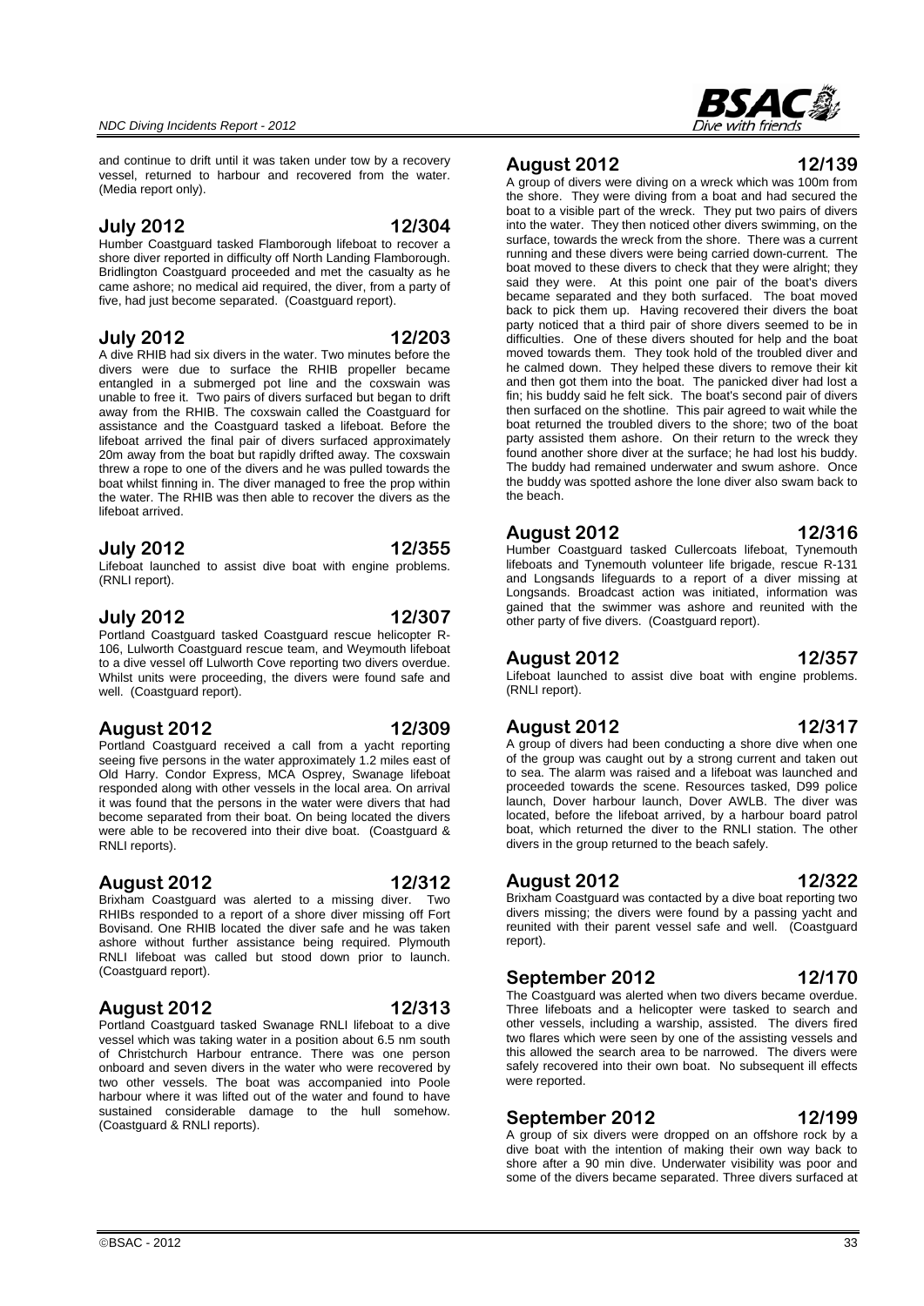and continue to drift until it was taken under tow by a recovery vessel, returned to harbour and recovered from the water. (Media report only).

## July 2012 — 12/304

Humber Coastguard tasked Flamborough lifeboat to recover a shore diver reported in difficulty off North Landing Flamborough. Bridlington Coastguard proceeded and met the casualty as he came ashore; no medical aid required, the diver, from a party of five, had just become separated. (Coastguard report).

## July 2012 — 12/203

A dive RHIB had six divers in the water. Two minutes before the divers were due to surface the RHIB propeller became entangled in a submerged pot line and the coxswain was unable to free it. Two pairs of divers surfaced but began to drift away from the RHIB. The coxswain called the Coastguard for assistance and the Coastguard tasked a lifeboat. Before the lifeboat arrived the final pair of divers surfaced approximately 20m away from the boat but rapidly drifted away. The coxswain threw a rope to one of the divers and he was pulled towards the boat whilst finning in. The diver managed to free the prop within the water. The RHIB was then able to recover the divers as the lifeboat arrived.

## July 2012 — 12/355

Lifeboat launched to assist dive boat with engine problems. (RNLI report).

## July 2012 — 12/307

Portland Coastguard tasked Coastguard rescue helicopter R-106, Lulworth Coastguard rescue team, and Weymouth lifeboat to a dive vessel off Lulworth Cove reporting two divers overdue. Whilst units were proceeding, the divers were found safe and well. (Coastguard report).

## August 2012 — 12/309

Portland Coastguard received a call from a yacht reporting seeing five persons in the water approximately 1.2 miles east of Old Harry. Condor Express, MCA Osprey, Swanage lifeboat responded along with other vessels in the local area. On arrival it was found that the persons in the water were divers that had become separated from their boat. On being located the divers were able to be recovered into their dive boat. (Coastguard & RNLI reports).

## August 2012 — 12/312

Brixham Coastguard was alerted to a missing diver. Two RHIBs responded to a report of a shore diver missing off Fort Bovisand. One RHIB located the diver safe and he was taken ashore without further assistance being required. Plymouth RNLI lifeboat was called but stood down prior to launch. (Coastguard report).

## August 2012 — 12/313

Portland Coastguard tasked Swanage RNLI lifeboat to a dive vessel which was taking water in a position about 6.5 nm south of Christchurch Harbour entrance. There was one person onboard and seven divers in the water who were recovered by two other vessels. The boat was accompanied into Poole harbour where it was lifted out of the water and found to have sustained considerable damage to the hull somehow. (Coastguard & RNLI reports).

## August 2012 — 12/139

A group of divers were diving on a wreck which was 100m from the shore. They were diving from a boat and had secured the boat to a visible part of the wreck. They put two pairs of divers into the water. They then noticed other divers swimming, on the surface, towards the wreck from the shore. There was a current running and these divers were being carried down-current. The boat moved to these divers to check that they were alright; they said they were. At this point one pair of the boat's divers became separated and they both surfaced. The boat moved back to pick them up. Having recovered their divers the boat party noticed that a third pair of shore divers seemed to be in difficulties. One of these divers shouted for help and the boat moved towards them. They took hold of the troubled diver and he calmed down. They helped these divers to remove their kit and then got them into the boat. The panicked diver had lost a fin; his buddy said he felt sick. The boat's second pair of divers then surfaced on the shotline. This pair agreed to wait while the boat returned the troubled divers to the shore; two of the boat party assisted them ashore. On their return to the wreck they found another shore diver at the surface; he had lost his buddy. The buddy had remained underwater and swum ashore. Once the buddy was spotted ashore the lone diver also swam back to the beach.

## August 2012 — 12/316

Humber Coastguard tasked Cullercoats lifeboat, Tynemouth lifeboats and Tynemouth volunteer life brigade, rescue R-131 and Longsands lifeguards to a report of a diver missing at Longsands. Broadcast action was initiated, information was gained that the swimmer was ashore and reunited with the other party of five divers. (Coastguard report).

## August 2012 — 12/357

Lifeboat launched to assist dive boat with engine problems. (RNLI report).

## August 2012 — 12/317

A group of divers had been conducting a shore dive when one of the group was caught out by a strong current and taken out to sea. The alarm was raised and a lifeboat was launched and proceeded towards the scene. Resources tasked, D99 police launch, Dover harbour launch, Dover AWLB. The diver was located, before the lifeboat arrived, by a harbour board patrol boat, which returned the diver to the RNLI station. The other divers in the group returned to the beach safely.

## August 2012 — 12/322

Brixham Coastguard was contacted by a dive boat reporting two divers missing; the divers were found by a passing yacht and reunited with their parent vessel safe and well. (Coastguard report).

## September 2012 — 12/170

The Coastguard was alerted when two divers became overdue. Three lifeboats and a helicopter were tasked to search and other vessels, including a warship, assisted. The divers fired two flares which were seen by one of the assisting vessels and this allowed the search area to be narrowed. The divers were safely recovered into their own boat. No subsequent ill effects were reported.

## September 2012 — 12/199

A group of six divers were dropped on an offshore rock by a dive boat with the intention of making their own way back to shore after a 90 min dive. Underwater visibility was poor and some of the divers became separated. Three divers surfaced at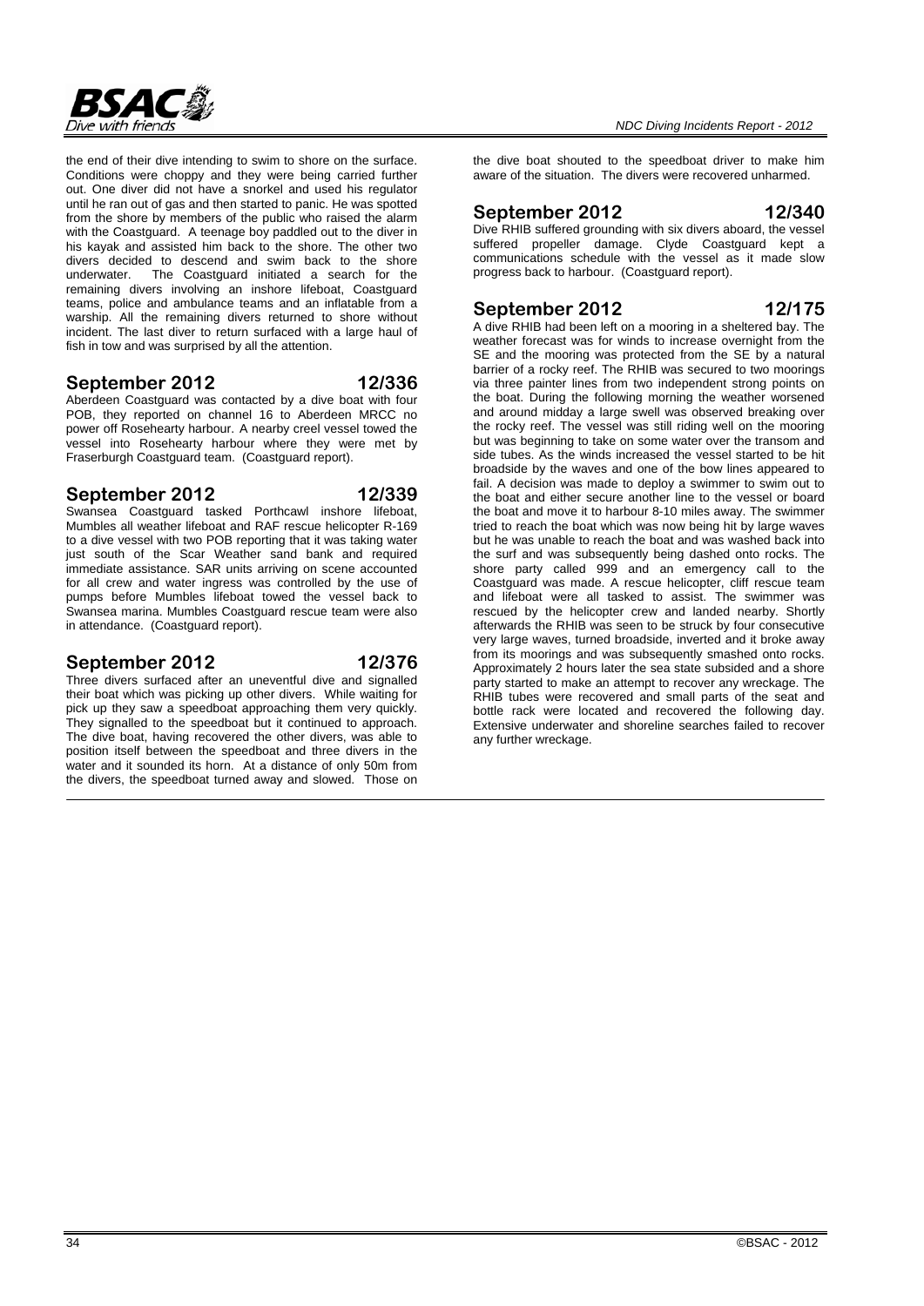the end of their dive intending to swim to shore on the surface. Conditions were choppy and they were being carried further out. One diver did not have a snorkel and used his regulator until he ran out of gas and then started to panic. He was spotted from the shore by members of the public who raised the alarm with the Coastguard. A teenage boy paddled out to the diver in his kayak and assisted him back to the shore. The other two divers decided to descend and swim back to the shore underwater. The Coastguard initiated a search for the remaining divers involving an inshore lifeboat, Coastguard teams, police and ambulance teams and an inflatable from a warship. All the remaining divers returned to shore without incident. The last diver to return surfaced with a large haul of fish in tow and was surprised by all the attention.

## September 2012 — 12/336

Aberdeen Coastguard was contacted by a dive boat with four POB, they reported on channel 16 to Aberdeen MRCC no power off Rosehearty harbour. A nearby creel vessel towed the vessel into Rosehearty harbour where they were met by Fraserburgh Coastguard team. (Coastguard report).

## September 2012 — 12/339

Swansea Coastguard tasked Porthcawl inshore lifeboat, Mumbles all weather lifeboat and RAF rescue helicopter R-169 to a dive vessel with two POB reporting that it was taking water just south of the Scar Weather sand bank and required immediate assistance. SAR units arriving on scene accounted for all crew and water ingress was controlled by the use of pumps before Mumbles lifeboat towed the vessel back to Swansea marina. Mumbles Coastguard rescue team were also in attendance. (Coastguard report).

## September 2012 — 12/376

Three divers surfaced after an uneventful dive and signalled their boat which was picking up other divers. While waiting for pick up they saw a speedboat approaching them very quickly. They signalled to the speedboat but it continued to approach. The dive boat, having recovered the other divers, was able to position itself between the speedboat and three divers in the water and it sounded its horn. At a distance of only 50m from the divers, the speedboat turned away and slowed. Those on the dive boat shouted to the speedboat driver to make him aware of the situation. The divers were recovered unharmed.

## September 2012 — 12/340

Dive RHIB suffered grounding with six divers aboard, the vessel suffered propeller damage. Clyde Coastguard kept a communications schedule with the vessel as it made slow progress back to harbour. (Coastguard report).

## September 2012 — 12/175

A dive RHIB had been left on a mooring in a sheltered bay. The weather forecast was for winds to increase overnight from the SE and the mooring was protected from the SE by a natural barrier of a rocky reef. The RHIB was secured to two moorings via three painter lines from two independent strong points on the boat. During the following morning the weather worsened and around midday a large swell was observed breaking over the rocky reef. The vessel was still riding well on the mooring but was beginning to take on some water over the transom and side tubes. As the winds increased the vessel started to be hit broadside by the waves and one of the bow lines appeared to fail. A decision was made to deploy a swimmer to swim out to the boat and either secure another line to the vessel or board the boat and move it to harbour 8-10 miles away. The swimmer tried to reach the boat which was now being hit by large waves but he was unable to reach the boat and was washed back into the surf and was subsequently being dashed onto rocks. The shore party called 999 and an emergency call to the Coastguard was made. A rescue helicopter, cliff rescue team and lifeboat were all tasked to assist. The swimmer was rescued by the helicopter crew and landed nearby. Shortly afterwards the RHIB was seen to be struck by four consecutive very large waves, turned broadside, inverted and it broke away from its moorings and was subsequently smashed onto rocks. Approximately 2 hours later the sea state subsided and a shore party started to make an attempt to recover any wreckage. The RHIB tubes were recovered and small parts of the seat and bottle rack were located and recovered the following day. Extensive underwater and shoreline searches failed to recover any further wreckage.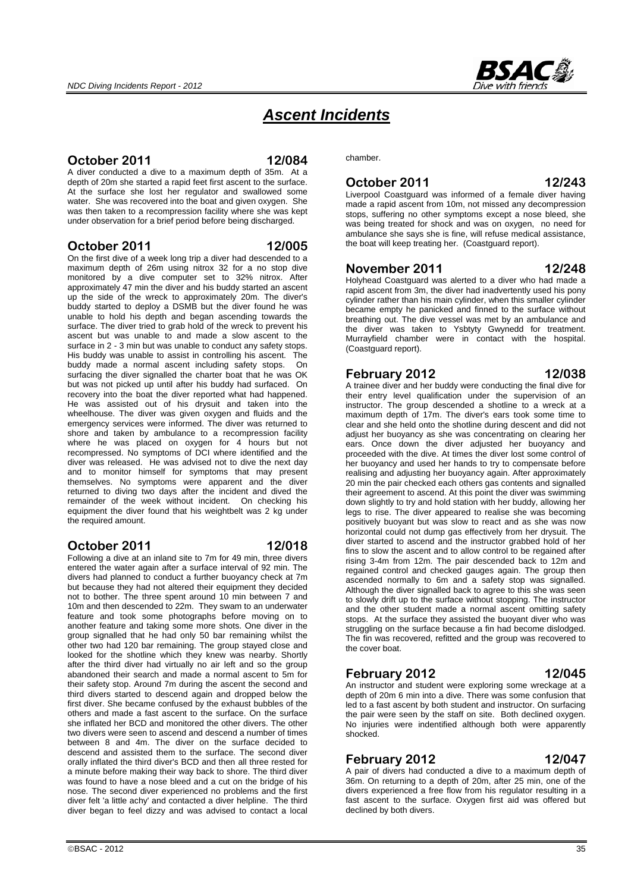# *Ascent Incidents*

## October 2011 — 12/084

A diver conducted a dive to a maximum depth of 35m. At a depth of 20m she started a rapid feet first ascent to the surface. At the surface she lost her regulator and swallowed some water. She was recovered into the boat and given oxygen. She was then taken to a recompression facility where she was kept under observation for a brief period before being discharged.

## October 2011 — 12/005

On the first dive of a week long trip a diver had descended to a maximum depth of 26m using nitrox 32 for a no stop dive monitored by a dive computer set to 32% nitrox. After approximately 47 min the diver and his buddy started an ascent up the side of the wreck to approximately 20m. The diver's buddy started to deploy a DSMB but the diver found he was unable to hold his depth and began ascending towards the surface. The diver tried to grab hold of the wreck to prevent his ascent but was unable to and made a slow ascent to the surface in 2 - 3 min but was unable to conduct any safety stops. His buddy was unable to assist in controlling his ascent. The buddy made a normal ascent including safety stops. On surfacing the diver signalled the charter boat that he was OK but was not picked up until after his buddy had surfaced. On recovery into the boat the diver reported what had happened. He was assisted out of his drysuit and taken into the wheelhouse. The diver was given oxygen and fluids and the emergency services were informed. The diver was returned to shore and taken by ambulance to a recompression facility where he was placed on oxygen for 4 hours but not recompressed. No symptoms of DCI where identified and the diver was released. He was advised not to dive the next day and to monitor himself for symptoms that may present themselves. No symptoms were apparent and the diver returned to diving two days after the incident and dived the remainder of the week without incident. On checking his equipment the diver found that his weightbelt was 2 kg under the required amount.

## October 2011 — 12/018

Following a dive at an inland site to 7m for 49 min, three divers entered the water again after a surface interval of 92 min. The divers had planned to conduct a further buoyancy check at 7m but because they had not altered their equipment they decided not to bother. The three spent around 10 min between 7 and 10m and then descended to 22m. They swam to an underwater feature and took some photographs before moving on to another feature and taking some more shots. One diver in the group signalled that he had only 50 bar remaining whilst the other two had 120 bar remaining. The group stayed close and looked for the shotline which they knew was nearby. Shortly after the third diver had virtually no air left and so the group abandoned their search and made a normal ascent to 5m for their safety stop. Around 7m during the ascent the second and third divers started to descend again and dropped below the first diver. She became confused by the exhaust bubbles of the others and made a fast ascent to the surface. On the surface she inflated her BCD and monitored the other divers. The other two divers were seen to ascend and descend a number of times between 8 and 4m. The diver on the surface decided to descend and assisted them to the surface. The second diver orally inflated the third diver's BCD and then all three rested for a minute before making their way back to shore. The third diver was found to have a nose bleed and a cut on the bridge of his nose. The second diver experienced no problems and the first diver felt 'a little achy' and contacted a diver helpline. The third diver began to feel dizzy and was advised to contact a local chamber.

## October 2011 — 12/243

Liverpool Coastguard was informed of a female diver having made a rapid ascent from 10m, not missed any decompression stops, suffering no other symptoms except a nose bleed, she was being treated for shock and was on oxygen, no need for ambulance she says she is fine, will refuse medical assistance, the boat will keep treating her. (Coastguard report).

## November 2011 — 12/248

Holyhead Coastguard was alerted to a diver who had made a rapid ascent from 3m, the diver had inadvertently used his pony cylinder rather than his main cylinder, when this smaller cylinder became empty he panicked and finned to the surface without breathing out. The dive vessel was met by an ambulance and the diver was taken to Ysbtyty Gwynedd for treatment. Murrayfield chamber were in contact with the hospital. (Coastguard report).

## February 2012 — 12/038

A trainee diver and her buddy were conducting the final dive for their entry level qualification under the supervision of an instructor. The group descended a shotline to a wreck at a maximum depth of 17m. The diver's ears took some time to clear and she held onto the shotline during descent and did not adjust her buoyancy as she was concentrating on clearing her ears. Once down the diver adjusted her buoyancy and proceeded with the dive. At times the diver lost some control of her buoyancy and used her hands to try to compensate before realising and adjusting her buoyancy again. After approximately 20 min the pair checked each others gas contents and signalled their agreement to ascend. At this point the diver was swimming down slightly to try and hold station with her buddy, allowing her legs to rise. The diver appeared to realise she was becoming positively buoyant but was slow to react and as she was now horizontal could not dump gas effectively from her drysuit. The diver started to ascend and the instructor grabbed hold of her fins to slow the ascent and to allow control to be regained after rising 3-4m from 12m. The pair descended back to 12m and regained control and checked gauges again. The group then ascended normally to 6m and a safety stop was signalled. Although the diver signalled back to agree to this she was seen to slowly drift up to the surface without stopping. The instructor and the other student made a normal ascent omitting safety stops. At the surface they assisted the buoyant diver who was struggling on the surface because a fin had become dislodged. The fin was recovered, refitted and the group was recovered to the cover boat.

## February 2012 — 12/045

An instructor and student were exploring some wreckage at a depth of 20m 6 min into a dive. There was some confusion that led to a fast ascent by both student and instructor. On surfacing the pair were seen by the staff on site. Both declined oxygen. No injuries were indentified although both were apparently shocked.

## February 2012 — 12/047

A pair of divers had conducted a dive to a maximum depth of 36m. On returning to a depth of 20m, after 25 min, one of the divers experienced a free flow from his regulator resulting in a fast ascent to the surface. Oxygen first aid was offered but declined by both divers.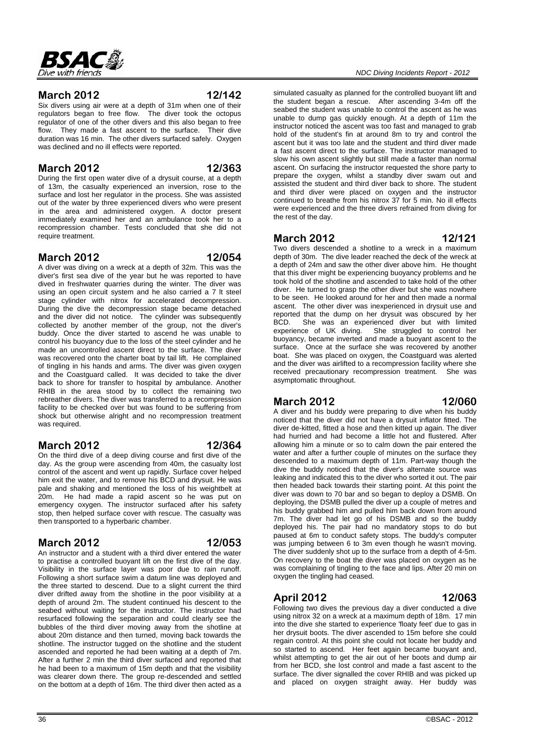## March 2012 12/142

Six divers using air were at a depth of 31m when one of their regulators began to free flow. The diver took the octopus regulator of one of the other divers and this also began to free flow. They made a fast ascent to the surface. Their dive duration was 16 min. The other divers surfaced safely. Oxygen was declined and no ill effects were reported.

## March 2012 12/363

During the first open water dive of a drysuit course, at a depth of 13m, the casualty experienced an inversion, rose to the surface and lost her regulator in the process. She was assisted out of the water by three experienced divers who were present in the area and administered oxygen. A doctor present immediately examined her and an ambulance took her to a recompression chamber. Tests concluded that she did not require treatment.

## March 2012 12/054

A diver was diving on a wreck at a depth of 32m. This was the diver's first sea dive of the year but he was reported to have dived in freshwater quarries during the winter. The diver was using an open circuit system and he also carried a 7 lt steel stage cylinder with nitrox for accelerated decompression. During the dive the decompression stage became detached and the diver did not notice. The cylinder was subsequently collected by another member of the group, not the diver's buddy. Once the diver started to ascend he was unable to control his buoyancy due to the loss of the steel cylinder and he made an uncontrolled ascent direct to the surface. The diver was recovered onto the charter boat by tail lift. He complained of tingling in his hands and arms. The diver was given oxygen and the Coastguard called. It was decided to take the diver back to shore for transfer to hospital by ambulance. Another RHIB in the area stood by to collect the remaining two rebreather divers. The diver was transferred to a recompression facility to be checked over but was found to be suffering from shock but otherwise alright and no recompression treatment was required.

## March 2012 12/364

On the third dive of a deep diving course and first dive of the day. As the group were ascending from 40m, the casualty lost control of the ascent and went up rapidly. Surface cover helped him exit the water, and to remove his BCD and drysuit. He was pale and shaking and mentioned the loss of his weightbelt at 20m. He had made a rapid ascent so he was put on emergency oxygen. The instructor surfaced after his safety stop, then helped surface cover with rescue. The casualty was then transported to a hyperbaric chamber.

## March 2012 12/053

An instructor and a student with a third diver entered the water to practise a controlled buoyant lift on the first dive of the day. Visibility in the surface layer was poor due to rain runoff. Following a short surface swim a datum line was deployed and the three started to descend. Due to a slight current the third diver drifted away from the shotline in the poor visibility at a depth of around 2m. The student continued his descent to the seabed without waiting for the instructor. The instructor had resurfaced following the separation and could clearly see the bubbles of the third diver moving away from the shotline at about 20m distance and then turned, moving back towards the shotline. The instructor tugged on the shotline and the student ascended and reported he had been waiting at a depth of 7m. After a further 2 min the third diver surfaced and reported that he had been to a maximum of 15m depth and that the visibility was clearer down there. The group re-descended and settled on the bottom at a depth of 16m. The third diver then acted as a simulated casualty as planned for the controlled buoyant lift and the student began a rescue. After ascending 3-4m off the seabed the student was unable to control the ascent as he was unable to dump gas quickly enough. At a depth of 11m the instructor noticed the ascent was too fast and managed to grab hold of the student's fin at around 8m to try and control the ascent but it was too late and the student and third diver made a fast ascent direct to the surface. The instructor managed to slow his own ascent slightly but still made a faster than normal ascent. On surfacing the instructor requested the shore party to prepare the oxygen, whilst a standby diver swam out and assisted the student and third diver back to shore. The student and third diver were placed on oxygen and the instructor continued to breathe from his nitrox 37 for 5 min. No ill effects were experienced and the three divers refrained from diving for the rest of the day.

## March 2012 12/121

Two divers descended a shotline to a wreck in a maximum depth of 30m. The dive leader reached the deck of the wreck at a depth of 24m and saw the other diver above him. He thought that this diver might be experiencing buoyancy problems and he took hold of the shotline and ascended to take hold of the other diver. He turned to grasp the other diver but she was nowhere to be seen. He looked around for her and then made a normal ascent. The other diver was inexperienced in drysuit use and reported that the dump on her drysuit was obscured by her BCD. She was an experienced diver but with limited experience of UK diving. She struggled to control her buoyancy, became inverted and made a buoyant ascent to the surface. Once at the surface she was recovered by another boat. She was placed on oxygen, the Coastguard was alerted and the diver was airlifted to a recompression facility where she received precautionary recompression treatment. She was asymptomatic throughout.

## March 2012 12/060

A diver and his buddy were preparing to dive when his buddy noticed that the diver did not have a drysuit inflator fitted. The diver de-kitted, fitted a hose and then kitted up again. The diver had hurried and had become a little hot and flustered. After allowing him a minute or so to calm down the pair entered the water and after a further couple of minutes on the surface they descended to a maximum depth of 11m. Part-way though the dive the buddy noticed that the diver's alternate source was leaking and indicated this to the diver who sorted it out. The pair then headed back towards their starting point. At this point the diver was down to 70 bar and so began to deploy a DSMB. On deploying, the DSMB pulled the diver up a couple of metres and his buddy grabbed him and pulled him back down from around 7m. The diver had let go of his DSMB and so the buddy deployed his. The pair had no mandatory stops to do but paused at 6m to conduct safety stops. The buddy's computer was jumping between 6 to 3m even though he wasn't moving. The diver suddenly shot up to the surface from a depth of 4-5m. On recovery to the boat the diver was placed on oxygen as he was complaining of tingling to the face and lips. After 20 min on oxygen the tingling had ceased.

## April 2012 12/063

Following two dives the previous day a diver conducted a dive using nitrox 32 on a wreck at a maximum depth of 18m. 17 min into the dive she started to experience 'floaty feet' due to gas in her drysuit boots. The diver ascended to 15m before she could regain control. At this point she could not locate her buddy and so started to ascend. Her feet again became buoyant and, whilst attempting to get the air out of her boots and dump air from her BCD, she lost control and made a fast ascent to the surface. The diver signalled the cover RHIB and was picked up and placed on oxygen straight away. Her buddy was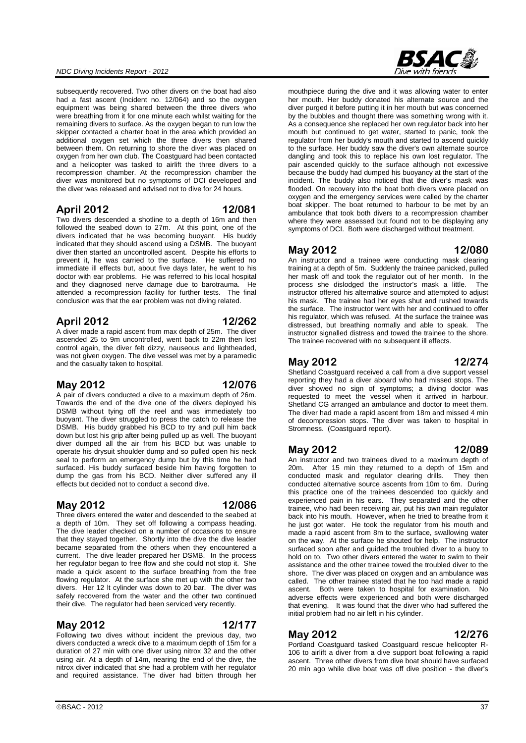subsequently recovered. Two other divers on the boat had also had a fast ascent (Incident no. 12/064) and so the oxygen equipment was being shared between the three divers who were breathing from it for one minute each whilst waiting for the remaining divers to surface. As the oxygen began to run low the skipper contacted a charter boat in the area which provided an additional oxygen set which the three divers then shared between them. On returning to shore the diver was placed on oxygen from her own club. The Coastguard had been contacted and a helicopter was tasked to airlift the three divers to a recompression chamber. At the recompression chamber the diver was monitored but no symptoms of DCI developed and the diver was released and advised not to dive for 24 hours.

## April 2012 — 12/081

Two divers descended a shotline to a depth of 16m and then followed the seabed down to 27m. At this point, one of the divers indicated that he was becoming buoyant. His buddy indicated that they should ascend using a DSMB. The buoyant diver then started an uncontrolled ascent. Despite his efforts to prevent it, he was carried to the surface. He suffered no immediate ill effects but, about five days later, he went to his doctor with ear problems. He was referred to his local hospital and they diagnosed nerve damage due to barotrauma. He attended a recompression facility for further tests. The final conclusion was that the ear problem was not diving related.

## April 2012 — 12/262

A diver made a rapid ascent from max depth of 25m. The diver ascended 25 to 9m uncontrolled, went back to 22m then lost control again, the diver felt dizzy, nauseous and lightheaded, was not given oxygen. The dive vessel was met by a paramedic and the casualty taken to hospital.

## May 2012 — 12/076

A pair of divers conducted a dive to a maximum depth of 26m. Towards the end of the dive one of the divers deployed his DSMB without tying off the reel and was immediately too buoyant. The diver struggled to press the catch to release the DSMB. His buddy grabbed his BCD to try and pull him back down but lost his grip after being pulled up as well. The buoyant diver dumped all the air from his BCD but was unable to operate his drysuit shoulder dump and so pulled open his neck seal to perform an emergency dump but by this time he had surfaced. His buddy surfaced beside him having forgotten to dump the gas from his BCD. Neither diver suffered any ill effects but decided not to conduct a second dive.

## May 2012 — 12/086

Three divers entered the water and descended to the seabed at a depth of 10m. They set off following a compass heading. The dive leader checked on a number of occasions to ensure that they stayed together. Shortly into the dive the dive leader became separated from the others when they encountered a current. The dive leader prepared her DSMB. In the process her regulator began to free flow and she could not stop it. She made a quick ascent to the surface breathing from the free flowing regulator. At the surface she met up with the other two divers. Her 12 lt cylinder was down to 20 bar. The diver was safely recovered from the water and the other two continued their dive. The regulator had been serviced very recently.

## May 2012 — 12/177

Following two dives without incident the previous day, two divers conducted a wreck dive to a maximum depth of 15m for a duration of 27 min with one diver using nitrox 32 and the other using air. At a depth of 14m, nearing the end of the dive, the nitrox diver indicated that she had a problem with her regulator and required assistance. The diver had bitten through her mouthpiece during the dive and it was allowing water to enter her mouth. Her buddy donated his alternate source and the diver purged it before putting it in her mouth but was concerned by the bubbles and thought there was something wrong with it. As a consequence she replaced her own regulator back into her mouth but continued to get water, started to panic, took the regulator from her buddy's mouth and started to ascend quickly to the surface. Her buddy saw the diver's own alternate source dangling and took this to replace his own lost regulator. The pair ascended quickly to the surface although not excessive because the buddy had dumped his buoyancy at the start of the incident. The buddy also noticed that the diver's mask was flooded. On recovery into the boat both divers were placed on oxygen and the emergency services were called by the charter boat skipper. The boat returned to harbour to be met by an ambulance that took both divers to a recompression chamber where they were assessed but found not to be displaying any symptoms of DCI. Both were discharged without treatment.

## May 2012 — 12/080

An instructor and a trainee were conducting mask clearing training at a depth of 5m. Suddenly the trainee panicked, pulled her mask off and took the regulator out of her month. In the process she dislodged the instructor's mask a little. The instructor offered his alternative source and attempted to adjust his mask. The trainee had her eyes shut and rushed towards the surface. The instructor went with her and continued to offer his regulator, which was refused. At the surface the trainee was distressed, but breathing normally and able to speak. The instructor signalled distress and towed the trainee to the shore. The trainee recovered with no subsequent ill effects.

## May 2012 — 12/274

Shetland Coastguard received a call from a dive support vessel reporting they had a diver aboard who had missed stops. The diver showed no sign of symptoms; a diving doctor was requested to meet the vessel when it arrived in harbour. Shetland CG arranged an ambulance and doctor to meet them. The diver had made a rapid ascent from 18m and missed 4 min of decompression stops. The diver was taken to hospital in Stromness. (Coastguard report).

## May 2012 — 12/089

An instructor and two trainees dived to a maximum depth of 20m. After 15 min they returned to a depth of 15m and conducted mask and regulator clearing drills. They then conducted alternative source ascents from 10m to 6m. During this practice one of the trainees descended too quickly and experienced pain in his ears. They separated and the other trainee, who had been receiving air, put his own main regulator back into his mouth. However, when he tried to breathe from it he just got water. He took the regulator from his mouth and made a rapid ascent from 8m to the surface, swallowing water on the way. At the surface he shouted for help. The instructor surfaced soon after and guided the troubled diver to a buoy to hold on to. Two other divers entered the water to swim to their assistance and the other trainee towed the troubled diver to the shore. The diver was placed on oxygen and an ambulance was called. The other trainee stated that he too had made a rapid ascent. Both were taken to hospital for examination. No adverse effects were experienced and both were discharged that evening. It was found that the diver who had suffered the initial problem had no air left in his cylinder.

## May 2012 — 12/276

Portland Coastguard tasked Coastguard rescue helicopter R-106 to airlift a diver from a dive support boat following a rapid ascent. Three other divers from dive boat should have surfaced 20 min ago while dive boat was off dive position - the diver's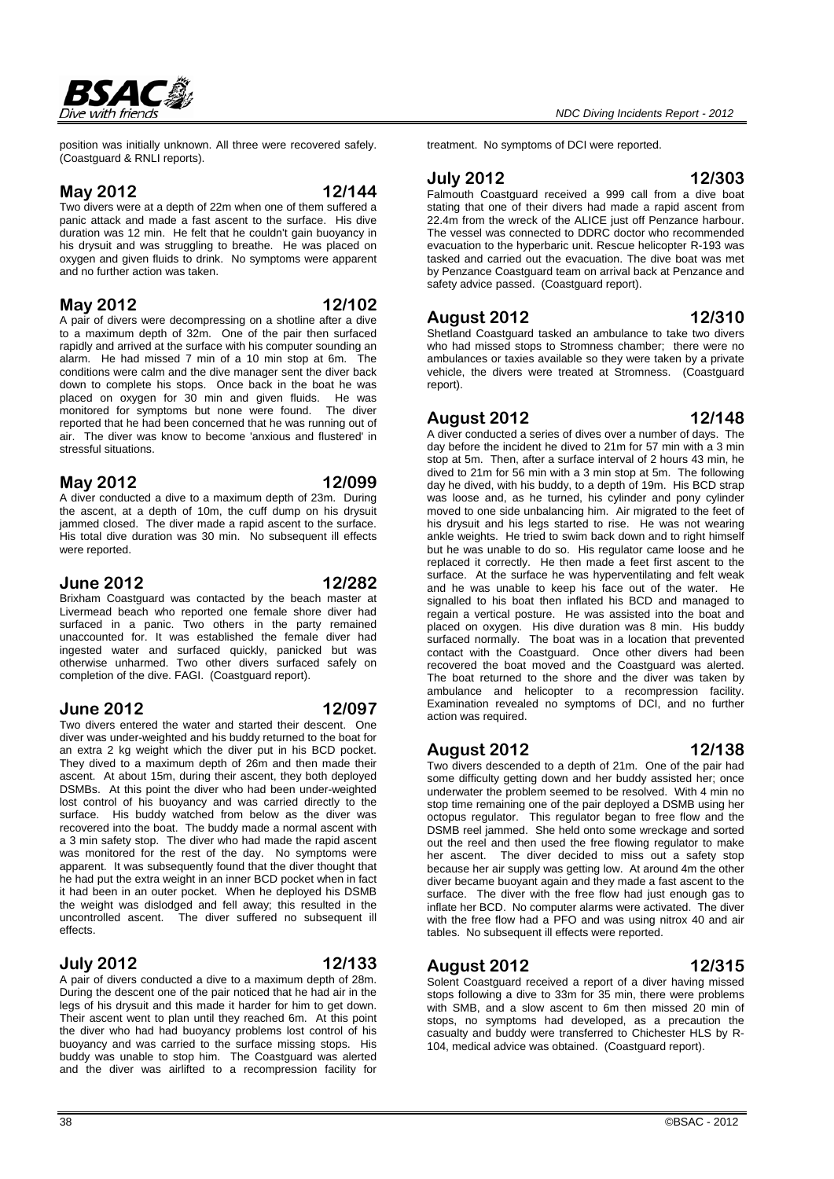position was initially unknown. All three were recovered safely. (Coastguard & RNLI reports).

## May 2012 12/144

Two divers were at a depth of 22m when one of them suffered a panic attack and made a fast ascent to the surface. His dive duration was 12 min. He felt that he couldn't gain buoyancy in his drysuit and was struggling to breathe. He was placed on oxygen and given fluids to drink. No symptoms were apparent and no further action was taken.

## May 2012 12/102

A pair of divers were decompressing on a shotline after a dive to a maximum depth of 32m. One of the pair then surfaced rapidly and arrived at the surface with his computer sounding an alarm. He had missed 7 min of a 10 min stop at 6m. The conditions were calm and the dive manager sent the diver back down to complete his stops. Once back in the boat he was placed on oxygen for 30 min and given fluids. He was monitored for symptoms but none were found. The diver reported that he had been concerned that he was running out of air. The diver was know to become 'anxious and flustered' in stressful situations.

## May 2012 12/099

A diver conducted a dive to a maximum depth of 23m. During the ascent, at a depth of 10m, the cuff dump on his drysuit jammed closed. The diver made a rapid ascent to the surface. His total dive duration was 30 min. No subsequent ill effects were reported.

## June 2012 12/282

Brixham Coastguard was contacted by the beach master at Livermead beach who reported one female shore diver had surfaced in a panic. Two others in the party remained unaccounted for. It was established the female diver had ingested water and surfaced quickly, panicked but was otherwise unharmed. Two other divers surfaced safely on completion of the dive. FAGI. (Coastguard report).

## June 2012 12/097

Two divers entered the water and started their descent. One diver was under-weighted and his buddy returned to the boat for an extra 2 kg weight which the diver put in his BCD pocket. They dived to a maximum depth of 26m and then made their ascent. At about 15m, during their ascent, they both deployed DSMBs. At this point the diver who had been under-weighted lost control of his buoyancy and was carried directly to the surface. His buddy watched from below as the diver was recovered into the boat. The buddy made a normal ascent with a 3 min safety stop. The diver who had made the rapid ascent was monitored for the rest of the day. No symptoms were apparent. It was subsequently found that the diver thought that he had put the extra weight in an inner BCD pocket when in fact it had been in an outer pocket. When he deployed his DSMB the weight was dislodged and fell away; this resulted in the uncontrolled ascent. The diver suffered no subsequent ill effects.

## July 2012 12/133

A pair of divers conducted a dive to a maximum depth of 28m. During the descent one of the pair noticed that he had air in the legs of his drysuit and this made it harder for him to get down. Their ascent went to plan until they reached 6m. At this point the diver who had had buoyancy problems lost control of his buoyancy and was carried to the surface missing stops. His buddy was unable to stop him. The Coastguard was alerted and the diver was airlifted to a recompression facility for treatment. No symptoms of DCI were reported.

## July 2012 12/303

Falmouth Coastguard received a 999 call from a dive boat stating that one of their divers had made a rapid ascent from 22.4m from the wreck of the ALICE just off Penzance harbour. The vessel was connected to DDRC doctor who recommended evacuation to the hyperbaric unit. Rescue helicopter R-193 was tasked and carried out the evacuation. The dive boat was met by Penzance Coastguard team on arrival back at Penzance and safety advice passed. (Coastguard report).

## August 2012 12/310

Shetland Coastguard tasked an ambulance to take two divers who had missed stops to Stromness chamber; there were no ambulances or taxies available so they were taken by a private vehicle, the divers were treated at Stromness. (Coastguard report).

## August 2012 12/148

A diver conducted a series of dives over a number of days. The day before the incident he dived to 21m for 57 min with a 3 min stop at 5m. Then, after a surface interval of 2 hours 43 min, he dived to 21m for 56 min with a 3 min stop at 5m. The following day he dived, with his buddy, to a depth of 19m. His BCD strap was loose and, as he turned, his cylinder and pony cylinder moved to one side unbalancing him. Air migrated to the feet of his drysuit and his legs started to rise. He was not wearing ankle weights. He tried to swim back down and to right himself but he was unable to do so. His regulator came loose and he replaced it correctly. He then made a feet first ascent to the surface. At the surface he was hyperventilating and felt weak and he was unable to keep his face out of the water. He signalled to his boat then inflated his BCD and managed to regain a vertical posture. He was assisted into the boat and placed on oxygen. His dive duration was 8 min. His buddy surfaced normally. The boat was in a location that prevented contact with the Coastguard. Once other divers had been recovered the boat moved and the Coastguard was alerted. The boat returned to the shore and the diver was taken by ambulance and helicopter to a recompression facility. Examination revealed no symptoms of DCI, and no further action was required.

## August 2012 12/138

Two divers descended to a depth of 21m. One of the pair had some difficulty getting down and her buddy assisted her; once underwater the problem seemed to be resolved. With 4 min no stop time remaining one of the pair deployed a DSMB using her octopus regulator. This regulator began to free flow and the DSMB reel jammed. She held onto some wreckage and sorted out the reel and then used the free flowing regulator to make her ascent. The diver decided to miss out a safety stop because her air supply was getting low. At around 4m the other diver became buoyant again and they made a fast ascent to the surface. The diver with the free flow had just enough gas to inflate her BCD. No computer alarms were activated. The diver with the free flow had a PFO and was using nitrox 40 and air tables. No subsequent ill effects were reported.

## August 2012 12/315

Solent Coastguard received a report of a diver having missed stops following a dive to 33m for 35 min, there were problems with SMB, and a slow ascent to 6m then missed 20 min of stops, no symptoms had developed, as a precaution the casualty and buddy were transferred to Chichester HLS by R-104, medical advice was obtained. (Coastguard report).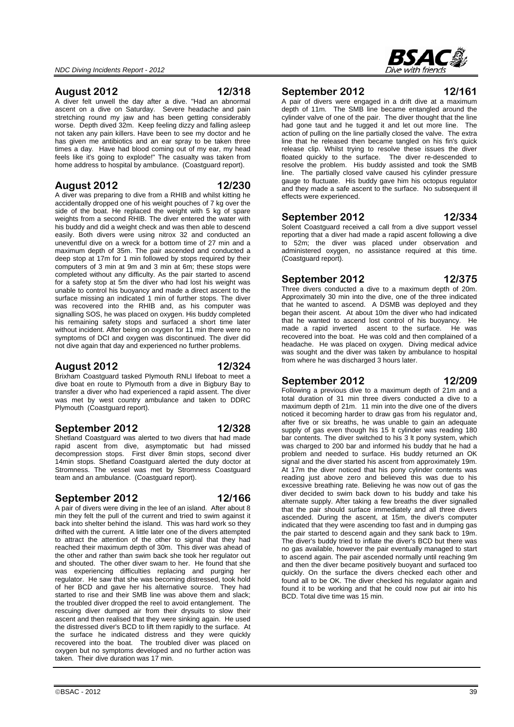## August 2012 12/318

A diver felt unwell the day after a dive. "Had an abnormal ascent on a dive on Saturday. Severe headache and pain stretching round my jaw and has been getting considerably worse. Depth dived 32m. Keep feeling dizzy and falling asleep not taken any pain killers. Have been to see my doctor and he has given me antibiotics and an ear spray to be taken three times a day. Have had blood coming out of my ear, my head feels like it's going to explode!" The casualty was taken from home address to hospital by ambulance. (Coastguard report).

## August 2012 12/230

A diver was preparing to dive from a RHIB and whilst kitting he accidentally dropped one of his weight pouches of 7 kg over the side of the boat. He replaced the weight with 5 kg of spare weights from a second RHIB. The diver entered the water with his buddy and did a weight check and was then able to descend easily. Both divers were using nitrox 32 and conducted an uneventful dive on a wreck for a bottom time of 27 min and a maximum depth of 35m. The pair ascended and conducted a deep stop at 17m for 1 min followed by stops required by their computers of 3 min at 9m and 3 min at 6m; these stops were completed without any difficulty. As the pair started to ascend for a safety stop at 5m the diver who had lost his weight was unable to control his buoyancy and made a direct ascent to the surface missing an indicated 1 min of further stops. The diver was recovered into the RHIB and, as his computer was signalling SOS, he was placed on oxygen. His buddy completed his remaining safety stops and surfaced a short time later without incident. After being on oxygen for 11 min there were no symptoms of DCI and oxygen was discontinued. The diver did not dive again that day and experienced no further problems.

## August 2012 12/324

Brixham Coastguard tasked Plymouth RNLI lifeboat to meet a dive boat en route to Plymouth from a dive in Bigbury Bay to transfer a diver who had experienced a rapid assent. The diver was met by west country ambulance and taken to DDRC Plymouth (Coastguard report).

## September 2012 12/328

Shetland Coastguard was alerted to two divers that had made rapid ascent from dive, asymptomatic but had missed decompression stops. First diver 8min stops, second diver 14min stops. Shetland Coastguard alerted the duty doctor at Stromness. The vessel was met by Stromness Coastguard team and an ambulance. (Coastguard report).

## September 2012 12/166

A pair of divers were diving in the lee of an island. After about 8 min they felt the pull of the current and tried to swim against it back into shelter behind the island. This was hard work so they drifted with the current. A little later one of the divers attempted to attract the attention of the other to signal that they had reached their maximum depth of 30m. This diver was ahead of the other and rather than swim back she took her regulator out and shouted. The other diver swam to her. He found that she was experiencing difficulties replacing and purging her regulator. He saw that she was becoming distressed, took hold of her BCD and gave her his alternative source. They had started to rise and their SMB line was above them and slack; the troubled diver dropped the reel to avoid entanglement. The rescuing diver dumped air from their drysuits to slow their ascent and then realised that they were sinking again. He used the distressed diver's BCD to lift them rapidly to the surface. At the surface he indicated distress and they were quickly recovered into the boat. The troubled diver was placed on oxygen but no symptoms developed and no further action was taken. Their dive duration was 17 min.

## September 2012 12/161

A pair of divers were engaged in a drift dive at a maximum depth of 11m. The SMB line became entangled around the cylinder valve of one of the pair. The diver thought that the line had gone taut and he tugged it and let out more line. The action of pulling on the line partially closed the valve. The extra line that he released then became tangled on his fin's quick release clip. Whilst trying to resolve these issues the diver floated quickly to the surface. The diver re-descended to resolve the problem. His buddy assisted and took the SMB line. The partially closed valve caused his cylinder pressure gauge to fluctuate. His buddy gave him his octopus regulator and they made a safe ascent to the surface. No subsequent ill effects were experienced.

## September 2012 12/334

Solent Coastguard received a call from a dive support vessel reporting that a diver had made a rapid ascent following a dive to 52m; the diver was placed under observation and administered oxygen, no assistance required at this time. (Coastguard report).

## September 2012 12/375

Three divers conducted a dive to a maximum depth of 20m. Approximately 30 min into the dive, one of the three indicated that he wanted to ascend. A DSMB was deployed and they began their ascent. At about 10m the diver who had indicated that he wanted to ascend lost control of his buoyancy. He made a rapid inverted ascent to the surface. He was recovered into the boat. He was cold and then complained of a headache. He was placed on oxygen. Diving medical advice was sought and the diver was taken by ambulance to hospital from where he was discharged 3 hours later.

## September 2012 12/209

Following a previous dive to a maximum depth of 21m and a total duration of 31 min three divers conducted a dive to a maximum depth of 21m. 11 min into the dive one of the divers noticed it becoming harder to draw gas from his regulator and, after five or six breaths, he was unable to gain an adequate supply of gas even though his 15 lt cylinder was reading 180 bar contents. The diver switched to his 3 lt pony system, which was charged to 200 bar and informed his buddy that he had a problem and needed to surface. His buddy returned an OK signal and the diver started his ascent from approximately 19m. At 17m the diver noticed that his pony cylinder contents was reading just above zero and believed this was due to his excessive breathing rate. Believing he was now out of gas the diver decided to swim back down to his buddy and take his alternate supply. After taking a few breaths the diver signalled that the pair should surface immediately and all three divers ascended. During the ascent, at 15m, the diver's computer indicated that they were ascending too fast and in dumping gas the pair started to descend again and they sank back to 19m. The diver's buddy tried to inflate the diver's BCD but there was no gas available, however the pair eventually managed to start to ascend again. The pair ascended normally until reaching 9m and then the diver became positively buoyant and surfaced too quickly. On the surface the divers checked each other and found all to be OK. The diver checked his regulator again and found it to be working and that he could now put air into his BCD. Total dive time was 15 min.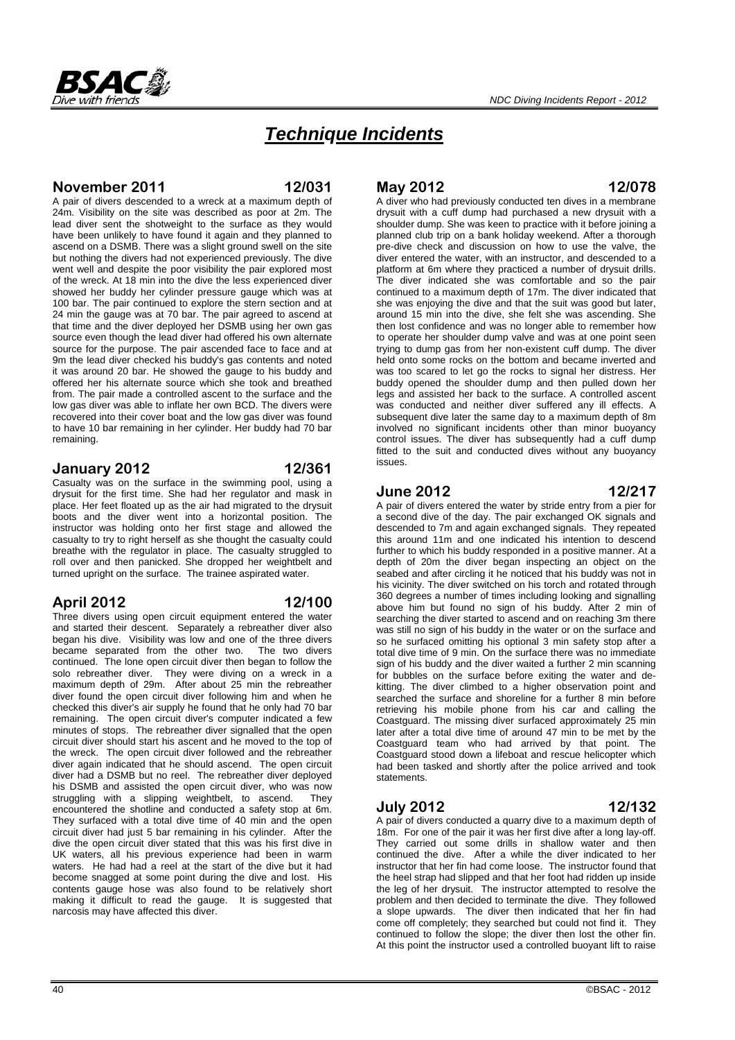# *Technique Incidents*

## November 2011 12/031

A pair of divers descended to a wreck at a maximum depth of 24m. Visibility on the site was described as poor at 2m. The lead diver sent the shotweight to the surface as they would have been unlikely to have found it again and they planned to ascend on a DSMB. There was a slight ground swell on the site but nothing the divers had not experienced previously. The dive went well and despite the poor visibility the pair explored most of the wreck. At 18 min into the dive the less experienced diver showed her buddy her cylinder pressure gauge which was at 100 bar. The pair continued to explore the stern section and at 24 min the gauge was at 70 bar. The pair agreed to ascend at that time and the diver deployed her DSMB using her own gas source even though the lead diver had offered his own alternate source for the purpose. The pair ascended face to face and at 9m the lead diver checked his buddy's gas contents and noted it was around 20 bar. He showed the gauge to his buddy and offered her his alternate source which she took and breathed from. The pair made a controlled ascent to the surface and the low gas diver was able to inflate her own BCD. The divers were recovered into their cover boat and the low gas diver was found to have 10 bar remaining in her cylinder. Her buddy had 70 bar remaining.

## January 2012 12/361

Casualty was on the surface in the swimming pool, using a drysuit for the first time. She had her regulator and mask in place. Her feet floated up as the air had migrated to the drysuit boots and the diver went into a horizontal position. The instructor was holding onto her first stage and allowed the casualty to try to right herself as she thought the casualty could breathe with the regulator in place. The casualty struggled to roll over and then panicked. She dropped her weightbelt and turned upright on the surface. The trainee aspirated water.

## April 2012 12/100

Three divers using open circuit equipment entered the water and started their descent. Separately a rebreather diver also began his dive. Visibility was low and one of the three divers became separated from the other two. The two divers continued. The lone open circuit diver then began to follow the solo rebreather diver. They were diving on a wreck in a maximum depth of 29m. After about 25 min the rebreather diver found the open circuit diver following him and when he checked this diver's air supply he found that he only had 70 bar remaining. The open circuit diver's computer indicated a few minutes of stops. The rebreather diver signalled that the open circuit diver should start his ascent and he moved to the top of the wreck. The open circuit diver followed and the rebreather diver again indicated that he should ascend. The open circuit diver had a DSMB but no reel. The rebreather diver deployed his DSMB and assisted the open circuit diver, who was now struggling with a slipping weightbelt, to ascend. They encountered the shotline and conducted a safety stop at 6m. They surfaced with a total dive time of 40 min and the open circuit diver had just 5 bar remaining in his cylinder. After the dive the open circuit diver stated that this was his first dive in UK waters, all his previous experience had been in warm waters. He had had a reel at the start of the dive but it had become snagged at some point during the dive and lost. His contents gauge hose was also found to be relatively short making it difficult to read the gauge. It is suggested that narcosis may have affected this diver.

## May 2012 12/078

A diver who had previously conducted ten dives in a membrane drysuit with a cuff dump had purchased a new drysuit with a shoulder dump. She was keen to practice with it before joining a planned club trip on a bank holiday weekend. After a thorough pre-dive check and discussion on how to use the valve, the diver entered the water, with an instructor, and descended to a platform at 6m where they practiced a number of drysuit drills. The diver indicated she was comfortable and so the pair continued to a maximum depth of 17m. The diver indicated that she was enjoying the dive and that the suit was good but later, around 15 min into the dive, she felt she was ascending. She then lost confidence and was no longer able to remember how to operate her shoulder dump valve and was at one point seen trying to dump gas from her non-existent cuff dump. The diver held onto some rocks on the bottom and became inverted and was too scared to let go the rocks to signal her distress. Her buddy opened the shoulder dump and then pulled down her legs and assisted her back to the surface. A controlled ascent was conducted and neither diver suffered any ill effects. A subsequent dive later the same day to a maximum depth of 8m involved no significant incidents other than minor buoyancy control issues. The diver has subsequently had a cuff dump fitted to the suit and conducted dives without any buoyancy issues.

## June 2012 12/217

A pair of divers entered the water by stride entry from a pier for a second dive of the day. The pair exchanged OK signals and descended to 7m and again exchanged signals. They repeated this around 11m and one indicated his intention to descend further to which his buddy responded in a positive manner. At a depth of 20m the diver began inspecting an object on the seabed and after circling it he noticed that his buddy was not in his vicinity. The diver switched on his torch and rotated through 360 degrees a number of times including looking and signalling above him but found no sign of his buddy. After 2 min of searching the diver started to ascend and on reaching 3m there was still no sign of his buddy in the water or on the surface and so he surfaced omitting his optional 3 min safety stop after a total dive time of 9 min. On the surface there was no immediate sign of his buddy and the diver waited a further 2 min scanning for bubbles on the surface before exiting the water and de-kitting. The diver climbed to a higher observation point and searched the surface and shoreline for a further 8 min before retrieving his mobile phone from his car and calling the Coastguard. The missing diver surfaced approximately 25 min later after a total dive time of around 47 min to be met by the Coastguard team who had arrived by that point. The Coastguard stood down a lifeboat and rescue helicopter which had been tasked and shortly after the police arrived and took statements.

## July 2012 12/132

A pair of divers conducted a quarry dive to a maximum depth of 18m. For one of the pair it was her first dive after a long lay-off. They carried out some drills in shallow water and then continued the dive. After a while the diver indicated to her instructor that her fin had come loose. The instructor found that the heel strap had slipped and that her foot had ridden up inside the leg of her drysuit. The instructor attempted to resolve the problem and then decided to terminate the dive. They followed a slope upwards. The diver then indicated that her fin had come off completely; they searched but could not find it. They continued to follow the slope; the diver then lost the other fin. At this point the instructor used a controlled buoyant lift to raise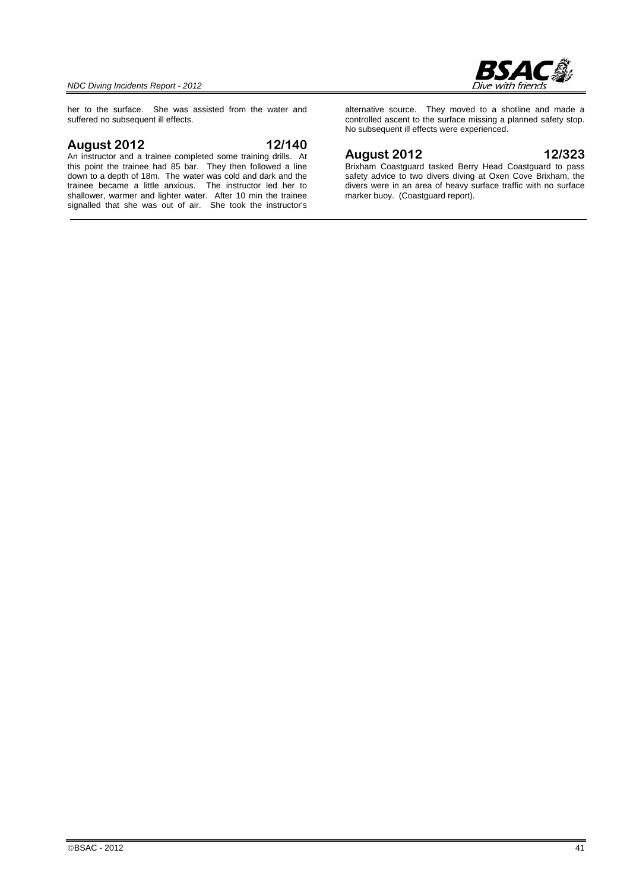her to the surface. She was assisted from the water and suffered no subsequent ill effects.

## August 2012 12/140

An instructor and a trainee completed some training drills. At this point the trainee had 85 bar. They then followed a line down to a depth of 18m. The water was cold and dark and the trainee became a little anxious. The instructor led her to shallower, warmer and lighter water. After 10 min the trainee signalled that she was out of air. She took the instructor's alternative source. They moved to a shotline and made a controlled ascent to the surface missing a planned safety stop. No subsequent ill effects were experienced.

## August 2012 12/323

Brixham Coastguard tasked Berry Head Coastguard to pass safety advice to two divers diving at Oxen Cove Brixham, the divers were in an area of heavy surface traffic with no surface marker buoy. (Coastguard report).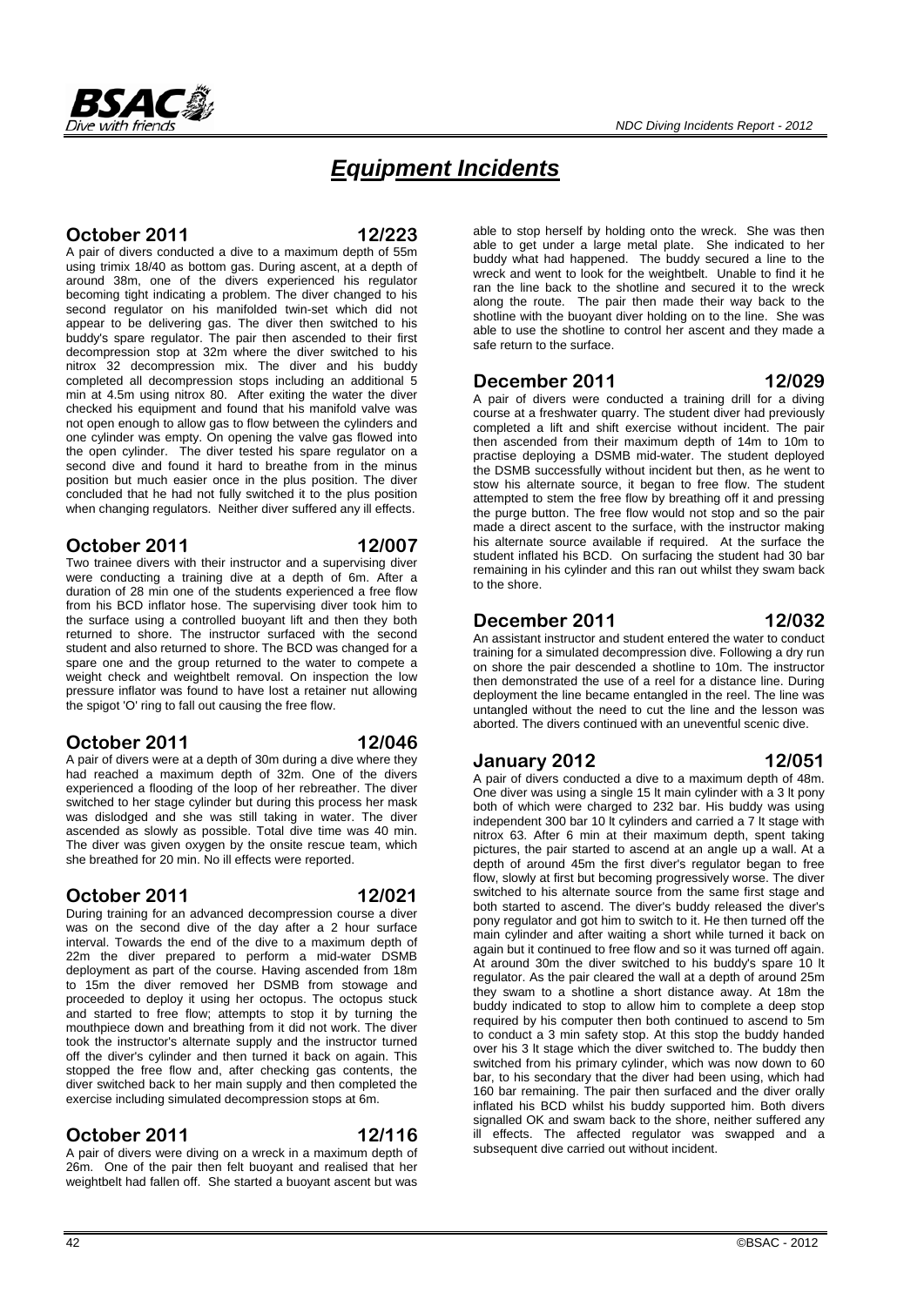# Equipment Incidents

## October 2011 12/223

A pair of divers conducted a dive to a maximum depth of 55m using trimix 18/40 as bottom gas. During ascent, at a depth of around 38m, one of the divers experienced his regulator becoming tight indicating a problem. The diver changed to his second regulator on his manifolded twin-set which did not appear to be delivering gas. The diver then switched to his buddy's spare regulator. The pair then ascended to their first decompression stop at 32m where the diver switched to his nitrox 32 decompression mix. The diver and his buddy completed all decompression stops including an additional 5 min at 4.5m using nitrox 80. After exiting the water the diver checked his equipment and found that his manifold valve was not open enough to allow gas to flow between the cylinders and one cylinder was empty. On opening the valve gas flowed into the open cylinder. The diver tested his spare regulator on a second dive and found it hard to breathe from in the minus position but much easier once in the plus position. The diver concluded that he had not fully switched it to the plus position when changing regulators. Neither diver suffered any ill effects.

## October 2011 12/007

Two trainee divers with their instructor and a supervising diver were conducting a training dive at a depth of 6m. After a duration of 28 min one of the students experienced a free flow from his BCD inflator hose. The supervising diver took him to the surface using a controlled buoyant lift and then they both returned to shore. The instructor surfaced with the second student and also returned to shore. The BCD was changed for a spare one and the group returned to the water to compete a weight check and weightbelt removal. On inspection the low pressure inflator was found to have lost a retainer nut allowing the spigot 'O' ring to fall out causing the free flow.

## October 2011 12/046

A pair of divers were at a depth of 30m during a dive where they had reached a maximum depth of 32m. One of the divers experienced a flooding of the loop of her rebreather. The diver switched to her stage cylinder but during this process her mask was dislodged and she was still taking in water. The diver ascended as slowly as possible. Total dive time was 40 min. The diver was given oxygen by the onsite rescue team, which she breathed for 20 min. No ill effects were reported.

## October 2011 12/021

During training for an advanced decompression course a diver was on the second dive of the day after a 2 hour surface interval. Towards the end of the dive to a maximum depth of 22m the diver prepared to perform a mid-water DSMB deployment as part of the course. Having ascended from 18m to 15m the diver removed her DSMB from stowage and proceeded to deploy it using her octopus. The octopus stuck and started to free flow; attempts to stop it by turning the mouthpiece down and breathing from it did not work. The diver took the instructor's alternate supply and the instructor turned off the diver's cylinder and then turned it back on again. This stopped the free flow and, after checking gas contents, the diver switched back to her main supply and then completed the exercise including simulated decompression stops at 6m.

## October 2011 12/116

A pair of divers were diving on a wreck in a maximum depth of 26m. One of the pair then felt buoyant and realised that her weightbelt had fallen off. She started a buoyant ascent but was able to stop herself by holding onto the wreck. She was then able to get under a large metal plate. She indicated to her buddy what had happened. The buddy secured a line to the wreck and went to look for the weightbelt. Unable to find it he ran the line back to the shotline and secured it to the wreck along the route. The pair then made their way back to the shotline with the buoyant diver holding on to the line. She was able to use the shotline to control her ascent and they made a safe return to the surface.

## December 2011 12/029

A pair of divers were conducted a training drill for a diving course at a freshwater quarry. The student diver had previously completed a lift and shift exercise without incident. The pair then ascended from their maximum depth of 14m to 10m to practise deploying a DSMB mid-water. The student deployed the DSMB successfully without incident but then, as he went to stow his alternate source, it began to free flow. The student attempted to stem the free flow by breathing off it and pressing the purge button. The free flow would not stop and so the pair made a direct ascent to the surface, with the instructor making his alternate source available if required. At the surface the student inflated his BCD. On surfacing the student had 30 bar remaining in his cylinder and this ran out whilst they swam back to the shore.

## December 2011 12/032

An assistant instructor and student entered the water to conduct training for a simulated decompression dive. Following a dry run on shore the pair descended a shotline to 10m. The instructor then demonstrated the use of a reel for a distance line. During deployment the line became entangled in the reel. The line was untangled without the need to cut the line and the lesson was aborted. The divers continued with an uneventful scenic dive.

## January 2012 12/051

A pair of divers conducted a dive to a maximum depth of 48m. One diver was using a single 15 lt main cylinder with a 3 lt pony both of which were charged to 232 bar. His buddy was using independent 300 bar 10 lt cylinders and carried a 7 lt stage with nitrox 63. After 6 min at their maximum depth, spent taking pictures, the pair started to ascend at an angle up a wall. At a depth of around 45m the first diver's regulator began to free flow, slowly at first but becoming progressively worse. The diver switched to his alternate source from the same first stage and both started to ascend. The diver's buddy released the diver's pony regulator and got him to switch to it. He then turned off the main cylinder and after waiting a short while turned it back on again but it continued to free flow and so it was turned off again. At around 30m the diver switched to his buddy's spare 10 lt regulator. As the pair cleared the wall at a depth of around 25m they swam to a shotline a short distance away. At 18m the buddy indicated to stop to allow him to complete a deep stop required by his computer then both continued to ascend to 5m to conduct a 3 min safety stop. At this stop the buddy handed over his 3 lt stage which the diver switched to. The buddy then switched from his primary cylinder, which was now down to 60 bar, to his secondary that the diver had been using, which had 160 bar remaining. The pair then surfaced and the diver orally inflated his BCD whilst his buddy supported him. Both divers signalled OK and swam back to the shore, neither suffered any ill effects. The affected regulator was swapped and a subsequent dive carried out without incident.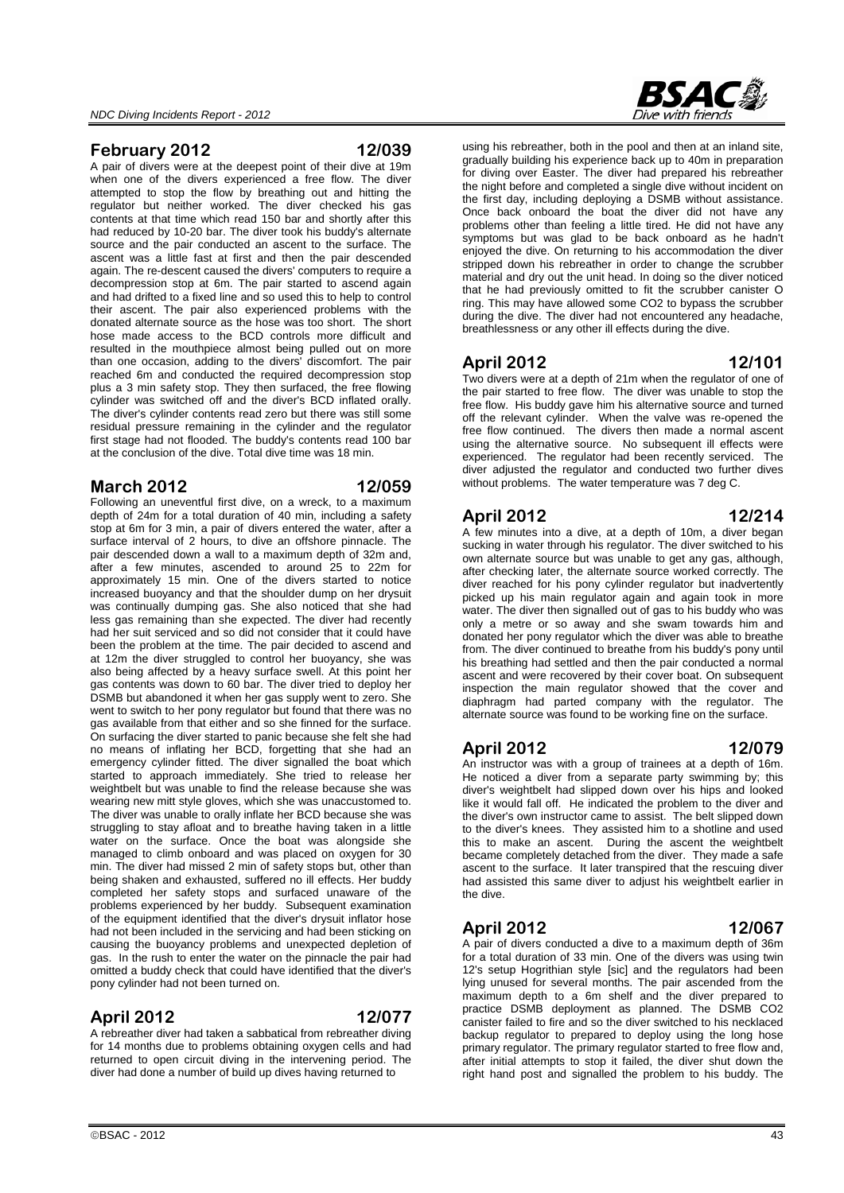## February 2012 — 12/039

A pair of divers were at the deepest point of their dive at 19m when one of the divers experienced a free flow. The diver attempted to stop the flow by breathing out and hitting the regulator but neither worked. The diver checked his gas contents at that time which read 150 bar and shortly after this had reduced by 10-20 bar. The diver took his buddy's alternate source and the pair conducted an ascent to the surface. The ascent was a little fast at first and then the pair descended again. The re-descent caused the divers' computers to require a decompression stop at 6m. The pair started to ascend again and had drifted to a fixed line and so used this to help to control their ascent. The pair also experienced problems with the donated alternate source as the hose was too short. The short hose made access to the BCD controls more difficult and resulted in the mouthpiece almost being pulled out on more than one occasion, adding to the divers' discomfort. The pair reached 6m and conducted the required decompression stop plus a 3 min safety stop. They then surfaced, the free flowing cylinder was switched off and the diver's BCD inflated orally. The diver's cylinder contents read zero but there was still some residual pressure remaining in the cylinder and the regulator first stage had not flooded. The buddy's contents read 100 bar at the conclusion of the dive. Total dive time was 18 min.

## March 2012 — 12/059

Following an uneventful first dive, on a wreck, to a maximum depth of 24m for a total duration of 40 min, including a safety stop at 6m for 3 min, a pair of divers entered the water, after a surface interval of 2 hours, to dive an offshore pinnacle. The pair descended down a wall to a maximum depth of 32m and, after a few minutes, ascended to around 25 to 22m for approximately 15 min. One of the divers started to notice increased buoyancy and that the shoulder dump on her drysuit was continually dumping gas. She also noticed that she had less gas remaining than she expected. The diver had recently had her suit serviced and so did not consider that it could have been the problem at the time. The pair decided to ascend and at 12m the diver struggled to control her buoyancy, she was also being affected by a heavy surface swell. At this point her gas contents was down to 60 bar. The diver tried to deploy her DSMB but abandoned it when her gas supply went to zero. She went to switch to her pony regulator but found that there was no gas available from that either and so she finned for the surface. On surfacing the diver started to panic because she felt she had no means of inflating her BCD, forgetting that she had an emergency cylinder fitted. The diver signalled the boat which started to approach immediately. She tried to release her weightbelt but was unable to find the release because she was wearing new mitt style gloves, which she was unaccustomed to. The diver was unable to orally inflate her BCD because she was struggling to stay afloat and to breathe having taken in a little water on the surface. Once the boat was alongside she managed to climb onboard and was placed on oxygen for 30 min. The diver had missed 2 min of safety stops but, other than being shaken and exhausted, suffered no ill effects. Her buddy completed her safety stops and surfaced unaware of the problems experienced by her buddy. Subsequent examination of the equipment identified that the diver's drysuit inflator hose had not been included in the servicing and had been sticking on causing the buoyancy problems and unexpected depletion of gas. In the rush to enter the water on the pinnacle the pair had omitted a buddy check that could have identified that the diver's pony cylinder had not been turned on.

## April 2012 — 12/077

A rebreather diver had taken a sabbatical from rebreather diving for 14 months due to problems obtaining oxygen cells and had returned to open circuit diving in the intervening period. The diver had done a number of build up dives having returned to using his rebreather, both in the pool and then at an inland site, gradually building his experience back up to 40m in preparation for diving over Easter. The diver had prepared his rebreather the night before and completed a single dive without incident on the first day, including deploying a DSMB without assistance. Once back onboard the boat the diver did not have any problems other than feeling a little tired. He did not have any symptoms but was glad to be back onboard as he hadn't enjoyed the dive. On returning to his accommodation the diver stripped down his rebreather in order to change the scrubber material and dry out the unit head. In doing so the diver noticed that he had previously omitted to fit the scrubber canister O ring. This may have allowed some $CO_2$ to bypass the scrubber during the dive. The diver had not encountered any headache, breathlessness or any other ill effects during the dive.

## April 2012 — 12/101

Two divers were at a depth of 21m when the regulator of one of the pair started to free flow. The diver was unable to stop the free flow. His buddy gave him his alternative source and turned off the relevant cylinder. When the valve was re-opened the free flow continued. The divers then made a normal ascent using the alternative source. No subsequent ill effects were experienced. The regulator had been recently serviced. The diver adjusted the regulator and conducted two further dives without problems. The water temperature was 7 deg C.

## April 2012 — 12/214

A few minutes into a dive, at a depth of 10m, a diver began sucking in water through his regulator. The diver switched to his own alternate source but was unable to get any gas, although, after checking later, the alternate source worked correctly. The diver reached for his pony cylinder regulator but inadvertently picked up his main regulator again and again took in more water. The diver then signalled out of gas to his buddy who was only a metre or so away and she swam towards him and donated her pony regulator which the diver was able to breathe from. The diver continued to breathe from his buddy's pony until his breathing had settled and then the pair conducted a normal ascent and were recovered by their cover boat. On subsequent inspection the main regulator showed that the cover and diaphragm had parted company with the regulator. The alternate source was found to be working fine on the surface.

## April 2012 — 12/079

An instructor was with a group of trainees at a depth of 16m. He noticed a diver from a separate party swimming by; this diver's weightbelt had slipped down over his hips and looked like it would fall off. He indicated the problem to the diver and the diver's own instructor came to assist. The belt slipped down to the diver's knees. They assisted him to a shotline and used this to make an ascent. During the ascent the weightbelt became completely detached from the diver. They made a safe ascent to the surface. It later transpired that the rescuing diver had assisted this same diver to adjust his weightbelt earlier in the dive.

## April 2012 — 12/067

A pair of divers conducted a dive to a maximum depth of 36m for a total duration of 33 min. One of the divers was using twin 12's setup Hogrithian style [sic] and the regulators had been lying unused for several months. The pair ascended from the maximum depth to a 6m shelf and the diver prepared to practice DSMB deployment as planned. The DSMB $CO_2$ canister failed to fire and so the diver switched to his necklaced backup regulator to prepared to deploy using the long hose primary regulator. The primary regulator started to free flow and, after initial attempts to stop it failed, the diver shut down the right hand post and signalled the problem to his buddy. The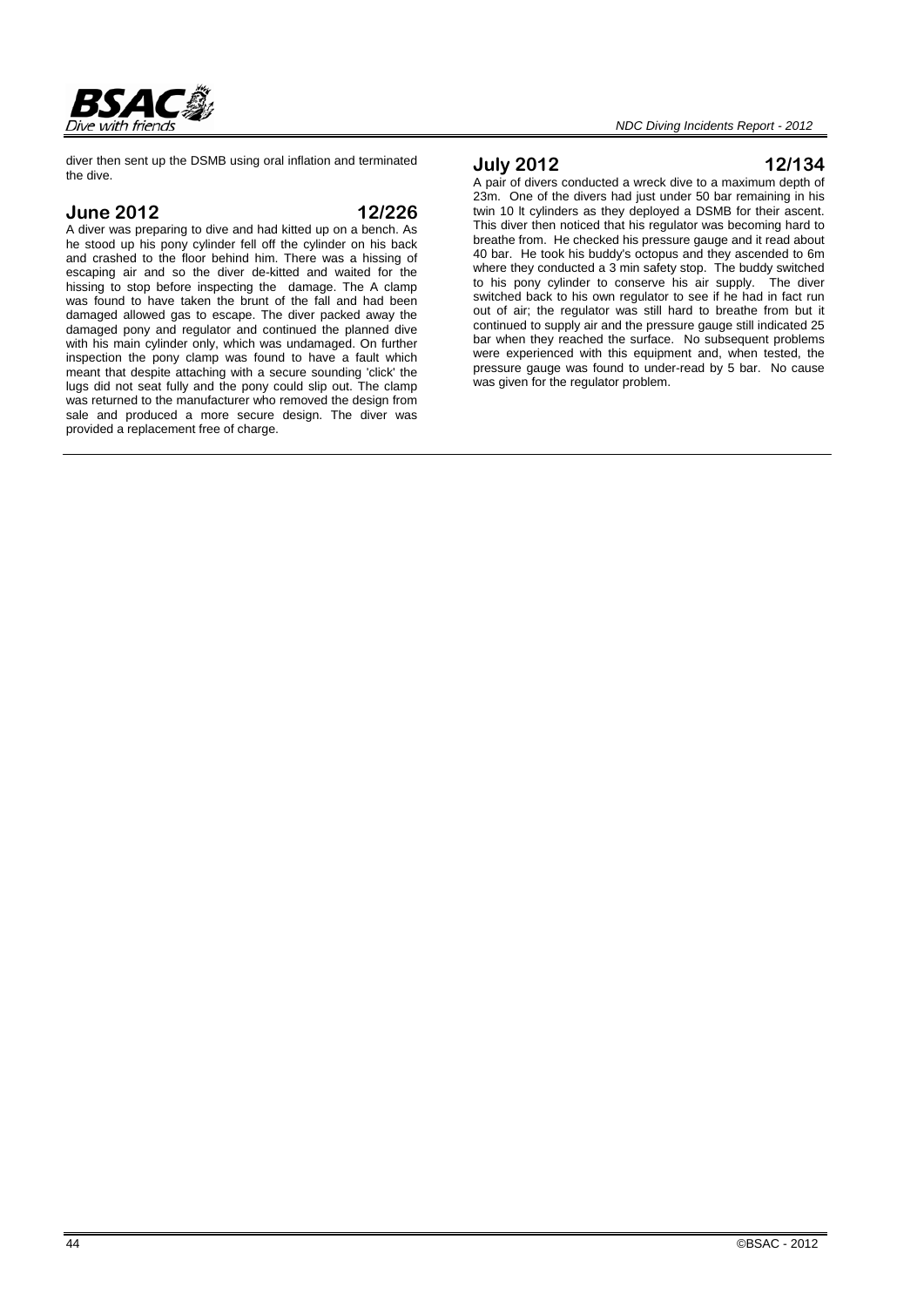diver then sent up the DSMB using oral inflation and terminated the dive.

## June 2012 — 12/226

A diver was preparing to dive and had kitted up on a bench. As he stood up his pony cylinder fell off the cylinder on his back and crashed to the floor behind him. There was a hissing of escaping air and so the diver de-kitted and waited for the hissing to stop before inspecting the damage. The A clamp was found to have taken the brunt of the fall and had been damaged allowed gas to escape. The diver packed away the damaged pony and regulator and continued the planned dive with his main cylinder only, which was undamaged. On further inspection the pony clamp was found to have a fault which meant that despite attaching with a secure sounding 'click' the lugs did not seat fully and the pony could slip out. The clamp was returned to the manufacturer who removed the design from sale and produced a more secure design. The diver was provided a replacement free of charge.

## July 2012 — 12/134

A pair of divers conducted a wreck dive to a maximum depth of 23m. One of the divers had just under 50 bar remaining in his twin 10 lt cylinders as they deployed a DSMB for their ascent. This diver then noticed that his regulator was becoming hard to breathe from. He checked his pressure gauge and it read about 40 bar. He took his buddy's octopus and they ascended to 6m where they conducted a 3 min safety stop. The buddy switched to his pony cylinder to conserve his air supply. The diver switched back to his own regulator to see if he had in fact run out of air; the regulator was still hard to breathe from but it continued to supply air and the pressure gauge still indicated 25 bar when they reached the surface. No subsequent problems were experienced with this equipment and, when tested, the pressure gauge was found to under-read by 5 bar. No cause was given for the regulator problem.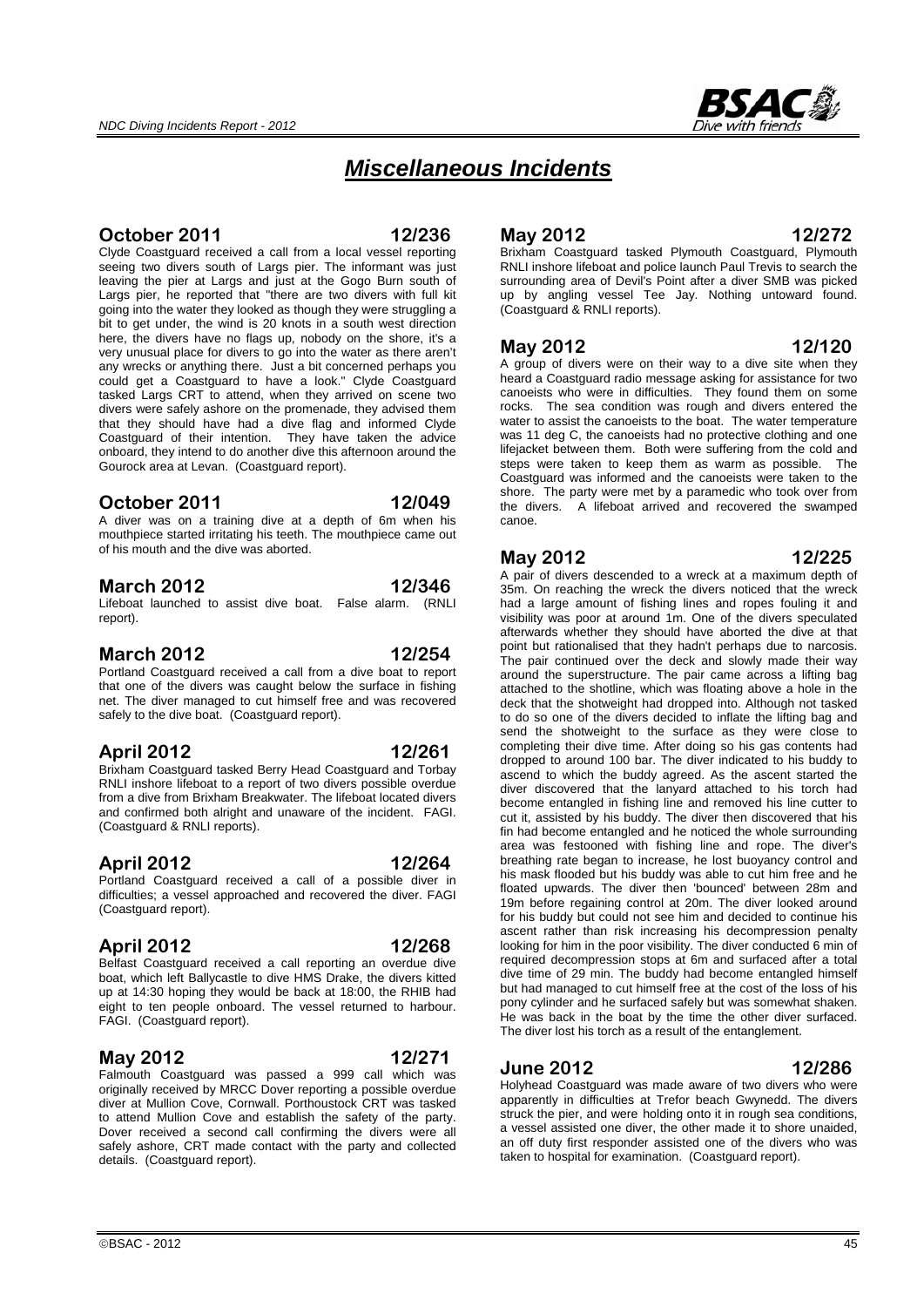# *Miscellaneous Incidents*

### October 2011 — 12/236

Clyde Coastguard received a call from a local vessel reporting seeing two divers south of Largs pier. The informant was just leaving the pier at Largs and just at the Gogo Burn south of Largs pier, he reported that "there are two divers with full kit going into the water they looked as though they were struggling a bit to get under, the wind is 20 knots in a south west direction here, the divers have no flags up, nobody on the shore, it's a very unusual place for divers to go into the water as there aren't any wrecks or anything there. Just a bit concerned perhaps you could get a Coastguard to have a look." Clyde Coastguard tasked Largs CRT to attend, when they arrived on scene two divers were safely ashore on the promenade, they advised them that they should have had a dive flag and informed Clyde Coastguard of their intention. They have taken the advice onboard, they intend to do another dive this afternoon around the Gourock area at Levan. (Coastguard report).

### October 2011 — 12/049

A diver was on a training dive at a depth of 6m when his mouthpiece started irritating his teeth. The mouthpiece came out of his mouth and the dive was aborted.

### March 2012 — 12/346

Lifeboat launched to assist dive boat. False alarm. (RNLI report).

### March 2012 — 12/254

Portland Coastguard received a call from a dive boat to report that one of the divers was caught below the surface in fishing net. The diver managed to cut himself free and was recovered safely to the dive boat. (Coastguard report).

### April 2012 — 12/261

Brixham Coastguard tasked Berry Head Coastguard and Torbay RNLI inshore lifeboat to a report of two divers possible overdue from a dive from Brixham Breakwater. The lifeboat located divers and confirmed both alright and unaware of the incident. FAGI. (Coastguard & RNLI reports).

### April 2012 — 12/264

Portland Coastguard received a call of a possible diver in difficulties; a vessel approached and recovered the diver. FAGI (Coastguard report).

### April 2012 — 12/268

Belfast Coastguard received a call reporting an overdue dive boat, which left Ballycastle to dive HMS Drake, the divers kitted up at 14:30 hoping they would be back at 18:00, the RHIB had eight to ten people onboard. The vessel returned to harbour. FAGI. (Coastguard report).

### May 2012 — 12/271

Falmouth Coastguard was passed a 999 call which was originally received by MRCC Dover reporting a possible overdue diver at Mullion Cove, Cornwall. Porthoustock CRT was tasked to attend Mullion Cove and establish the safety of the party. Dover received a second call confirming the divers were all safely ashore, CRT made contact with the party and collected details. (Coastguard report).

### May 2012 — 12/272

Brixham Coastguard tasked Plymouth Coastguard, Plymouth RNLI inshore lifeboat and police launch Paul Trevis to search the surrounding area of Devil's Point after a diver SMB was picked up by angling vessel Tee Jay. Nothing untoward found. (Coastguard & RNLI reports).

### May 2012 — 12/120

A group of divers were on their way to a dive site when they heard a Coastguard radio message asking for assistance for two canoeists who were in difficulties. They found them on some rocks. The sea condition was rough and divers entered the water to assist the canoeists to the boat. The water temperature was 11 deg C, the canoeists had no protective clothing and one lifejacket between them. Both were suffering from the cold and steps were taken to keep them as warm as possible. The Coastguard was informed and the canoeists were taken to the shore. The party were met by a paramedic who took over from the divers. A lifeboat arrived and recovered the swamped canoe.

### May 2012 — 12/225

A pair of divers descended to a wreck at a maximum depth of 35m. On reaching the wreck the divers noticed that the wreck had a large amount of fishing lines and ropes fouling it and visibility was poor at around 1m. One of the divers speculated afterwards whether they should have aborted the dive at that point but rationalised that they hadn't perhaps due to narcosis. The pair continued over the deck and slowly made their way around the superstructure. The pair came across a lifting bag attached to the shotline, which was floating above a hole in the deck that the shotweight had dropped into. Although not tasked to do so one of the divers decided to inflate the lifting bag and send the shotweight to the surface as they were close to completing their dive time. After doing so his gas contents had dropped to around 100 bar. The diver indicated to his buddy to ascend to which the buddy agreed. As the ascent started the diver discovered that the lanyard attached to his torch had become entangled in fishing line and removed his line cutter to cut it, assisted by his buddy. The diver then discovered that his fin had become entangled and he noticed the whole surrounding area was festooned with fishing line and rope. The diver's breathing rate began to increase, he lost buoyancy control and his mask flooded but his buddy was able to cut him free and he floated upwards. The diver then 'bounced' between 28m and 19m before regaining control at 20m. The diver looked around for his buddy but could not see him and decided to continue his ascent rather than risk increasing his decompression penalty looking for him in the poor visibility. The diver conducted 6 min of required decompression stops at 6m and surfaced after a total dive time of 29 min. The buddy had become entangled himself but had managed to cut himself free at the cost of the loss of his pony cylinder and he surfaced safely but was somewhat shaken. He was back in the boat by the time the other diver surfaced. The diver lost his torch as a result of the entanglement.

### June 2012 — 12/286

Holyhead Coastguard was made aware of two divers who were apparently in difficulties at Trefor beach Gwynedd. The divers struck the pier, and were holding onto it in rough sea conditions, a vessel assisted one diver, the other made it to shore unaided, an off duty first responder assisted one of the divers who was taken to hospital for examination. (Coastguard report).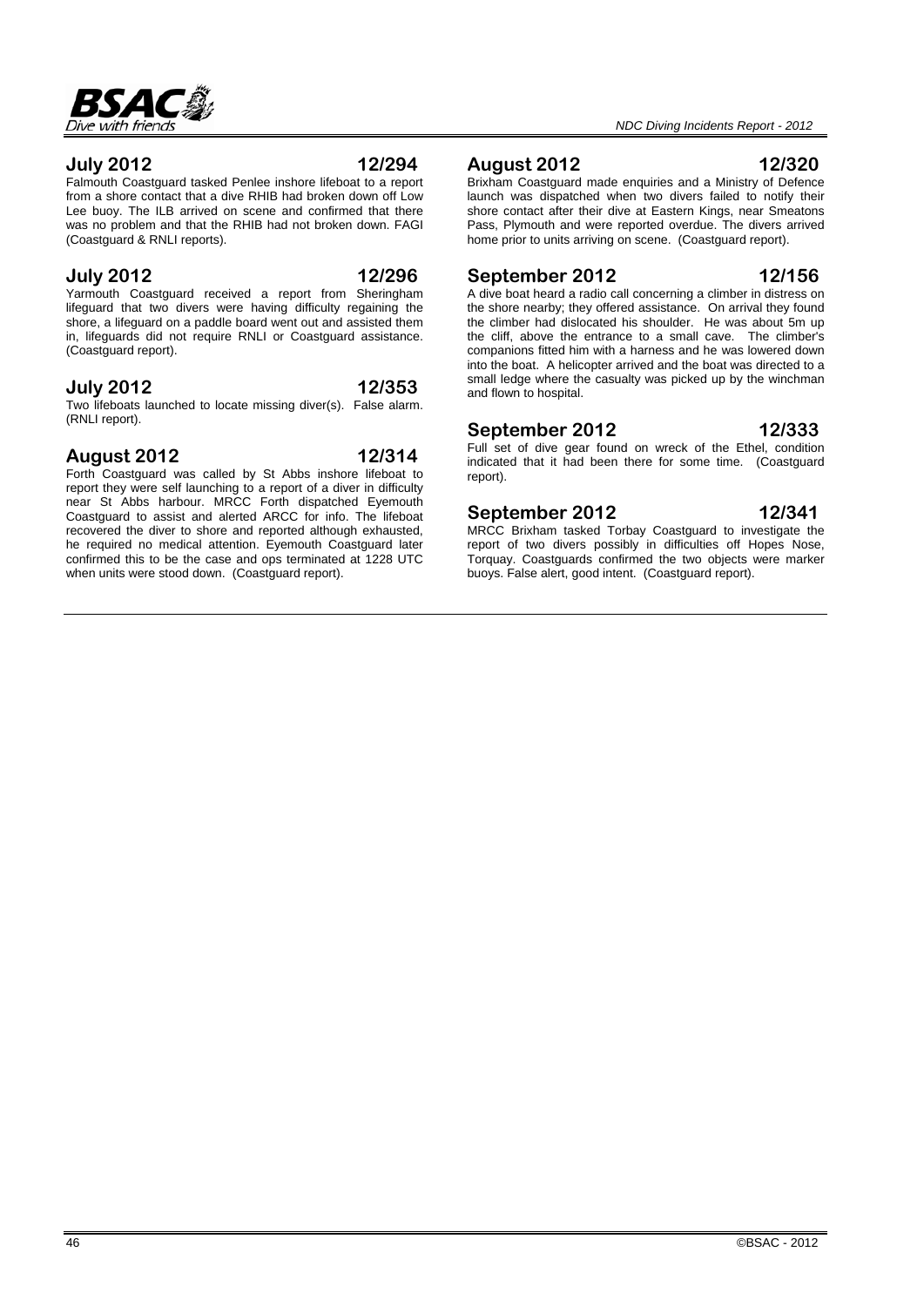## July 2012 12/294

Falmouth Coastguard tasked Penlee inshore lifeboat to a report from a shore contact that a dive RHIB had broken down off Low Lee buoy. The ILB arrived on scene and confirmed that there was no problem and that the RHIB had not broken down. FAGI (Coastguard & RNLI reports).

## July 2012 12/296

Yarmouth Coastguard received a report from Sheringham lifeguard that two divers were having difficulty regaining the shore, a lifeguard on a paddle board went out and assisted them in, lifeguards did not require RNLI or Coastguard assistance. (Coastguard report).

## July 2012 12/353

Two lifeboats launched to locate missing diver(s). False alarm. (RNLI report).

## August 2012 12/314

Forth Coastguard was called by St Abbs inshore lifeboat to report they were self launching to a report of a diver in difficulty near St Abbs harbour. MRCC Forth dispatched Eyemouth Coastguard to assist and alerted ARCC for info. The lifeboat recovered the diver to shore and reported although exhausted, he required no medical attention. Eyemouth Coastguard later confirmed this to be the case and ops terminated at 1228 UTC when units were stood down. (Coastguard report).

## August 2012 12/320

Brixham Coastguard made enquiries and a Ministry of Defence launch was dispatched when two divers failed to notify their shore contact after their dive at Eastern Kings, near Smeatons Pass, Plymouth and were reported overdue. The divers arrived home prior to units arriving on scene. (Coastguard report).

## September 2012 12/156

A dive boat heard a radio call concerning a climber in distress on the shore nearby; they offered assistance. On arrival they found the climber had dislocated his shoulder. He was about 5m up the cliff, above the entrance to a small cave. The climber's companions fitted him with a harness and he was lowered down into the boat. A helicopter arrived and the boat was directed to a small ledge where the casualty was picked up by the winchman and flown to hospital.

## September 2012 12/333

Full set of dive gear found on wreck of the Ethel, condition indicated that it had been there for some time. (Coastguard report).

## September 2012 12/341

MRCC Brixham tasked Torbay Coastguard to investigate the report of two divers possibly in difficulties off Hopes Nose, Torquay. Coastguards confirmed the two objects were marker buoys. False alert, good intent. (Coastguard report).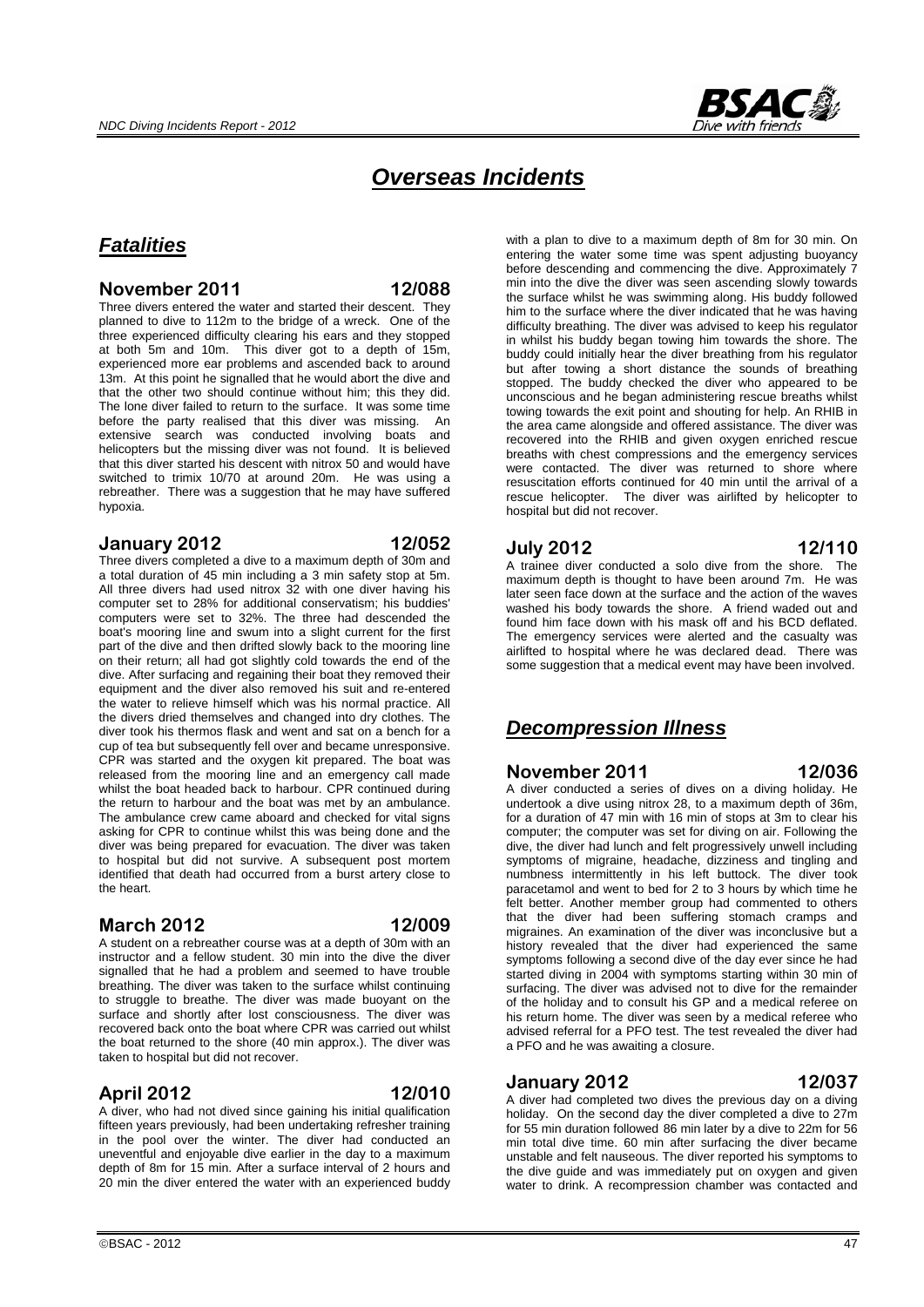# *Overseas Incidents*

## *Fatalities*

### November 2011 — 12/088

Three divers entered the water and started their descent. They planned to dive to 112m to the bridge of a wreck. One of the three experienced difficulty clearing his ears and they stopped at both 5m and 10m. This diver got to a depth of 15m, experienced more ear problems and ascended back to around 13m. At this point he signalled that he would abort the dive and that the other two should continue without him; this they did. The lone diver failed to return to the surface. It was some time before the party realised that this diver was missing. An extensive search was conducted involving boats and helicopters but the missing diver was not found. It is believed that this diver started his descent with nitrox 50 and would have switched to trimix 10/70 at around 20m. He was using a rebreather. There was a suggestion that he may have suffered hypoxia.

### January 2012 — 12/052

Three divers completed a dive to a maximum depth of 30m and a total duration of 45 min including a 3 min safety stop at 5m. All three divers had used nitrox 32 with one diver having his computer set to 28% for additional conservatism; his buddies' computers were set to 32%. The three had descended the boat's mooring line and swum into a slight current for the first part of the dive and then drifted slowly back to the mooring line on their return; all had got slightly cold towards the end of the dive. After surfacing and regaining their boat they removed their equipment and the diver also removed his suit and re-entered the water to relieve himself which was his normal practice. All the divers dried themselves and changed into dry clothes. The diver took his thermos flask and went and sat on a bench for a cup of tea but subsequently fell over and became unresponsive. CPR was started and the oxygen kit prepared. The boat was released from the mooring line and an emergency call made whilst the boat headed back to harbour. CPR continued during the return to harbour and the boat was met by an ambulance. The ambulance crew came aboard and checked for vital signs asking for CPR to continue whilst this was being done and the diver was being prepared for evacuation. The diver was taken to hospital but did not survive. A subsequent post mortem identified that death had occurred from a burst artery close to the heart.

### March 2012 — 12/009

A student on a rebreather course was at a depth of 30m with an instructor and a fellow student. 30 min into the dive the diver signalled that he had a problem and seemed to have trouble breathing. The diver was taken to the surface whilst continuing to struggle to breathe. The diver was made buoyant on the surface and shortly after lost consciousness. The diver was recovered back onto the boat where CPR was carried out whilst the boat returned to the shore (40 min approx.). The diver was taken to hospital but did not recover.

### April 2012 — 12/010

A diver, who had not dived since gaining his initial qualification fifteen years previously, had been undertaking refresher training in the pool over the winter. The diver had conducted an uneventful and enjoyable dive earlier in the day to a maximum depth of 8m for 15 min. After a surface interval of 2 hours and 20 min the diver entered the water with an experienced buddy with a plan to dive to a maximum depth of 8m for 30 min. On entering the water some time was spent adjusting buoyancy before descending and commencing the dive. Approximately 7 min into the dive the diver was seen ascending slowly towards the surface whilst he was swimming along. His buddy followed him to the surface where the diver indicated that he was having difficulty breathing. The diver was advised to keep his regulator in whilst his buddy began towing him towards the shore. The buddy could initially hear the diver breathing from his regulator but after towing a short distance the sounds of breathing stopped. The buddy checked the diver who appeared to be unconscious and he began administering rescue breaths whilst towing towards the exit point and shouting for help. An RHIB in the area came alongside and offered assistance. The diver was recovered into the RHIB and given oxygen enriched rescue breaths with chest compressions and the emergency services were contacted. The diver was returned to shore where resuscitation efforts continued for 40 min until the arrival of a rescue helicopter. The diver was airlifted by helicopter to hospital but did not recover.

### July 2012 — 12/110

A trainee diver conducted a solo dive from the shore. The maximum depth is thought to have been around 7m. He was later seen face down at the surface and the action of the waves washed his body towards the shore. A friend waded out and found him face down with his mask off and his BCD deflated. The emergency services were alerted and the casualty was airlifted to hospital where he was declared dead. There was some suggestion that a medical event may have been involved.

## *Decompression Illness*

### November 2011 — 12/036

A diver conducted a series of dives on a diving holiday. He undertook a dive using nitrox 28, to a maximum depth of 36m, for a duration of 47 min with 16 min of stops at 3m to clear his computer; the computer was set for diving on air. Following the dive, the diver had lunch and felt progressively unwell including symptoms of migraine, headache, dizziness and tingling and numbness intermittently in his left buttock. The diver took paracetamol and went to bed for 2 to 3 hours by which time he felt better. Another member group had commented to others that the diver had been suffering stomach cramps and migraines. An examination of the diver was inconclusive but a history revealed that the diver had experienced the same symptoms following a second dive of the day ever since he had started diving in 2004 with symptoms starting within 30 min of surfacing. The diver was advised not to dive for the remainder of the holiday and to consult his GP and a medical referee on his return home. The diver was seen by a medical referee who advised referral for a PFO test. The test revealed the diver had a PFO and he was awaiting a closure.

### January 2012 — 12/037

A diver had completed two dives the previous day on a diving holiday. On the second day the diver completed a dive to 27m for 55 min duration followed 86 min later by a dive to 22m for 56 min total dive time. 60 min after surfacing the diver became unstable and felt nauseous. The diver reported his symptoms to the dive guide and was immediately put on oxygen and given water to drink. A recompression chamber was contacted and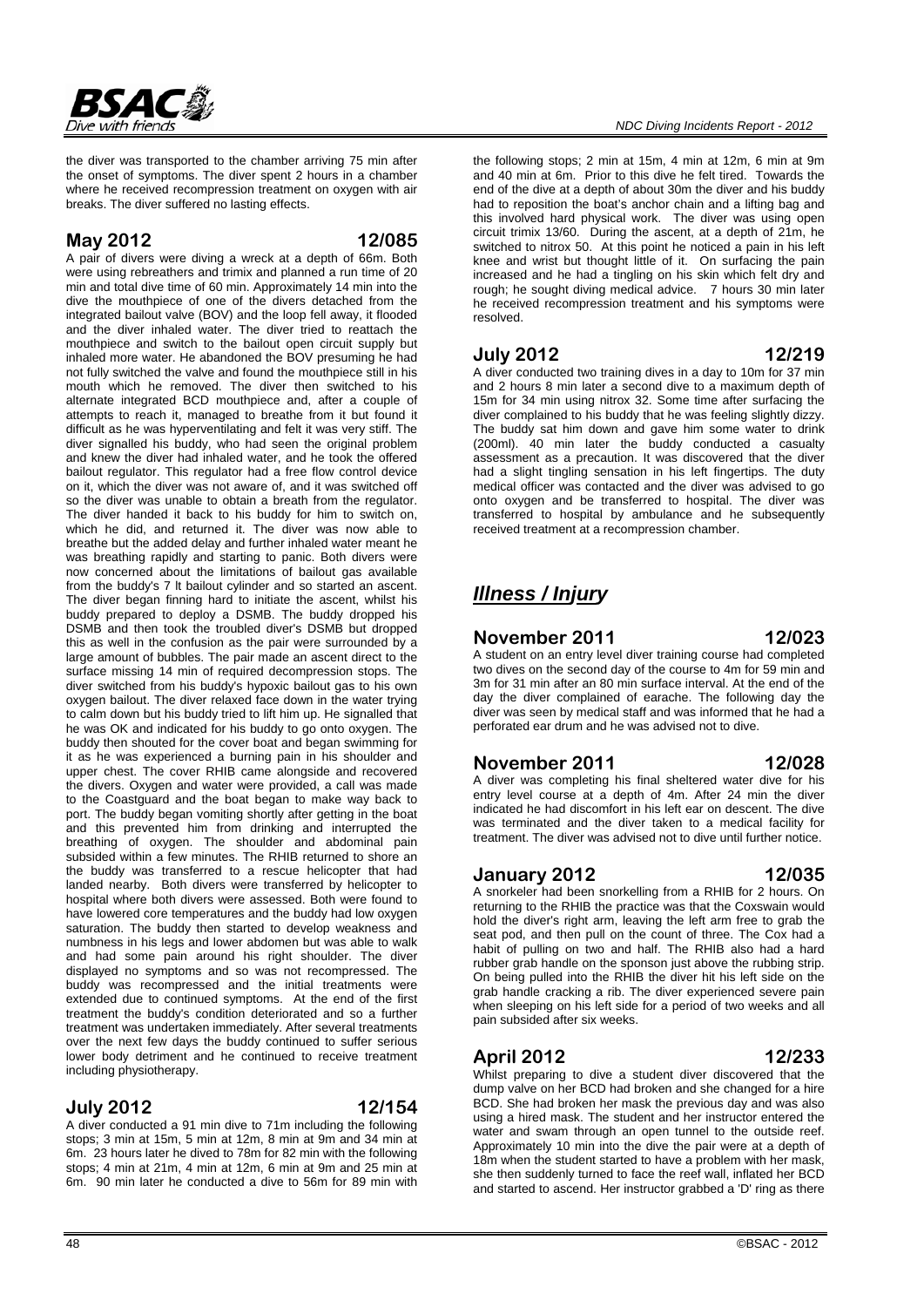the diver was transported to the chamber arriving 75 min after the onset of symptoms. The diver spent 2 hours in a chamber where he received recompression treatment on oxygen with air breaks. The diver suffered no lasting effects.

### May 2012 12/085

A pair of divers were diving a wreck at a depth of 66m. Both were using rebreathers and trimix and planned a run time of 20 min and total dive time of 60 min. Approximately 14 min into the dive the mouthpiece of one of the divers detached from the integrated bailout valve (BOV) and the loop fell away, it flooded and the diver inhaled water. The diver tried to reattach the mouthpiece and switch to the bailout open circuit supply but inhaled more water. He abandoned the BOV presuming he had not fully switched the valve and found the mouthpiece still in his mouth which he removed. The diver then switched to his alternate integrated BCD mouthpiece and, after a couple of attempts to reach it, managed to breathe from it but found it difficult as he was hyperventilating and felt it was very stiff. The diver signalled his buddy, who had seen the original problem and knew the diver had inhaled water, and he took the offered bailout regulator. This regulator had a free flow control device on it, which the diver was not aware of, and it was switched off so the diver was unable to obtain a breath from the regulator. The diver handed it back to his buddy for him to switch on, which he did, and returned it. The diver was now able to breathe but the added delay and further inhaled water meant he was breathing rapidly and starting to panic. Both divers were now concerned about the limitations of bailout gas available from the buddy's 7 lt bailout cylinder and so started an ascent. The diver began finning hard to initiate the ascent, whilst his buddy prepared to deploy a DSMB. The buddy dropped his DSMB and then took the troubled diver's DSMB but dropped this as well in the confusion as the pair were surrounded by a large amount of bubbles. The pair made an ascent direct to the surface missing 14 min of required decompression stops. The diver switched from his buddy's hypoxic bailout gas to his own oxygen bailout. The diver relaxed face down in the water trying to calm down but his buddy tried to lift him up. He signalled that he was OK and indicated for his buddy to go onto oxygen. The buddy then shouted for the cover boat and began swimming for it as he was experienced a burning pain in his shoulder and upper chest. The cover RHIB came alongside and recovered the divers. Oxygen and water were provided, a call was made to the Coastguard and the boat began to make way back to port. The buddy began vomiting shortly after getting in the boat and this prevented him from drinking and interrupted the breathing of oxygen. The shoulder and abdominal pain subsided within a few minutes. The RHIB returned to shore an the buddy was transferred to a rescue helicopter that had landed nearby. Both divers were transferred by helicopter to hospital where both divers were assessed. Both were found to have lowered core temperatures and the buddy had low oxygen saturation. The buddy then started to develop weakness and numbness in his legs and lower abdomen but was able to walk and had some pain around his right shoulder. The diver displayed no symptoms and so was not recompressed. The buddy was recompressed and the initial treatments were extended due to continued symptoms. At the end of the first treatment the buddy's condition deteriorated and so a further treatment was undertaken immediately. After several treatments over the next few days the buddy continued to suffer serious lower body detriment and he continued to receive treatment including physiotherapy.

### July 2012 12/154

A diver conducted a 91 min dive to 71m including the following stops; 3 min at 15m, 5 min at 12m, 8 min at 9m and 34 min at 6m. 23 hours later he dived to 78m for 82 min with the following stops; 4 min at 21m, 4 min at 12m, 6 min at 9m and 25 min at 6m. 90 min later he conducted a dive to 56m for 89 min with the following stops; 2 min at 15m, 4 min at 12m, 6 min at 9m and 40 min at 6m. Prior to this dive he felt tired. Towards the end of the dive at a depth of about 30m the diver and his buddy had to reposition the boat's anchor chain and a lifting bag and this involved hard physical work. The diver was using open circuit trimix 13/60. During the ascent, at a depth of 21m, he switched to nitrox 50. At this point he noticed a pain in his left knee and wrist but thought little of it. On surfacing the pain increased and he had a tingling on his skin which felt dry and rough; he sought diving medical advice. 7 hours 30 min later he received recompression treatment and his symptoms were resolved.

### July 2012 12/219

A diver conducted two training dives in a day to 10m for 37 min and 2 hours 8 min later a second dive to a maximum depth of 15m for 34 min using nitrox 32. Some time after surfacing the diver complained to his buddy that he was feeling slightly dizzy. The buddy sat him down and gave him some water to drink (200ml). 40 min later the buddy conducted a casualty assessment as a precaution. It was discovered that the diver had a slight tingling sensation in his left fingertips. The duty medical officer was contacted and the diver was advised to go onto oxygen and be transferred to hospital. The diver was transferred to hospital by ambulance and he subsequently received treatment at a recompression chamber.

## *Illness / Injury*

### November 2011 12/023

A student on an entry level diver training course had completed two dives on the second day of the course to 4m for 59 min and 3m for 31 min after an 80 min surface interval. At the end of the day the diver complained of earache. The following day the diver was seen by medical staff and was informed that he had a perforated ear drum and he was advised not to dive.

### November 2011 12/028

A diver was completing his final sheltered water dive for his entry level course at a depth of 4m. After 24 min the diver indicated he had discomfort in his left ear on descent. The dive was terminated and the diver taken to a medical facility for treatment. The diver was advised not to dive until further notice.

### January 2012 12/035

A snorkeler had been snorkelling from a RHIB for 2 hours. On returning to the RHIB the practice was that the Coxswain would hold the diver's right arm, leaving the left arm free to grab the seat pod, and then pull on the count of three. The Cox had a habit of pulling on two and half. The RHIB also had a hard rubber grab handle on the sponson just above the rubbing strip. On being pulled into the RHIB the diver hit his left side on the grab handle cracking a rib. The diver experienced severe pain when sleeping on his left side for a period of two weeks and all pain subsided after six weeks.

### April 2012 12/233

Whilst preparing to dive a student diver discovered that the dump valve on her BCD had broken and she changed for a hire BCD. She had broken her mask the previous day and was also using a hired mask. The student and her instructor entered the water and swam through an open tunnel to the outside reef. Approximately 10 min into the dive the pair were at a depth of 18m when the student started to have a problem with her mask, she then suddenly turned to face the reef wall, inflated her BCD and started to ascend. Her instructor grabbed a 'D' ring as there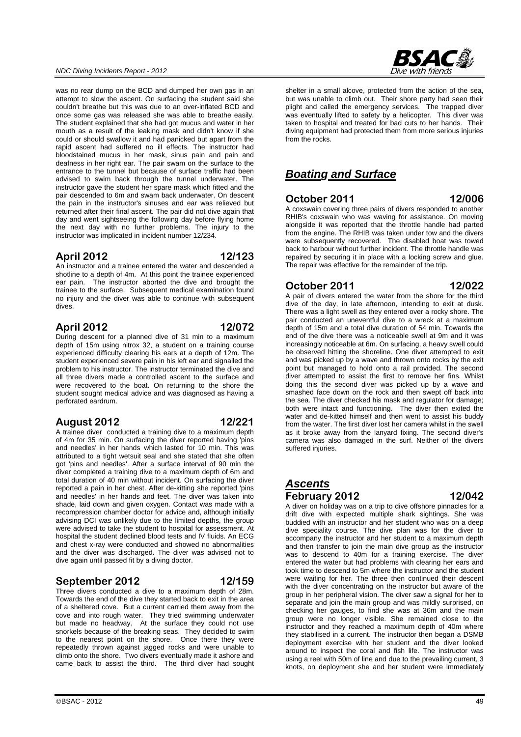was no rear dump on the BCD and dumped her own gas in an attempt to slow the ascent. On surfacing the student said she couldn't breathe but this was due to an over-inflated BCD and once some gas was released she was able to breathe easily. The student explained that she had got mucus and water in her mouth as a result of the leaking mask and didn't know if she could or should swallow it and had panicked but apart from the rapid ascent had suffered no ill effects. The instructor had bloodstained mucus in her mask, sinus pain and pain and deafness in her right ear. The pair swam on the surface to the entrance to the tunnel but because of surface traffic had been advised to swim back through the tunnel underwater. The instructor gave the student her spare mask which fitted and the pair descended to 6m and swam back underwater. On descent the pain in the instructor's sinuses and ear was relieved but returned after their final ascent. The pair did not dive again that day and went sightseeing the following day before flying home the next day with no further problems. The injury to the instructor was implicated in incident number 12/234.

### April 2012 — 12/123

An instructor and a trainee entered the water and descended a shotline to a depth of 4m. At this point the trainee experienced ear pain. The instructor aborted the dive and brought the trainee to the surface. Subsequent medical examination found no injury and the diver was able to continue with subsequent dives.

### April 2012 — 12/072

During descent for a planned dive of 31 min to a maximum depth of 15m using nitrox 32, a student on a training course experienced difficulty clearing his ears at a depth of 12m. The student experienced severe pain in his left ear and signalled the problem to his instructor. The instructor terminated the dive and all three divers made a controlled ascent to the surface and were recovered to the boat. On returning to the shore the student sought medical advice and was diagnosed as having a perforated eardrum.

### August 2012 — 12/221

A trainee diver conducted a training dive to a maximum depth of 4m for 35 min. On surfacing the diver reported having 'pins and needles' in her hands which lasted for 10 min. This was attributed to a tight wetsuit seal and she stated that she often got 'pins and needles'. After a surface interval of 90 min the diver completed a training dive to a maximum depth of 6m and total duration of 40 min without incident. On surfacing the diver reported a pain in her chest. After de-kitting she reported 'pins and needles' in her hands and feet. The diver was taken into shade, laid down and given oxygen. Contact was made with a recompression chamber doctor for advice and, although initially advising DCI was unlikely due to the limited depths, the group were advised to take the student to hospital for assessment. At hospital the student declined blood tests and IV fluids. An ECG and chest x-ray were conducted and showed no abnormalities and the diver was discharged. The diver was advised not to dive again until passed fit by a diving doctor.

### September 2012 — 12/159

Three divers conducted a dive to a maximum depth of 28m. Towards the end of the dive they started back to exit in the area of a sheltered cove. But a current carried them away from the cove and into rough water. They tried swimming underwater but made no headway. At the surface they could not use snorkels because of the breaking seas. They decided to swim to the nearest point on the shore. Once there they were repeatedly thrown against jagged rocks and were unable to climb onto the shore. Two divers eventually made it ashore and came back to assist the third. The third diver had sought shelter in a small alcove, protected from the action of the sea, but was unable to climb out. Their shore party had seen their plight and called the emergency services. The trapped diver was eventually lifted to safety by a helicopter. This diver was taken to hospital and treated for bad cuts to her hands. Their diving equipment had protected them from more serious injuries from the rocks.

## ***Boating and Surface***

### October 2011 — 12/006

A coxswain covering three pairs of divers responded to another RHIB's coxswain who was waving for assistance. On moving alongside it was reported that the throttle handle had parted from the engine. The RHIB was taken under tow and the divers were subsequently recovered. The disabled boat was towed back to harbour without further incident. The throttle handle was repaired by securing it in place with a locking screw and glue. The repair was effective for the remainder of the trip.

### October 2011 — 12/022

A pair of divers entered the water from the shore for the third dive of the day, in late afternoon, intending to exit at dusk. There was a light swell as they entered over a rocky shore. The pair conducted an uneventful dive to a wreck at a maximum depth of 15m and a total dive duration of 54 min. Towards the end of the dive there was a noticeable swell at 9m and it was increasingly noticeable at 6m. On surfacing, a heavy swell could be observed hitting the shoreline. One diver attempted to exit and was picked up by a wave and thrown onto rocks by the exit point but managed to hold onto a rail provided. The second diver attempted to assist the first to remove her fins. Whilst doing this the second diver was picked up by a wave and smashed face down on the rock and then swept off back into the sea. The diver checked his mask and regulator for damage; both were intact and functioning. The diver then exited the water and de-kitted himself and then went to assist his buddy from the water. The first diver lost her camera whilst in the swell as it broke away from the lanyard fixing. The second diver's camera was also damaged in the surf. Neither of the divers suffered injuries.

## ***Ascents***

### February 2012 — 12/042

A diver on holiday was on a trip to dive offshore pinnacles for a drift dive with expected multiple shark sightings. She was buddied with an instructor and her student who was on a deep dive speciality course. The dive plan was for the diver to accompany the instructor and her student to a maximum depth and then transfer to join the main dive group as the instructor was to descend to 40m for a training exercise. The diver entered the water but had problems with clearing her ears and took time to descend to 5m where the instructor and the student were waiting for her. The three then continued their descent with the diver concentrating on the instructor but aware of the group in her peripheral vision. The diver saw a signal for her to separate and join the main group and was mildly surprised, on checking her gauges, to find she was at 36m and the main group were no longer visible. She remained close to the instructor and they reached a maximum depth of 40m where they stabilised in a current. The instructor then began a DSMB deployment exercise with her student and the diver looked around to inspect the coral and fish life. The instructor was using a reel with 50m of line and due to the prevailing current, 3 knots, on deployment she and her student were immediately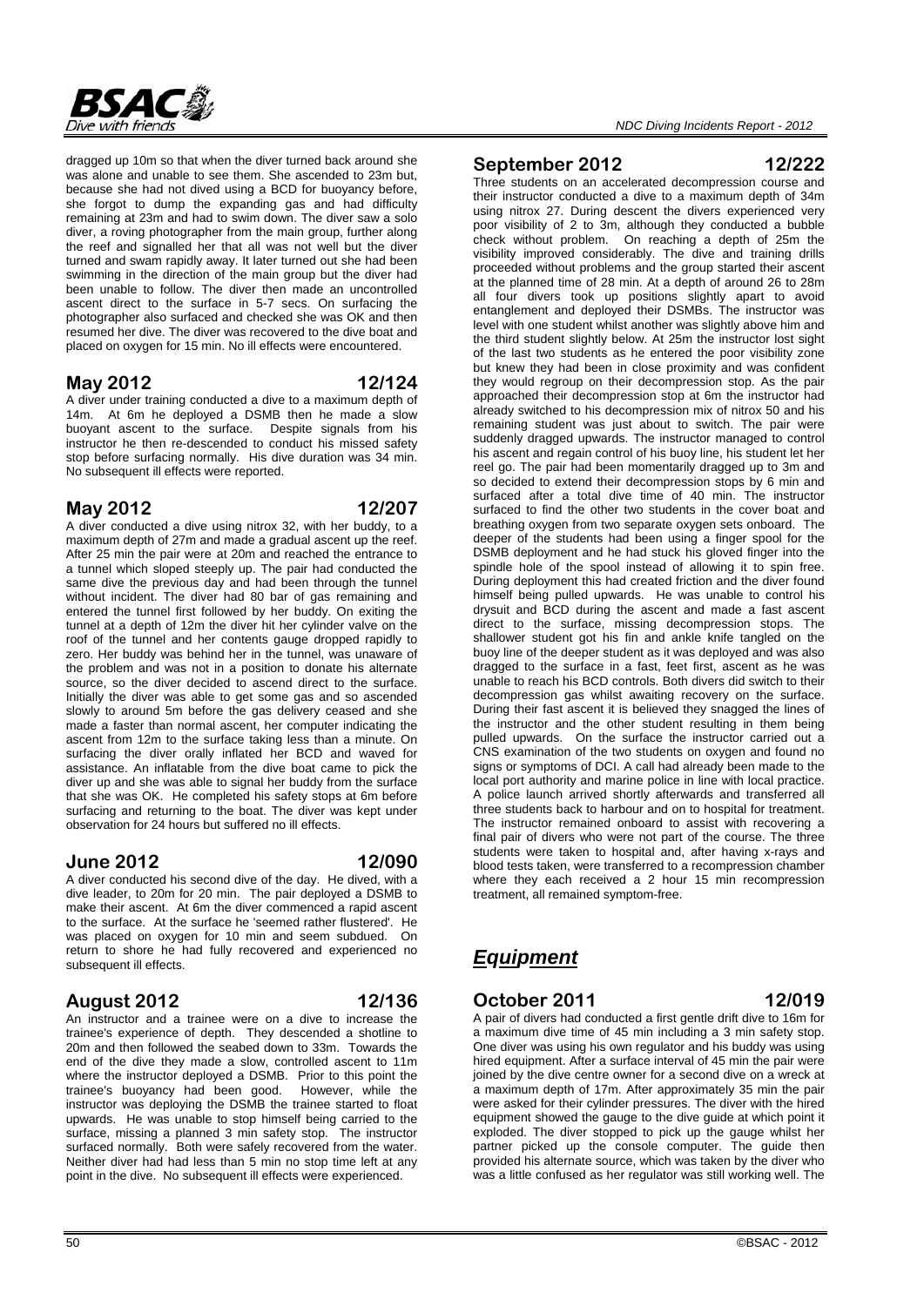dragged up 10m so that when the diver turned back around she was alone and unable to see them. She ascended to 23m but, because she had not dived using a BCD for buoyancy before, she forgot to dump the expanding gas and had difficulty remaining at 23m and had to swim down. The diver saw a solo diver, a roving photographer from the main group, further along the reef and signalled her that all was not well but the diver turned and swam rapidly away. It later turned out she had been swimming in the direction of the main group but the diver had been unable to follow. The diver then made an uncontrolled ascent direct to the surface in 5-7 secs. On surfacing the photographer also surfaced and checked she was OK and then resumed her dive. The diver was recovered to the dive boat and placed on oxygen for 15 min. No ill effects were encountered.

## May 2012 — 12/124

A diver under training conducted a dive to a maximum depth of 14m. At 6m he deployed a DSMB then he made a slow buoyant ascent to the surface. Despite signals from his instructor he then re-descended to conduct his missed safety stop before surfacing normally. His dive duration was 34 min. No subsequent ill effects were reported.

## May 2012 — 12/207

A diver conducted a dive using nitrox 32, with her buddy, to a maximum depth of 27m and made a gradual ascent up the reef. After 25 min the pair were at 20m and reached the entrance to a tunnel which sloped steeply up. The pair had conducted the same dive the previous day and had been through the tunnel without incident. The diver had 80 bar of gas remaining and entered the tunnel first followed by her buddy. On exiting the tunnel at a depth of 12m the diver hit her cylinder valve on the roof of the tunnel and her contents gauge dropped rapidly to zero. Her buddy was behind her in the tunnel, was unaware of the problem and was not in a position to donate his alternate source, so the diver decided to ascend direct to the surface. Initially the diver was able to get some gas and so ascended slowly to around 5m before the gas delivery ceased and she made a faster than normal ascent, her computer indicating the ascent from 12m to the surface taking less than a minute. On surfacing the diver orally inflated her BCD and waved for assistance. An inflatable from the dive boat came to pick the diver up and she was able to signal her buddy from the surface that she was OK. He completed his safety stops at 6m before surfacing and returning to the boat. The diver was kept under observation for 24 hours but suffered no ill effects.

## June 2012 — 12/090

A diver conducted his second dive of the day. He dived, with a dive leader, to 20m for 20 min. The pair deployed a DSMB to make their ascent. At 6m the diver commenced a rapid ascent to the surface. At the surface he 'seemed rather flustered'. He was placed on oxygen for 10 min and seem subdued. On return to shore he had fully recovered and experienced no subsequent ill effects.

## August 2012 — 12/136

An instructor and a trainee were on a dive to increase the trainee's experience of depth. They descended a shotline to 20m and then followed the seabed down to 33m. Towards the end of the dive they made a slow, controlled ascent to 11m where the instructor deployed a DSMB. Prior to this point the trainee's buoyancy had been good. However, while the instructor was deploying the DSMB the trainee started to float upwards. He was unable to stop himself being carried to the surface, missing a planned 3 min safety stop. The instructor surfaced normally. Both were safely recovered from the water. Neither diver had had less than 5 min no stop time left at any point in the dive. No subsequent ill effects were experienced.

## September 2012 — 12/222

Three students on an accelerated decompression course and their instructor conducted a dive to a maximum depth of 34m using nitrox 27. During descent the divers experienced very poor visibility of 2 to 3m, although they conducted a bubble check without problem. On reaching a depth of 25m the visibility improved considerably. The dive and training drills proceeded without problems and the group started their ascent at the planned time of 28 min. At a depth of around 26 to 28m all four divers took up positions slightly apart to avoid entanglement and deployed their DSMBs. The instructor was level with one student whilst another was slightly above him and the third student slightly below. At 25m the instructor lost sight of the last two students as he entered the poor visibility zone but knew they had been in close proximity and was confident they would regroup on their decompression stop. As the pair approached their decompression stop at 6m the instructor had already switched to his decompression mix of nitrox 50 and his remaining student was just about to switch. The pair were suddenly dragged upwards. The instructor managed to control his ascent and regain control of his buoy line, his student let her reel go. The pair had been momentarily dragged up to 3m and so decided to extend their decompression stops by 6 min and surfaced after a total dive time of 40 min. The instructor surfaced to find the other two students in the cover boat and breathing oxygen from two separate oxygen sets onboard. The deeper of the students had been using a finger spool for the DSMB deployment and he had stuck his gloved finger into the spindle hole of the spool instead of allowing it to spin free. During deployment this had created friction and the diver found himself being pulled upwards. He was unable to control his drysuit and BCD during the ascent and made a fast ascent direct to the surface, missing decompression stops. The shallower student got his fin and ankle knife tangled on the buoy line of the deeper student as it was deployed and was also dragged to the surface in a fast, feet first, ascent as he was unable to reach his BCD controls. Both divers did switch to their decompression gas whilst awaiting recovery on the surface. During their fast ascent it is believed they snagged the lines of the instructor and the other student resulting in them being pulled upwards. On the surface the instructor carried out a CNS examination of the two students on oxygen and found no signs or symptoms of DCI. A call had already been made to the local port authority and marine police in line with local practice. A police launch arrived shortly afterwards and transferred all three students back to harbour and on to hospital for treatment. The instructor remained onboard to assist with recovering a final pair of divers who were not part of the course. The three students were taken to hospital and, after having x-rays and blood tests taken, were transferred to a recompression chamber where they each received a 2 hour 15 min recompression treatment, all remained symptom-free.

# *Equipment*

## October 2011 — 12/019

A pair of divers had conducted a first gentle drift dive to 16m for a maximum dive time of 45 min including a 3 min safety stop. One diver was using his own regulator and his buddy was using hired equipment. After a surface interval of 45 min the pair were joined by the dive centre owner for a second dive on a wreck at a maximum depth of 17m. After approximately 35 min the pair were asked for their cylinder pressures. The diver with the hired equipment showed the gauge to the dive guide at which point it exploded. The diver stopped to pick up the gauge whilst her partner picked up the console computer. The guide then provided his alternate source, which was taken by the diver who was a little confused as her regulator was still working well. The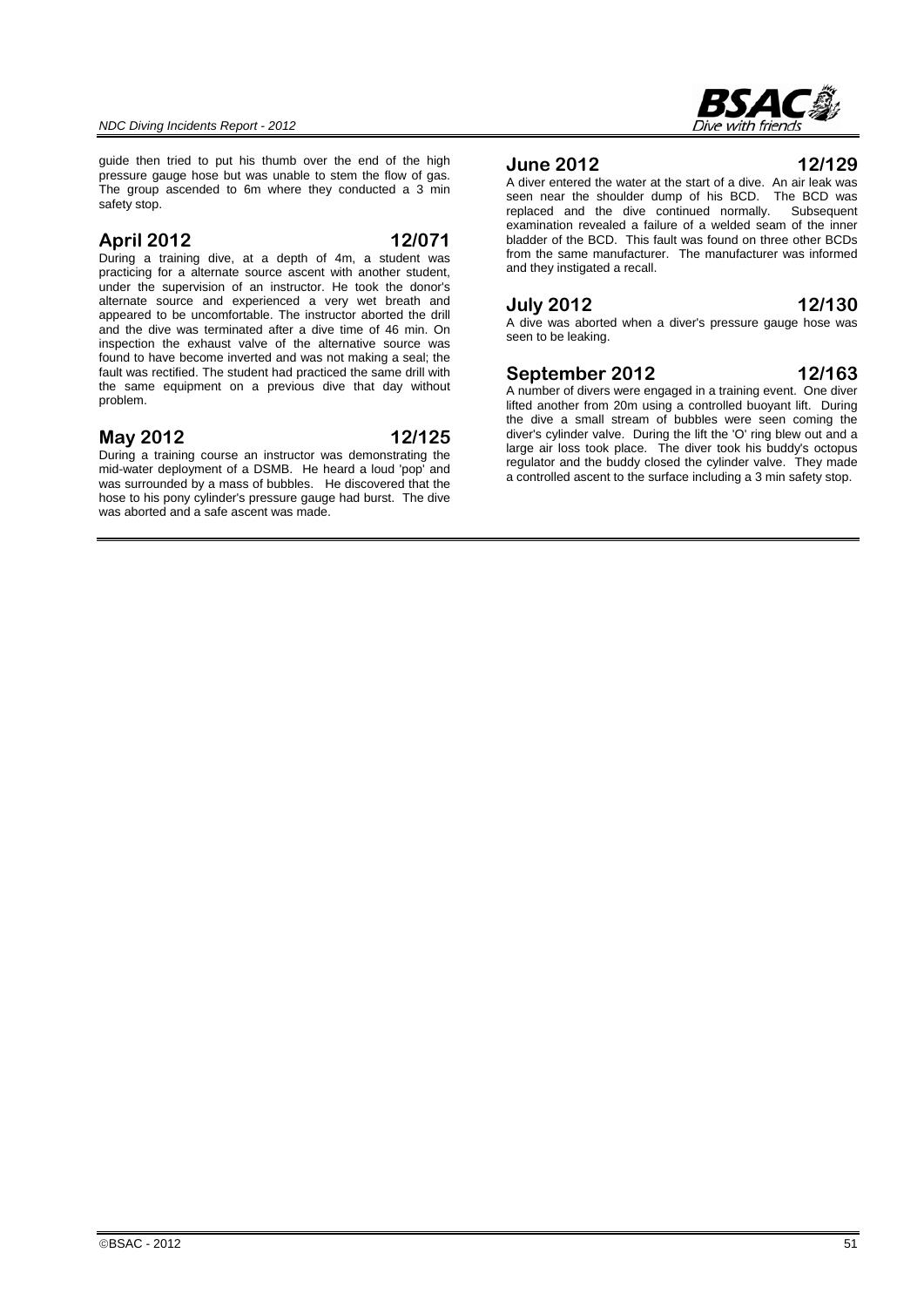guide then tried to put his thumb over the end of the high pressure gauge hose but was unable to stem the flow of gas. The group ascended to 6m where they conducted a 3 min safety stop.

## April 2012 — 12/071

During a training dive, at a depth of 4m, a student was practicing for a alternate source ascent with another student, under the supervision of an instructor. He took the donor's alternate source and experienced a very wet breath and appeared to be uncomfortable. The instructor aborted the drill and the dive was terminated after a dive time of 46 min. On inspection the exhaust valve of the alternative source was found to have become inverted and was not making a seal; the fault was rectified. The student had practiced the same drill with the same equipment on a previous dive that day without problem.

## May 2012 — 12/125

During a training course an instructor was demonstrating the mid-water deployment of a DSMB. He heard a loud 'pop' and was surrounded by a mass of bubbles. He discovered that the hose to his pony cylinder's pressure gauge had burst. The dive was aborted and a safe ascent was made.

## June 2012 — 12/129

A diver entered the water at the start of a dive. An air leak was seen near the shoulder dump of his BCD. The BCD was replaced and the dive continued normally. Subsequent examination revealed a failure of a welded seam of the inner bladder of the BCD. This fault was found on three other BCDs from the same manufacturer. The manufacturer was informed and they instigated a recall.

## July 2012 — 12/130

A dive was aborted when a diver's pressure gauge hose was seen to be leaking.

## September 2012 — 12/163

A number of divers were engaged in a training event. One diver lifted another from 20m using a controlled buoyant lift. During the dive a small stream of bubbles were seen coming the diver's cylinder valve. During the lift the 'O' ring blew out and a large air loss took place. The diver took his buddy's octopus regulator and the buddy closed the cylinder valve. They made a controlled ascent to the surface including a 3 min safety stop.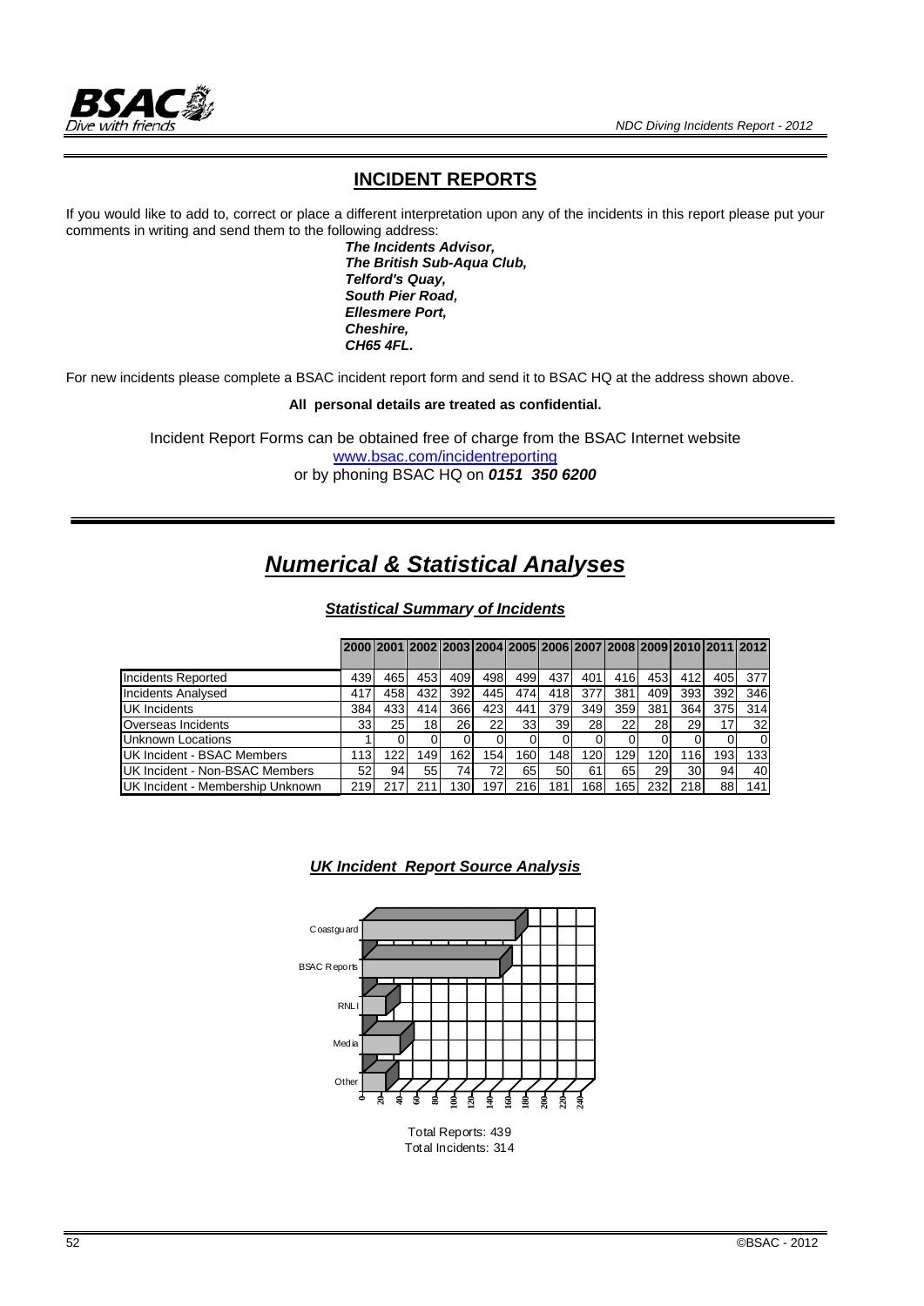## INCIDENT REPORTS

If you would like to add to, correct or place a different interpretation upon any of the incidents in this report please put your comments in writing and send them to the following address:

***The Incidents Advisor,***
***The British Sub-Aqua Club,***
***Telford's Quay,***
***South Pier Road,***
***Ellesmere Port,***
***Cheshire,***
***CH65 4FL.***

For new incidents please complete a BSAC incident report form and send it to BSAC HQ at the address shown above.

**All personal details are treated as confidential.**

Incident Report Forms can be obtained free of charge from the BSAC Internet website
www.bsac.com/incidentreporting
or by phoning BSAC HQ on ***0151 350 6200***

# *Numerical & Statistical Analyses*

### *Statistical Summary of Incidents*

| | 2000 | 2001 | 2002 | 2003 | 2004 | 2005 | 2006 | 2007 | 2008 | 2009 | 2010 | 2011 | 2012 |
|---|---|---|---|---|---|---|---|---|---|---|---|---|---|
| Incidents Reported | 439 | 465 | 453 | 409 | 498 | 499 | 437 | 401 | 416 | 453 | 412 | 405 | 377 |
| Incidents Analysed | 417 | 458 | 432 | 392 | 445 | 474 | 418 | 377 | 381 | 409 | 393 | 392 | 346 |
| UK Incidents | 384 | 433 | 414 | 366 | 423 | 441 | 379 | 349 | 359 | 381 | 364 | 375 | 314 |
| Overseas Incidents | 33 | 25 | 18 | 26 | 22 | 33 | 39 | 28 | 22 | 28 | 29 | 17 | 32 |
| Unknown Locations | 1 | 0 | 0 | 0 | 0 | 0 | 0 | 0 | 0 | 0 | 0 | 0 | 0 |
| UK Incident - BSAC Members | 113 | 122 | 149 | 162 | 154 | 160 | 148 | 120 | 129 | 120 | 116 | 193 | 133 |
| UK Incident - Non-BSAC Members | 52 | 94 | 55 | 74 | 72 | 65 | 50 | 61 | 65 | 29 | 30 | 94 | 40 |
| UK Incident - Membership Unknown | 219 | 217 | 211 | 130 | 197 | 216 | 181 | 168 | 165 | 232 | 218 | 88 | 141 |

### *UK Incident Report Source Analysis*

Coastguard
BSAC Reports
RNLI
Media
Other

0 20 40 60 80 100 120 140 160 180 200 220 240

Total Reports: 439
Total Incidents: 314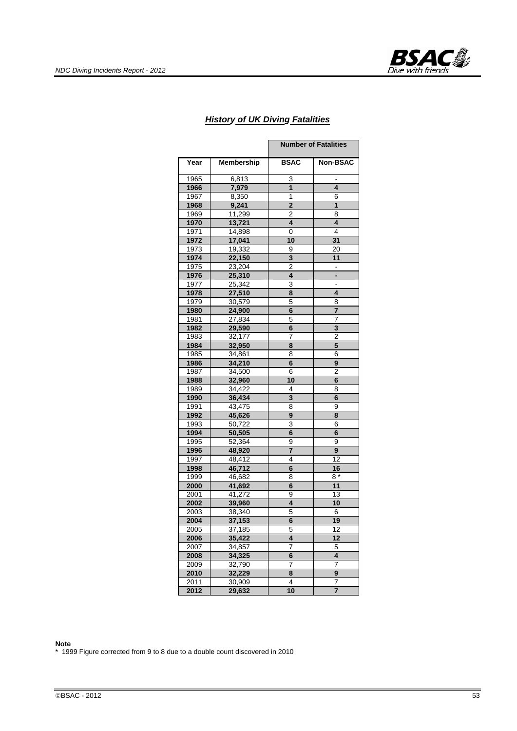## *History of UK Diving Fatalities*

| | | Number of Fatalities | |
|---|---|---|---|
| **Year** | **Membership** | **BSAC** | **Non-BSAC** |
| 1965 | 6,813 | 3 | - |
| **1966** | **7,979** | **1** | **4** |
| 1967 | 8,350 | 1 | 6 |
| **1968** | **9,241** | **2** | **1** |
| 1969 | 11,299 | 2 | 8 |
| **1970** | **13,721** | **4** | **4** |
| 1971 | 14,898 | 0 | 4 |
| **1972** | **17,041** | **10** | **31** |
| 1973 | 19,332 | 9 | 20 |
| **1974** | **22,150** | **3** | **11** |
| 1975 | 23,204 | 2 | - |
| **1976** | **25,310** | **4** | **-** |
| 1977 | 25,342 | 3 | - |
| **1978** | **27,510** | **8** | **4** |
| 1979 | 30,579 | 5 | 8 |
| **1980** | **24,900** | **6** | **7** |
| 1981 | 27,834 | 5 | 7 |
| **1982** | **29,590** | **6** | **3** |
| 1983 | 32,177 | 7 | 2 |
| **1984** | **32,950** | **8** | **5** |
| 1985 | 34,861 | 8 | 6 |
| **1986** | **34,210** | **6** | **9** |
| 1987 | 34,500 | 6 | 2 |
| **1988** | **32,960** | **10** | **6** |
| 1989 | 34,422 | 4 | 8 |
| **1990** | **36,434** | **3** | **6** |
| 1991 | 43,475 | 8 | 9 |
| **1992** | **45,626** | **9** | **8** |
| 1993 | 50,722 | 3 | 6 |
| **1994** | **50,505** | **6** | **6** |
| 1995 | 52,364 | 9 | 9 |
| **1996** | **48,920** | **7** | **9** |
| 1997 | 48,412 | 4 | 12 |
| **1998** | **46,712** | **6** | **16** |
| 1999 | 46,682 | 8 | 8 * |
| **2000** | **41,692** | **6** | **11** |
| 2001 | 41,272 | 9 | 13 |
| **2002** | **39,960** | **4** | **10** |
| 2003 | 38,340 | 5 | 6 |
| **2004** | **37,153** | **6** | **19** |
| 2005 | 37,185 | 5 | 12 |
| **2006** | **35,422** | **4** | **12** |
| 2007 | 34,857 | 7 | 5 |
| **2008** | **34,325** | **6** | **4** |
| 2009 | 32,790 | 7 | 7 |
| **2010** | **32,229** | **8** | **9** |
| 2011 | 30,909 | 4 | 7 |
| **2012** | **29,632** | **10** | **7** |

**Note**

\* 1999 Figure corrected from 9 to 8 due to a double count discovered in 2010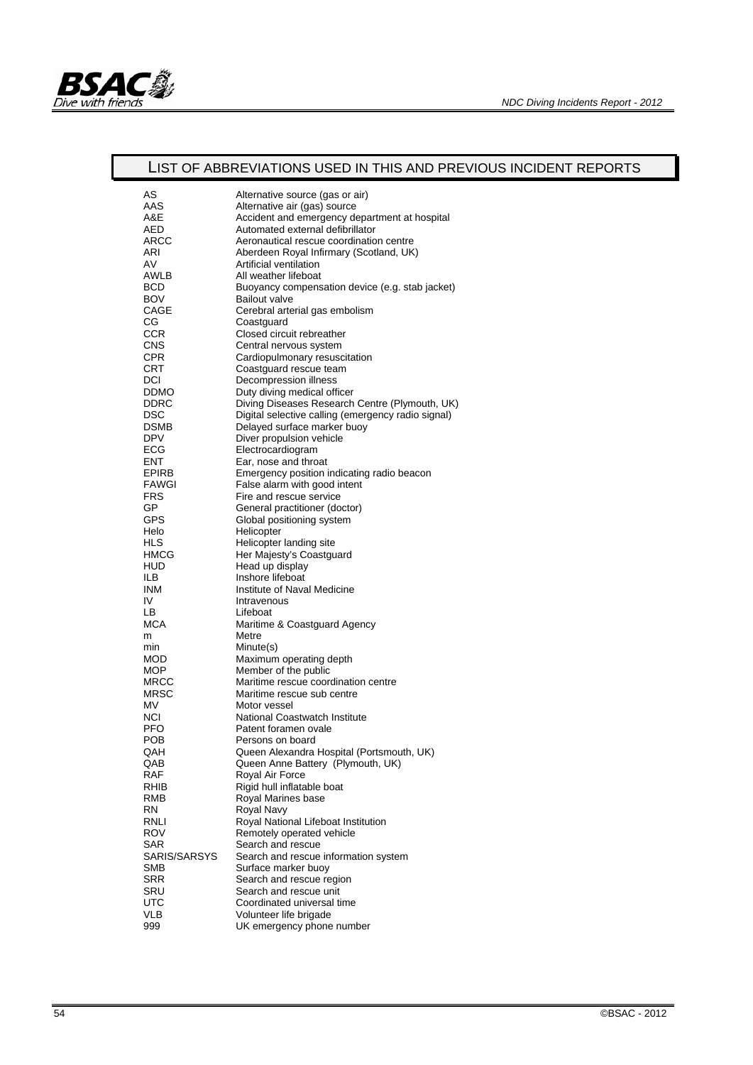## LIST OF ABBREVIATIONS USED IN THIS AND PREVIOUS INCIDENT REPORTS

| | |
|---|---|
| AS | Alternative source (gas or air) |
| AAS | Alternative air (gas) source |
| A&E | Accident and emergency department at hospital |
| AED | Automated external defibrillator |
| ARCC | Aeronautical rescue coordination centre |
| ARI | Aberdeen Royal Infirmary (Scotland, UK) |
| AV | Artificial ventilation |
| AWLB | All weather lifeboat |
| BCD | Buoyancy compensation device (e.g. stab jacket) |
| BOV | Bailout valve |
| CAGE | Cerebral arterial gas embolism |
| CG | Coastguard |
| CCR | Closed circuit rebreather |
| CNS | Central nervous system |
| CPR | Cardiopulmonary resuscitation |
| CRT | Coastguard rescue team |
| DCI | Decompression illness |
| DDMO | Duty diving medical officer |
| DDRC | Diving Diseases Research Centre (Plymouth, UK) |
| DSC | Digital selective calling (emergency radio signal) |
| DSMB | Delayed surface marker buoy |
| DPV | Diver propulsion vehicle |
| ECG | Electrocardiogram |
| ENT | Ear, nose and throat |
| EPIRB | Emergency position indicating radio beacon |
| FAWGI | False alarm with good intent |
| FRS | Fire and rescue service |
| GP | General practitioner (doctor) |
| GPS | Global positioning system |
| Helo | Helicopter |
| HLS | Helicopter landing site |
| HMCG | Her Majesty's Coastguard |
| HUD | Head up display |
| ILB | Inshore lifeboat |
| INM | Institute of Naval Medicine |
| IV | Intravenous |
| LB | Lifeboat |
| MCA | Maritime & Coastguard Agency |
| m | Metre |
| min | Minute(s) |
| MOD | Maximum operating depth |
| MOP | Member of the public |
| MRCC | Maritime rescue coordination centre |
| MRSC | Maritime rescue sub centre |
| MV | Motor vessel |
| NCI | National Coastwatch Institute |
| PFO | Patent foramen ovale |
| POB | Persons on board |
| QAH | Queen Alexandra Hospital (Portsmouth, UK) |
| QAB | Queen Anne Battery (Plymouth, UK) |
| RAF | Royal Air Force |
| RHIB | Rigid hull inflatable boat |
| RMB | Royal Marines base |
| RN | Royal Navy |
| RNLI | Royal National Lifeboat Institution |
| ROV | Remotely operated vehicle |
| SAR | Search and rescue |
| SARIS/SARSYS | Search and rescue information system |
| SMB | Surface marker buoy |
| SRR | Search and rescue region |
| SRU | Search and rescue unit |
| UTC | Coordinated universal time |
| VLB | Volunteer life brigade |
| 999 | UK emergency phone number |